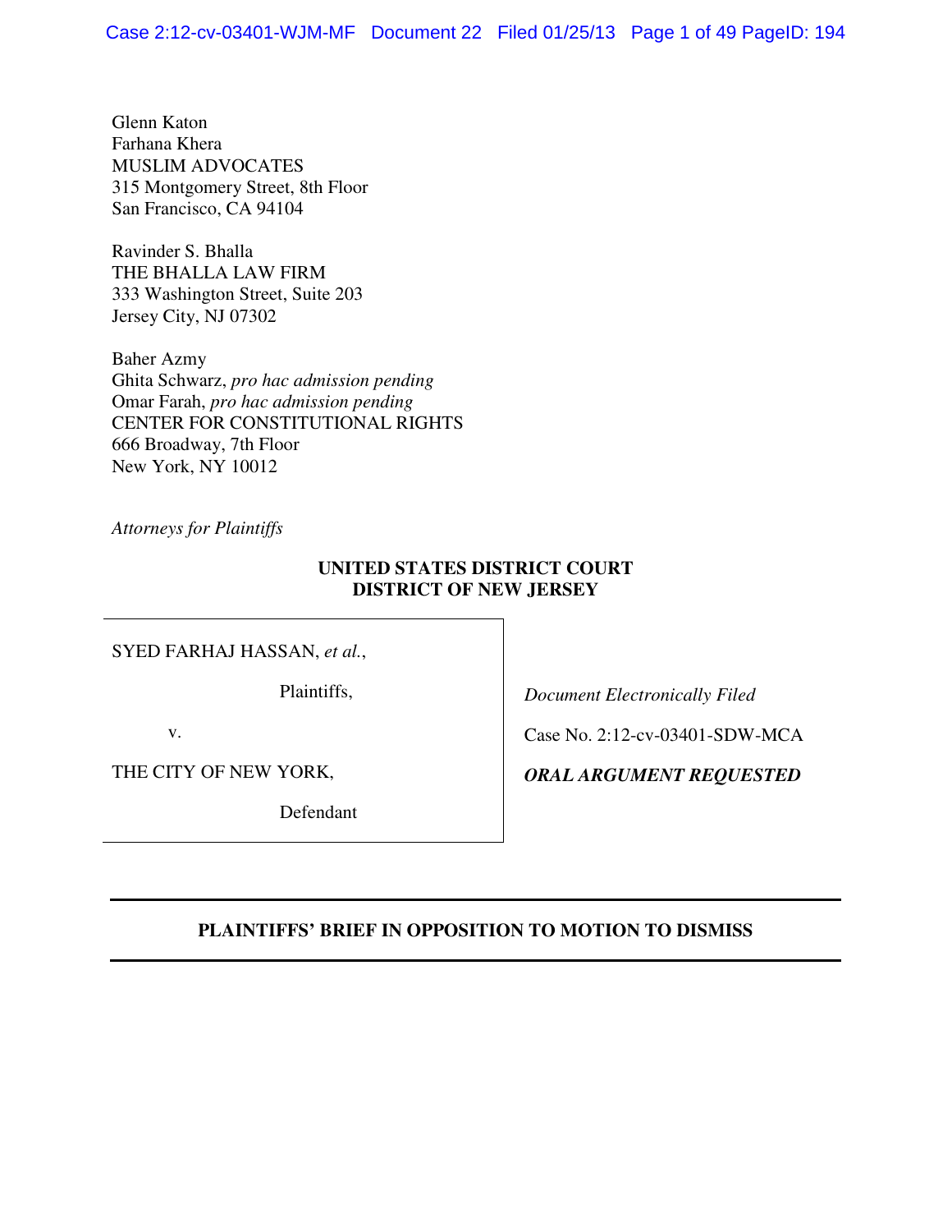Glenn Katon
Farhana Khera
MUSLIM ADVOCATES
315 Montgomery Street, 8th Floor
San Francisco, CA 94104

Ravinder S. Bhalla
THE BHALLA LAW FIRM
333 Washington Street, Suite 203
Jersey City, NJ 07302

Baher Azmy
Ghita Schwarz, *pro hac admission pending*
Omar Farah, *pro hac admission pending*
CENTER FOR CONSTITUTIONAL RIGHTS
666 Broadway, 7th Floor
New York, NY 10012

*Attorneys for Plaintiffs*

**UNITED STATES DISTRICT COURT**
**DISTRICT OF NEW JERSEY**

| | |
|---|---|
| SYED FARHAJ HASSAN, *et al.*, | |
| Plaintiffs, | *Document Electronically Filed* |
| v. | Case No. 2:12-cv-03401-SDW-MCA |
| THE CITY OF NEW YORK, | ***ORAL ARGUMENT REQUESTED*** |
| Defendant | |

---

**PLAINTIFFS' BRIEF IN OPPOSITION TO MOTION TO DISMISS**

---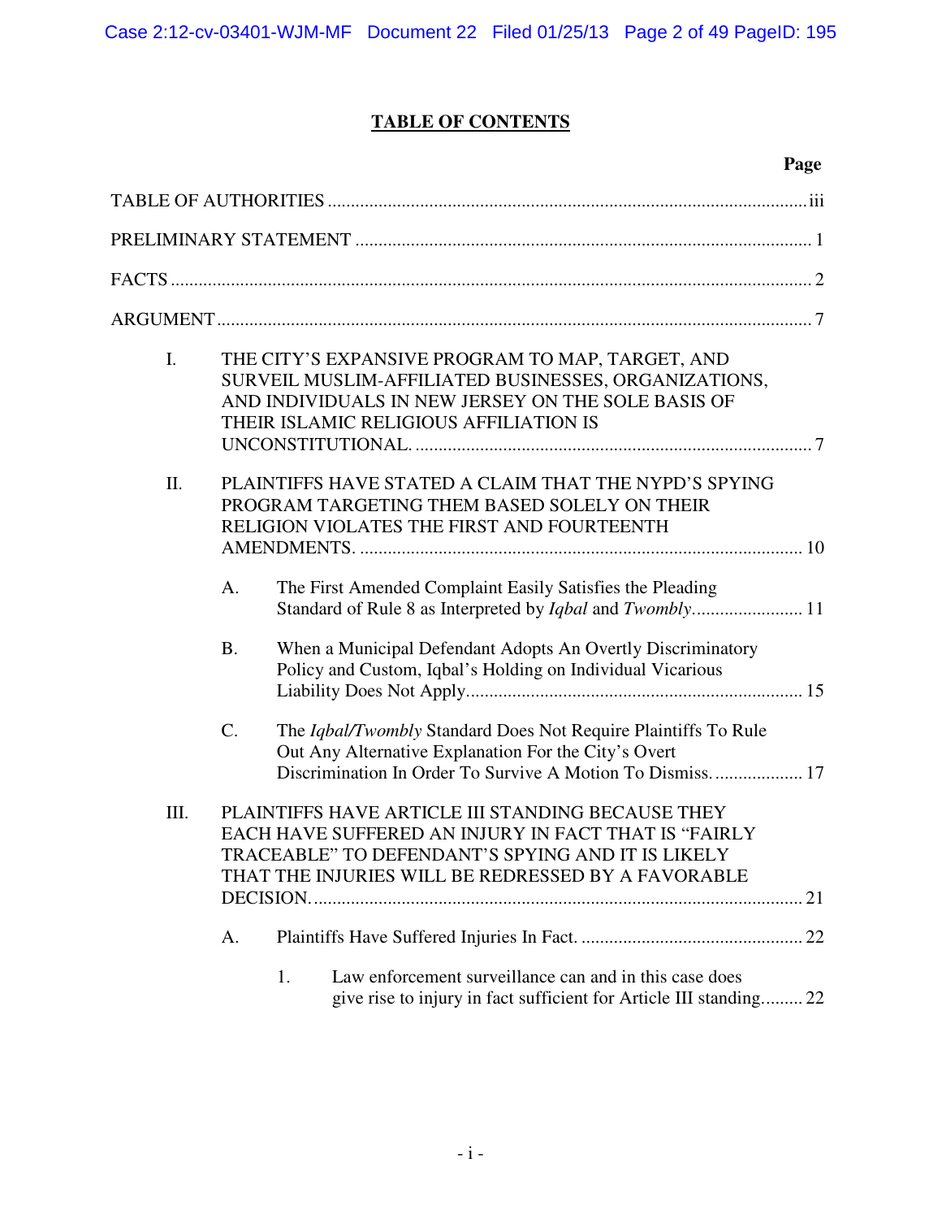# TABLE OF CONTENTS

**Page**

TABLE OF AUTHORITIES ........ iii

PRELIMINARY STATEMENT ........ 1

FACTS ........ 2

ARGUMENT ........ 7

I. THE CITY'S EXPANSIVE PROGRAM TO MAP, TARGET, AND SURVEIL MUSLIM-AFFILIATED BUSINESSES, ORGANIZATIONS, AND INDIVIDUALS IN NEW JERSEY ON THE SOLE BASIS OF THEIR ISLAMIC RELIGIOUS AFFILIATION IS UNCONSTITUTIONAL. ........ 7

II. PLAINTIFFS HAVE STATED A CLAIM THAT THE NYPD'S SPYING PROGRAM TARGETING THEM BASED SOLELY ON THEIR RELIGION VIOLATES THE FIRST AND FOURTEENTH AMENDMENTS. ........ 10

A. The First Amended Complaint Easily Satisfies the Pleading Standard of Rule 8 as Interpreted by *Iqbal* and *Twombly* ........ 11

B. When a Municipal Defendant Adopts An Overtly Discriminatory Policy and Custom, Iqbal's Holding on Individual Vicarious Liability Does Not Apply ........ 15

C. The *Iqbal/Twombly* Standard Does Not Require Plaintiffs To Rule Out Any Alternative Explanation For the City's Overt Discrimination In Order To Survive A Motion To Dismiss. ........ 17

III. PLAINTIFFS HAVE ARTICLE III STANDING BECAUSE THEY EACH HAVE SUFFERED AN INJURY IN FACT THAT IS "FAIRLY TRACEABLE" TO DEFENDANT'S SPYING AND IT IS LIKELY THAT THE INJURIES WILL BE REDRESSED BY A FAVORABLE DECISION. ........ 21

A. Plaintiffs Have Suffered Injuries In Fact. ........ 22

1. Law enforcement surveillance can and in this case does give rise to injury in fact sufficient for Article III standing ........ 22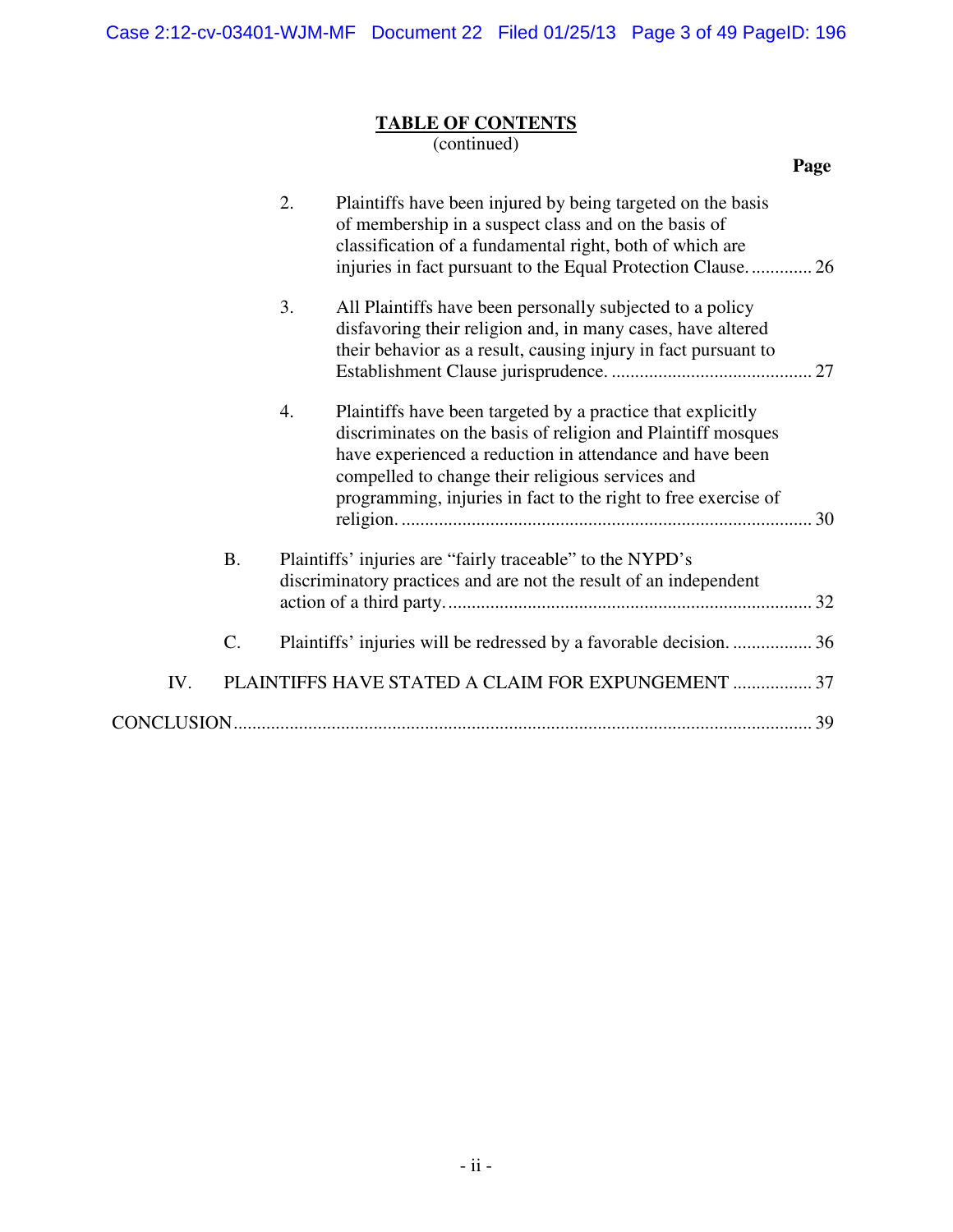**TABLE OF CONTENTS**
(continued)

**Page**

2. Plaintiffs have been injured by being targeted on the basis of membership in a suspect class and on the basis of classification of a fundamental right, both of which are injuries in fact pursuant to the Equal Protection Clause. ............. 26

3. All Plaintiffs have been personally subjected to a policy disfavoring their religion and, in many cases, have altered their behavior as a result, causing injury in fact pursuant to Establishment Clause jurisprudence. ........................................... 27

4. Plaintiffs have been targeted by a practice that explicitly discriminates on the basis of religion and Plaintiff mosques have experienced a reduction in attendance and have been compelled to change their religious services and programming, injuries in fact to the right to free exercise of religion. ........................................................................................ 30

B. Plaintiffs' injuries are "fairly traceable" to the NYPD's discriminatory practices and are not the result of an independent action of a third party. .............................................................................. 32

C. Plaintiffs' injuries will be redressed by a favorable decision. ................. 36

IV. PLAINTIFFS HAVE STATED A CLAIM FOR EXPUNGEMENT ................. 37

CONCLUSION ............................................................................................................ 39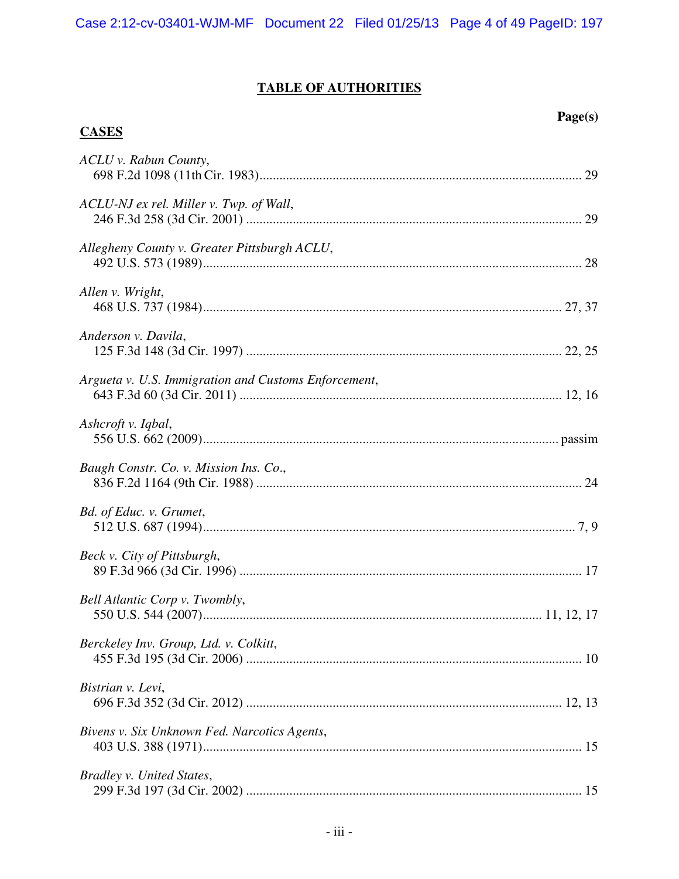# TABLE OF AUTHORITIES

**Page(s)**

## CASES

*ACLU v. Rabun County*,
698 F.2d 1098 (11th Cir. 1983)................................................................................................ 29

*ACLU-NJ ex rel. Miller v. Twp. of Wall*,
246 F.3d 258 (3d Cir. 2001) ..................................................................................................... 29

*Allegheny County v. Greater Pittsburgh ACLU*,
492 U.S. 573 (1989)................................................................................................................. 28

*Allen v. Wright*,
468 U.S. 737 (1984)........................................................................................................... 27, 37

*Anderson v. Davila*,
125 F.3d 148 (3d Cir. 1997) ............................................................................................... 22, 25

*Argueta v. U.S. Immigration and Customs Enforcement*,
643 F.3d 60 (3d Cir. 2011) ................................................................................................. 12, 16

*Ashcroft v. Iqbal*,
556 U.S. 662 (2009)........................................................................................................... passim

*Baugh Constr. Co. v. Mission Ins. Co.*,
836 F.2d 1164 (9th Cir. 1988) .................................................................................................. 24

*Bd. of Educ. v. Grumet*,
512 U.S. 687 (1994)................................................................................................................ 7, 9

*Beck v. City of Pittsburgh*,
89 F.3d 966 (3d Cir. 1996) ....................................................................................................... 17

*Bell Atlantic Corp v. Twombly*,
550 U.S. 544 (2007)..................................................................................................... 11, 12, 17

*Berckeley Inv. Group, Ltd. v. Colkitt*,
455 F.3d 195 (3d Cir. 2006) ..................................................................................................... 10

*Bistrian v. Levi*,
696 F.3d 352 (3d Cir. 2012) ............................................................................................... 12, 13

*Bivens v. Six Unknown Fed. Narcotics Agents*,
403 U.S. 388 (1971)................................................................................................................. 15

*Bradley v. United States*,
299 F.3d 197 (3d Cir. 2002) ..................................................................................................... 15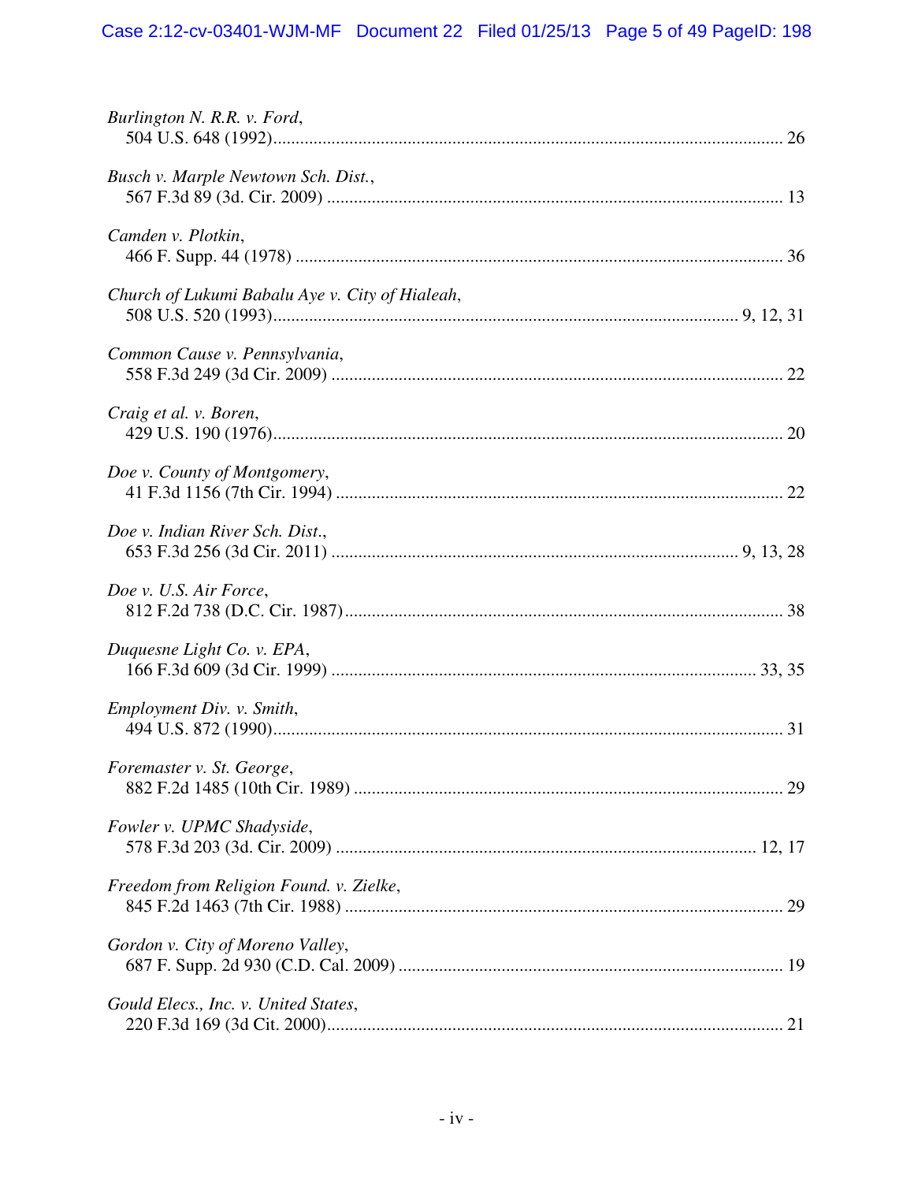*Burlington N. R.R. v. Ford*,
504 U.S. 648 (1992) ........................................................................................................ 26

*Busch v. Marple Newtown Sch. Dist.*,
567 F.3d 89 (3d. Cir. 2009) ............................................................................................ 13

*Camden v. Plotkin*,
466 F. Supp. 44 (1978) .................................................................................................. 36

*Church of Lukumi Babalu Aye v. City of Hialeah*,
508 U.S. 520 (1993) ............................................................................................. 9, 12, 31

*Common Cause v. Pennsylvania*,
558 F.3d 249 (3d Cir. 2009) ........................................................................................... 22

*Craig et al. v. Boren*,
429 U.S. 190 (1976) ........................................................................................................ 20

*Doe v. County of Montgomery*,
41 F.3d 1156 (7th Cir. 1994) .......................................................................................... 22

*Doe v. Indian River Sch. Dist.*,
653 F.3d 256 (3d Cir. 2011) ................................................................................ 9, 13, 28

*Doe v. U.S. Air Force*,
812 F.2d 738 (D.C. Cir. 1987) ........................................................................................ 38

*Duquesne Light Co. v. EPA*,
166 F.3d 609 (3d Cir. 1999) ..................................................................................... 33, 35

*Employment Div. v. Smith*,
494 U.S. 872 (1990) ........................................................................................................ 31

*Foremaster v. St. George*,
882 F.2d 1485 (10th Cir. 1989) ...................................................................................... 29

*Fowler v. UPMC Shadyside*,
578 F.3d 203 (3d. Cir. 2009) ................................................................................... 12, 17

*Freedom from Religion Found. v. Zielke*,
845 F.2d 1463 (7th Cir. 1988) ........................................................................................ 29

*Gordon v. City of Moreno Valley*,
687 F. Supp. 2d 930 (C.D. Cal. 2009) ............................................................................ 19

*Gould Elecs., Inc. v. United States*,
220 F.3d 169 (3d Cit. 2000) ............................................................................................ 21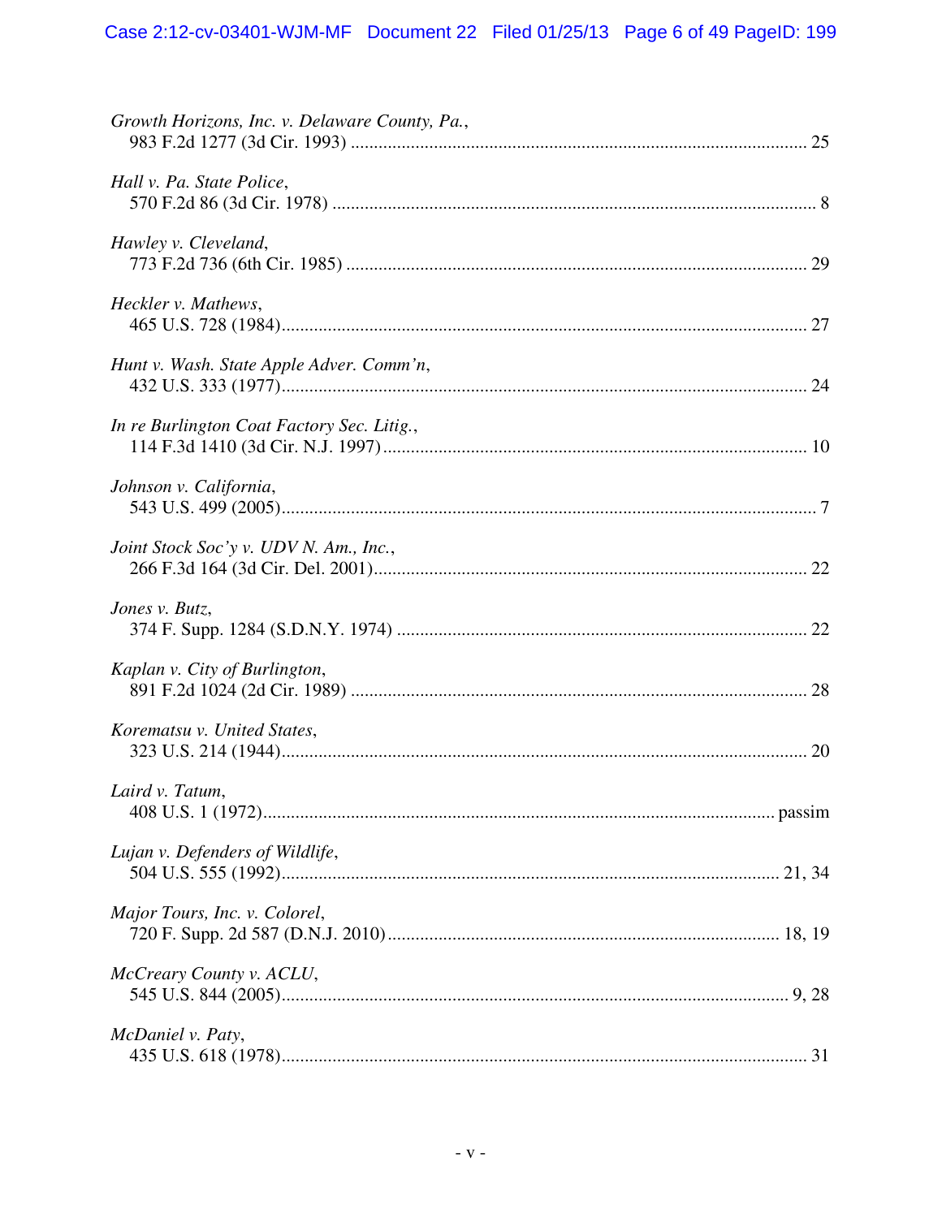*Growth Horizons, Inc. v. Delaware County, Pa.*,
983 F.2d 1277 (3d Cir. 1993) .................................................................................................. 25

*Hall v. Pa. State Police*,
570 F.2d 86 (3d Cir. 1978) ........................................................................................................ 8

*Hawley v. Cleveland*,
773 F.2d 736 (6th Cir. 1985) ................................................................................................... 29

*Heckler v. Mathews*,
465 U.S. 728 (1984)................................................................................................................. 27

*Hunt v. Wash. State Apple Adver. Comm'n*,
432 U.S. 333 (1977)................................................................................................................. 24

*In re Burlington Coat Factory Sec. Litig.*,
114 F.3d 1410 (3d Cir. N.J. 1997) ........................................................................................... 10

*Johnson v. California*,
543 U.S. 499 (2005)................................................................................................................... 7

*Joint Stock Soc'y v. UDV N. Am., Inc.*,
266 F.3d 164 (3d Cir. Del. 2001)............................................................................................. 22

*Jones v. Butz*,
374 F. Supp. 1284 (S.D.N.Y. 1974) ........................................................................................ 22

*Kaplan v. City of Burlington*,
891 F.2d 1024 (2d Cir. 1989) .................................................................................................. 28

*Korematsu v. United States*,
323 U.S. 214 (1944)................................................................................................................. 20

*Laird v. Tatum*,
408 U.S. 1 (1972)............................................................................................................... passim

*Lujan v. Defenders of Wildlife*,
504 U.S. 555 (1992).......................................................................................................... 21, 34

*Major Tours, Inc. v. Colorel*,
720 F. Supp. 2d 587 (D.N.J. 2010) .................................................................................... 18, 19

*McCreary County v. ACLU*,
545 U.S. 844 (2005)............................................................................................................. 9, 28

*McDaniel v. Paty*,
435 U.S. 618 (1978)................................................................................................................. 31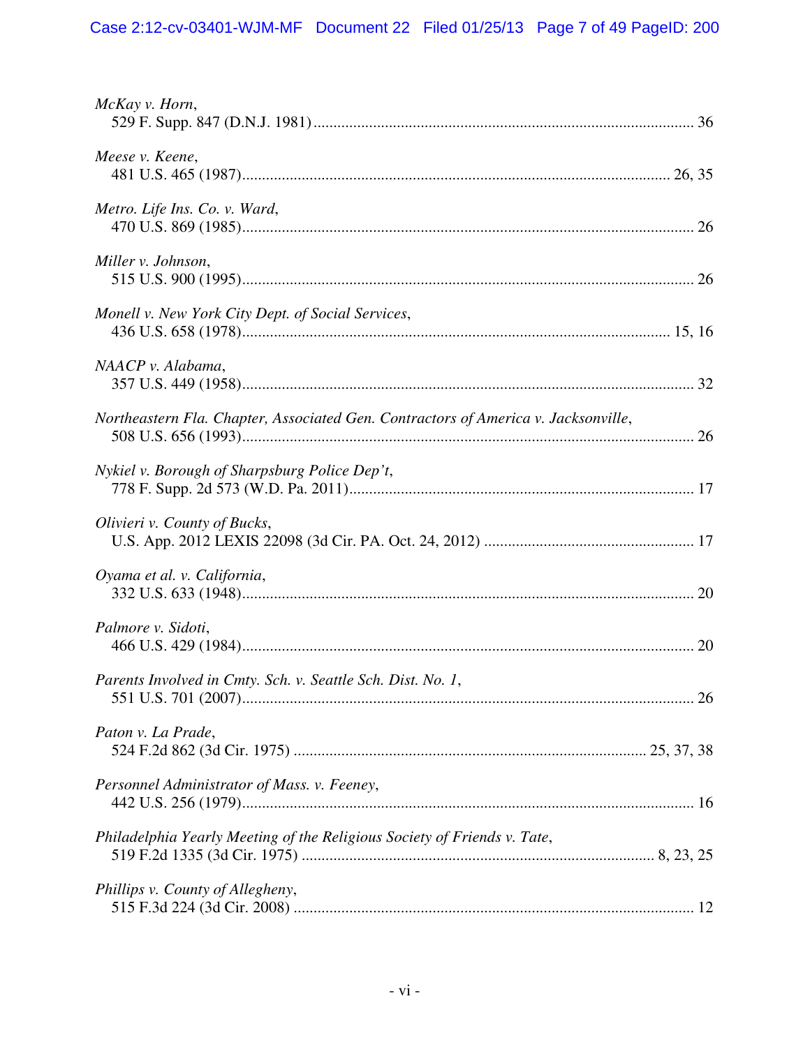*McKay v. Horn*,
529 F. Supp. 847 (D.N.J. 1981) ........................................................................................ 36

*Meese v. Keene*,
481 U.S. 465 (1987)........................................................................................................ 26, 35

*Metro. Life Ins. Co. v. Ward*,
470 U.S. 869 (1985)............................................................................................................ 26

*Miller v. Johnson*,
515 U.S. 900 (1995)............................................................................................................ 26

*Monell v. New York City Dept. of Social Services*,
436 U.S. 658 (1978)........................................................................................................ 15, 16

*NAACP v. Alabama*,
357 U.S. 449 (1958)............................................................................................................ 32

*Northeastern Fla. Chapter, Associated Gen. Contractors of America v. Jacksonville*,
508 U.S. 656 (1993)............................................................................................................ 26

*Nykiel v. Borough of Sharpsburg Police Dep't*,
778 F. Supp. 2d 573 (W.D. Pa. 2011)................................................................................. 17

*Olivieri v. County of Bucks*,
U.S. App. 2012 LEXIS 22098 (3d Cir. PA. Oct. 24, 2012) ............................................... 17

*Oyama et al. v. California*,
332 U.S. 633 (1948)............................................................................................................ 20

*Palmore v. Sidoti*,
466 U.S. 429 (1984)............................................................................................................ 20

*Parents Involved in Cmty. Sch. v. Seattle Sch. Dist. No. 1*,
551 U.S. 701 (2007)............................................................................................................ 26

*Paton v. La Prade*,
524 F.2d 862 (3d Cir. 1975) ....................................................................................... 25, 37, 38

*Personnel Administrator of Mass. v. Feeney*,
442 U.S. 256 (1979)............................................................................................................ 16

*Philadelphia Yearly Meeting of the Religious Society of Friends v. Tate*,
519 F.2d 1335 (3d Cir. 1975) ....................................................................................... 8, 23, 25

*Phillips v. County of Allegheny*,
515 F.3d 224 (3d Cir. 2008) ................................................................................................ 12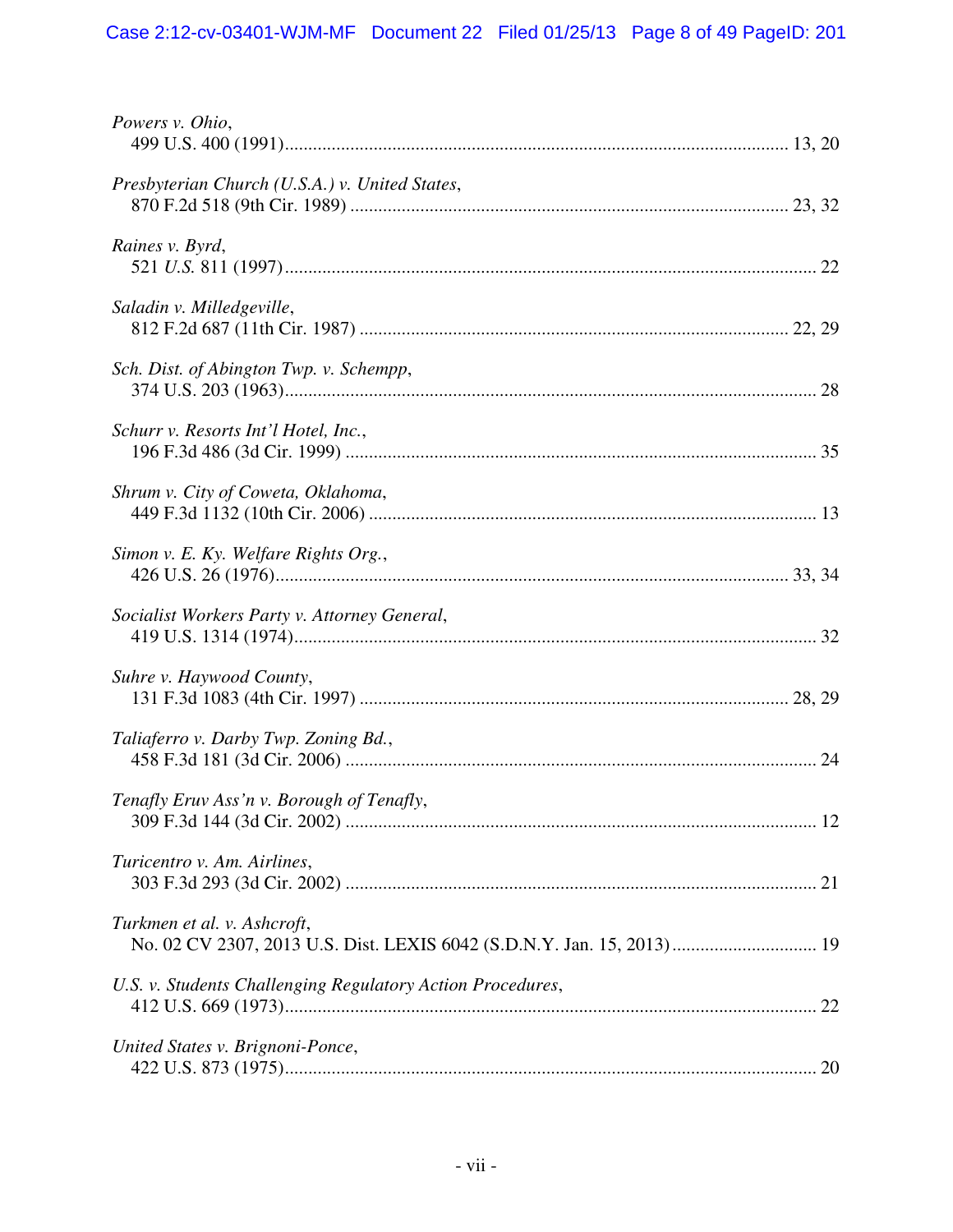*Powers v. Ohio*,
499 U.S. 400 (1991) .......... 13, 20

*Presbyterian Church (U.S.A.) v. United States*,
870 F.2d 518 (9th Cir. 1989) .......... 23, 32

*Raines v. Byrd*,
521 *U.S.* 811 (1997) .......... 22

*Saladin v. Milledgeville*,
812 F.2d 687 (11th Cir. 1987) .......... 22, 29

*Sch. Dist. of Abington Twp. v. Schempp*,
374 U.S. 203 (1963) .......... 28

*Schurr v. Resorts Int'l Hotel, Inc.*,
196 F.3d 486 (3d Cir. 1999) .......... 35

*Shrum v. City of Coweta, Oklahoma*,
449 F.3d 1132 (10th Cir. 2006) .......... 13

*Simon v. E. Ky. Welfare Rights Org.*,
426 U.S. 26 (1976) .......... 33, 34

*Socialist Workers Party v. Attorney General*,
419 U.S. 1314 (1974) .......... 32

*Suhre v. Haywood County*,
131 F.3d 1083 (4th Cir. 1997) .......... 28, 29

*Taliaferro v. Darby Twp. Zoning Bd.*,
458 F.3d 181 (3d Cir. 2006) .......... 24

*Tenafly Eruv Ass'n v. Borough of Tenafly*,
309 F.3d 144 (3d Cir. 2002) .......... 12

*Turicentro v. Am. Airlines*,
303 F.3d 293 (3d Cir. 2002) .......... 21

*Turkmen et al. v. Ashcroft*,
No. 02 CV 2307, 2013 U.S. Dist. LEXIS 6042 (S.D.N.Y. Jan. 15, 2013) .......... 19

*U.S. v. Students Challenging Regulatory Action Procedures*,
412 U.S. 669 (1973) .......... 22

*United States v. Brignoni-Ponce*,
422 U.S. 873 (1975) .......... 20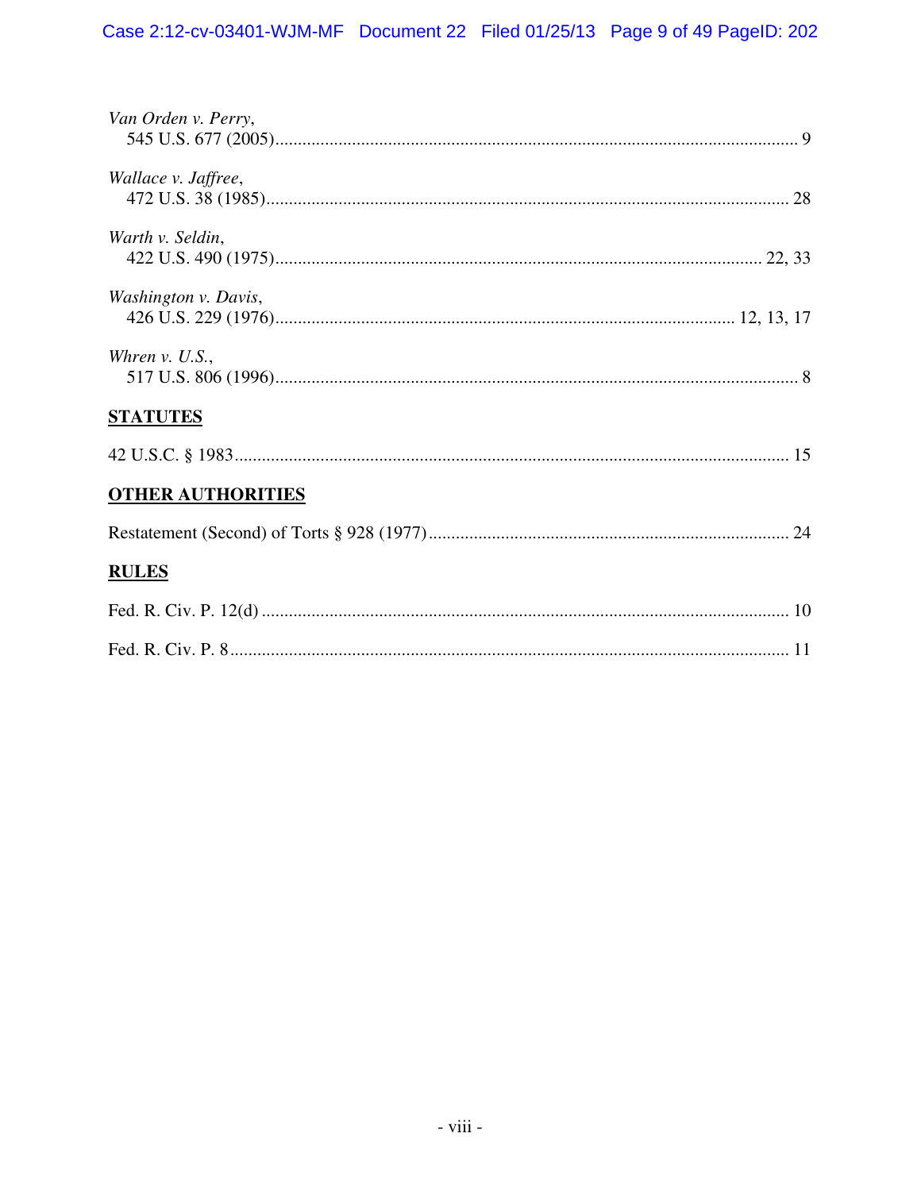*Van Orden v. Perry*,
545 U.S. 677 (2005)........................................................................................................ 9

*Wallace v. Jaffree*,
472 U.S. 38 (1985).......................................................................................................... 28

*Warth v. Seldin*,
422 U.S. 490 (1975)................................................................................................. 22, 33

*Washington v. Davis*,
426 U.S. 229 (1976)........................................................................................... 12, 13, 17

*Whren v. U.S.*,
517 U.S. 806 (1996)........................................................................................................ 8

**STATUTES**

42 U.S.C. § 1983.............................................................................................................. 15

**OTHER AUTHORITIES**

Restatement (Second) of Torts § 928 (1977)................................................................... 24

**RULES**

Fed. R. Civ. P. 12(d) ........................................................................................................ 10

Fed. R. Civ. P. 8................................................................................................................ 11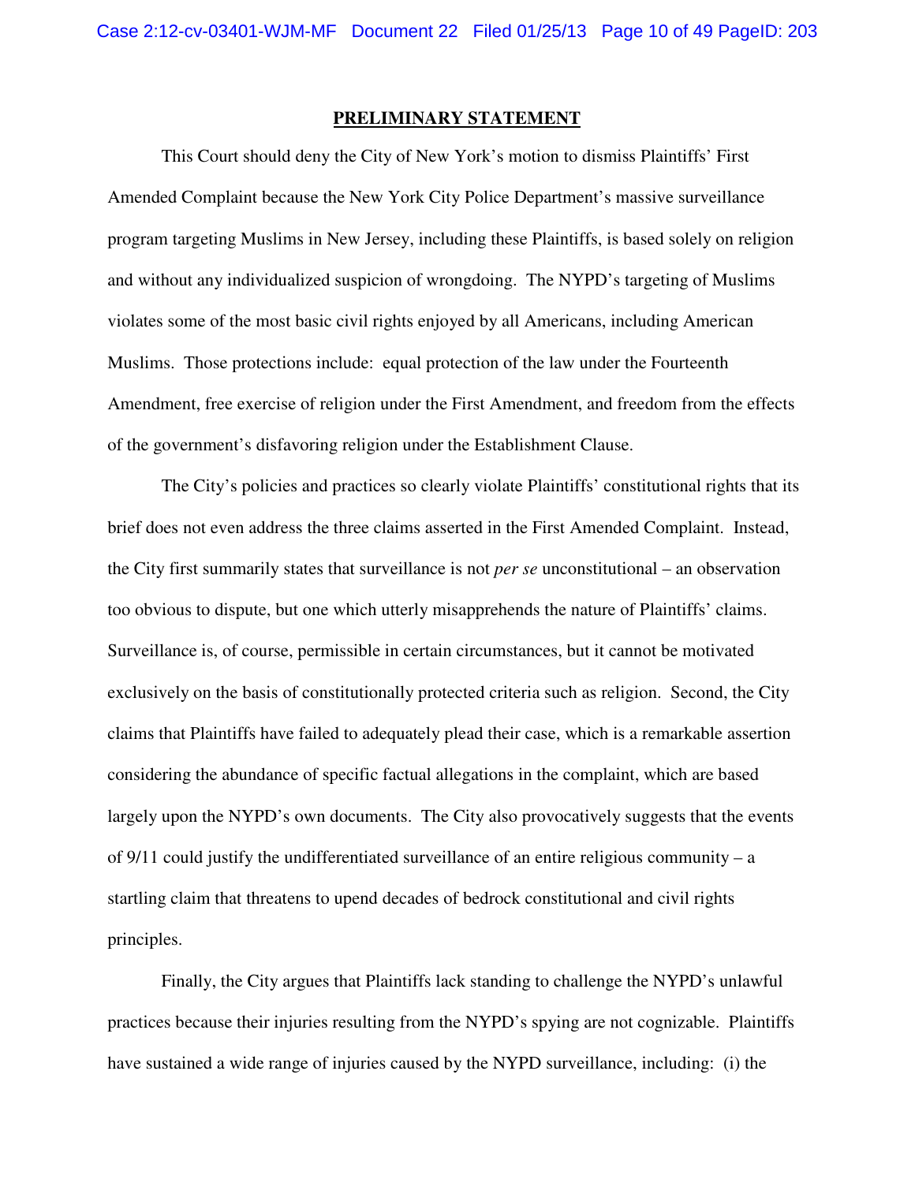## PRELIMINARY STATEMENT

This Court should deny the City of New York's motion to dismiss Plaintiffs' First Amended Complaint because the New York City Police Department's massive surveillance program targeting Muslims in New Jersey, including these Plaintiffs, is based solely on religion and without any individualized suspicion of wrongdoing. The NYPD's targeting of Muslims violates some of the most basic civil rights enjoyed by all Americans, including American Muslims. Those protections include: equal protection of the law under the Fourteenth Amendment, free exercise of religion under the First Amendment, and freedom from the effects of the government's disfavoring religion under the Establishment Clause.

The City's policies and practices so clearly violate Plaintiffs' constitutional rights that its brief does not even address the three claims asserted in the First Amended Complaint. Instead, the City first summarily states that surveillance is not *per se* unconstitutional – an observation too obvious to dispute, but one which utterly misapprehends the nature of Plaintiffs' claims. Surveillance is, of course, permissible in certain circumstances, but it cannot be motivated exclusively on the basis of constitutionally protected criteria such as religion. Second, the City claims that Plaintiffs have failed to adequately plead their case, which is a remarkable assertion considering the abundance of specific factual allegations in the complaint, which are based largely upon the NYPD's own documents. The City also provocatively suggests that the events of 9/11 could justify the undifferentiated surveillance of an entire religious community – a startling claim that threatens to upend decades of bedrock constitutional and civil rights principles.

Finally, the City argues that Plaintiffs lack standing to challenge the NYPD's unlawful practices because their injuries resulting from the NYPD's spying are not cognizable. Plaintiffs have sustained a wide range of injuries caused by the NYPD surveillance, including: (i) the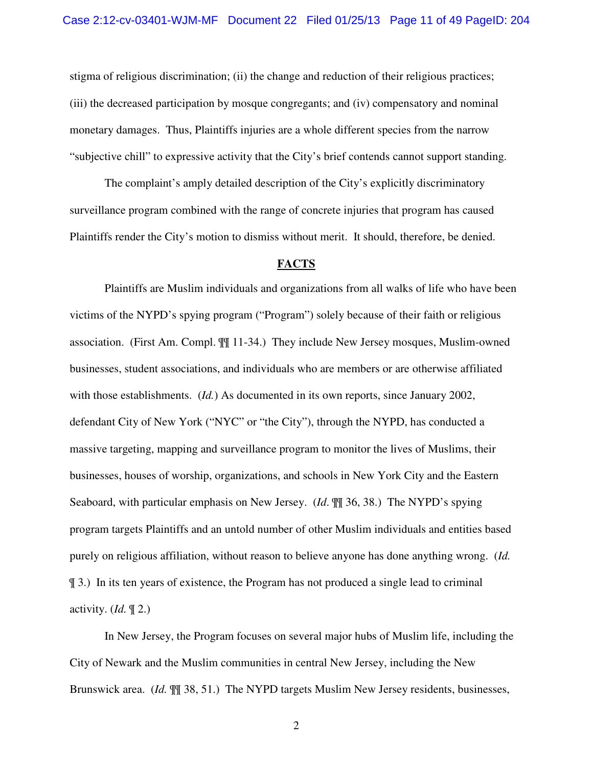stigma of religious discrimination; (ii) the change and reduction of their religious practices; (iii) the decreased participation by mosque congregants; and (iv) compensatory and nominal monetary damages. Thus, Plaintiffs injuries are a whole different species from the narrow "subjective chill" to expressive activity that the City's brief contends cannot support standing.

The complaint's amply detailed description of the City's explicitly discriminatory surveillance program combined with the range of concrete injuries that program has caused Plaintiffs render the City's motion to dismiss without merit. It should, therefore, be denied.

## FACTS

Plaintiffs are Muslim individuals and organizations from all walks of life who have been victims of the NYPD's spying program ("Program") solely because of their faith or religious association. (First Am. Compl. ¶¶ 11-34.) They include New Jersey mosques, Muslim-owned businesses, student associations, and individuals who are members or are otherwise affiliated with those establishments. (*Id.*) As documented in its own reports, since January 2002, defendant City of New York ("NYC" or "the City"), through the NYPD, has conducted a massive targeting, mapping and surveillance program to monitor the lives of Muslims, their businesses, houses of worship, organizations, and schools in New York City and the Eastern Seaboard, with particular emphasis on New Jersey. (*Id*. ¶¶ 36, 38.) The NYPD's spying program targets Plaintiffs and an untold number of other Muslim individuals and entities based purely on religious affiliation, without reason to believe anyone has done anything wrong. (*Id.* ¶ 3.) In its ten years of existence, the Program has not produced a single lead to criminal activity. (*Id.* ¶ 2.)

In New Jersey, the Program focuses on several major hubs of Muslim life, including the City of Newark and the Muslim communities in central New Jersey, including the New Brunswick area. (*Id.* ¶¶ 38, 51.) The NYPD targets Muslim New Jersey residents, businesses,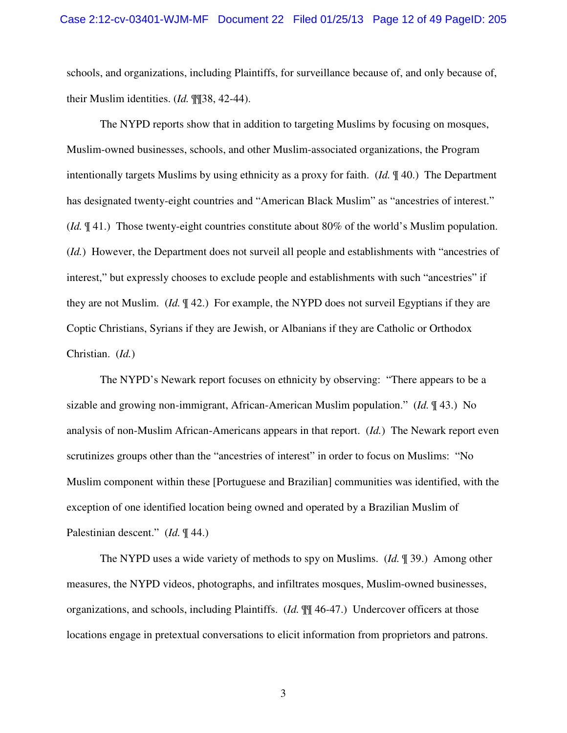schools, and organizations, including Plaintiffs, for surveillance because of, and only because of, their Muslim identities. (*Id.* ¶¶38, 42-44).

The NYPD reports show that in addition to targeting Muslims by focusing on mosques, Muslim-owned businesses, schools, and other Muslim-associated organizations, the Program intentionally targets Muslims by using ethnicity as a proxy for faith. (*Id.* ¶ 40.) The Department has designated twenty-eight countries and "American Black Muslim" as "ancestries of interest." (*Id.* ¶ 41.) Those twenty-eight countries constitute about 80% of the world's Muslim population. (*Id.*) However, the Department does not surveil all people and establishments with "ancestries of interest," but expressly chooses to exclude people and establishments with such "ancestries" if they are not Muslim. (*Id.* ¶ 42.) For example, the NYPD does not surveil Egyptians if they are Coptic Christians, Syrians if they are Jewish, or Albanians if they are Catholic or Orthodox Christian. (*Id.*)

The NYPD's Newark report focuses on ethnicity by observing: "There appears to be a sizable and growing non-immigrant, African-American Muslim population." (*Id.* ¶ 43.) No analysis of non-Muslim African-Americans appears in that report. (*Id.*) The Newark report even scrutinizes groups other than the "ancestries of interest" in order to focus on Muslims: "No Muslim component within these [Portuguese and Brazilian] communities was identified, with the exception of one identified location being owned and operated by a Brazilian Muslim of Palestinian descent." (*Id.* ¶ 44.)

The NYPD uses a wide variety of methods to spy on Muslims. (*Id.* ¶ 39.) Among other measures, the NYPD videos, photographs, and infiltrates mosques, Muslim-owned businesses, organizations, and schools, including Plaintiffs. (*Id.* ¶¶ 46-47.) Undercover officers at those locations engage in pretextual conversations to elicit information from proprietors and patrons.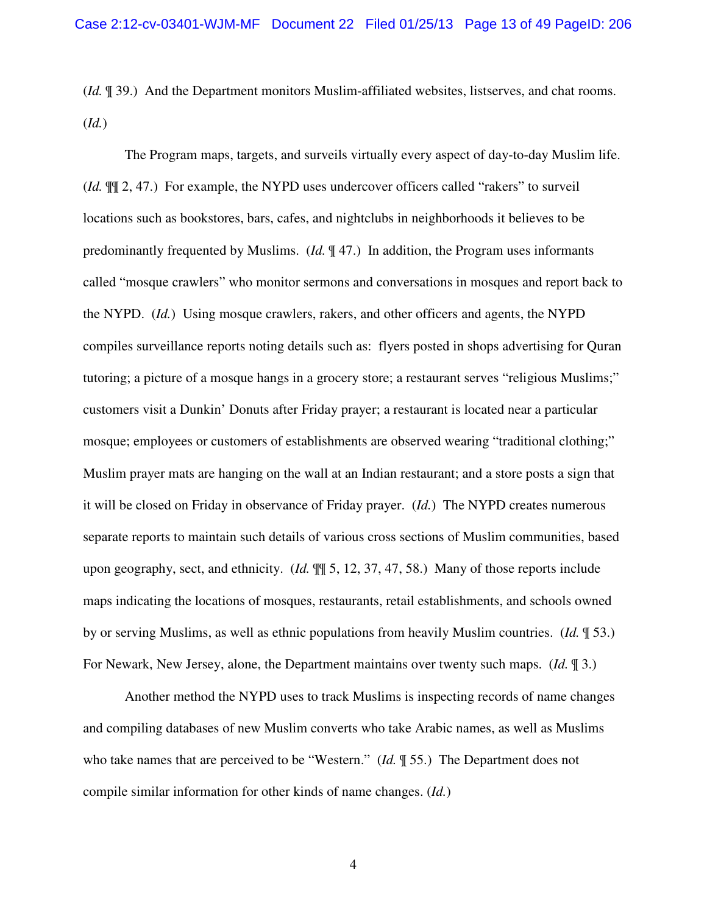(*Id.* ¶ 39.) And the Department monitors Muslim-affiliated websites, listserves, and chat rooms. (*Id.*)

The Program maps, targets, and surveils virtually every aspect of day-to-day Muslim life. (*Id.* ¶¶ 2, 47.) For example, the NYPD uses undercover officers called "rakers" to surveil locations such as bookstores, bars, cafes, and nightclubs in neighborhoods it believes to be predominantly frequented by Muslims. (*Id.* ¶ 47.) In addition, the Program uses informants called "mosque crawlers" who monitor sermons and conversations in mosques and report back to the NYPD. (*Id.*) Using mosque crawlers, rakers, and other officers and agents, the NYPD compiles surveillance reports noting details such as: flyers posted in shops advertising for Quran tutoring; a picture of a mosque hangs in a grocery store; a restaurant serves "religious Muslims;" customers visit a Dunkin' Donuts after Friday prayer; a restaurant is located near a particular mosque; employees or customers of establishments are observed wearing "traditional clothing;" Muslim prayer mats are hanging on the wall at an Indian restaurant; and a store posts a sign that it will be closed on Friday in observance of Friday prayer. (*Id.*) The NYPD creates numerous separate reports to maintain such details of various cross sections of Muslim communities, based upon geography, sect, and ethnicity. (*Id.* ¶¶ 5, 12, 37, 47, 58.) Many of those reports include maps indicating the locations of mosques, restaurants, retail establishments, and schools owned by or serving Muslims, as well as ethnic populations from heavily Muslim countries. (*Id.* ¶ 53.) For Newark, New Jersey, alone, the Department maintains over twenty such maps. (*Id.* ¶ 3.)

Another method the NYPD uses to track Muslims is inspecting records of name changes and compiling databases of new Muslim converts who take Arabic names, as well as Muslims who take names that are perceived to be "Western." (*Id.* ¶ 55.) The Department does not compile similar information for other kinds of name changes. (*Id.*)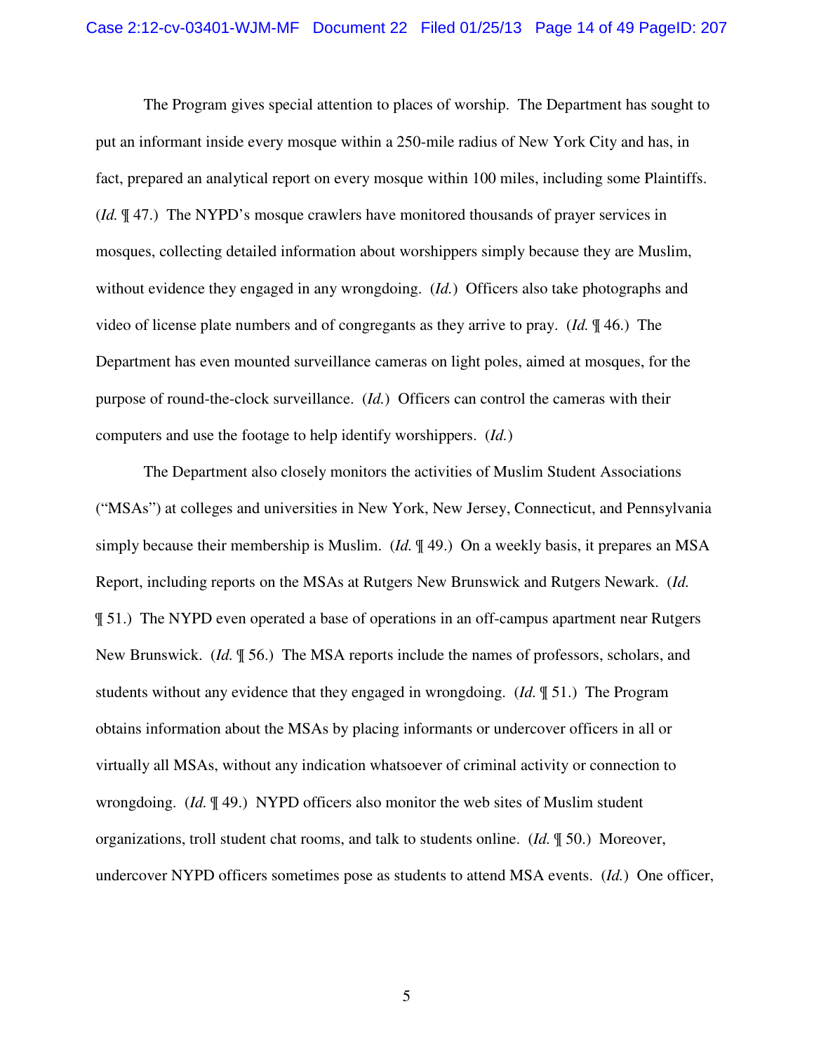The Program gives special attention to places of worship. The Department has sought to put an informant inside every mosque within a 250-mile radius of New York City and has, in fact, prepared an analytical report on every mosque within 100 miles, including some Plaintiffs. (*Id.* ¶ 47.) The NYPD's mosque crawlers have monitored thousands of prayer services in mosques, collecting detailed information about worshippers simply because they are Muslim, without evidence they engaged in any wrongdoing. (*Id.*) Officers also take photographs and video of license plate numbers and of congregants as they arrive to pray. (*Id.* ¶ 46.) The Department has even mounted surveillance cameras on light poles, aimed at mosques, for the purpose of round-the-clock surveillance. (*Id.*) Officers can control the cameras with their computers and use the footage to help identify worshippers. (*Id.*)

The Department also closely monitors the activities of Muslim Student Associations ("MSAs") at colleges and universities in New York, New Jersey, Connecticut, and Pennsylvania simply because their membership is Muslim. (*Id.* ¶ 49.) On a weekly basis, it prepares an MSA Report, including reports on the MSAs at Rutgers New Brunswick and Rutgers Newark. (*Id.* ¶ 51.) The NYPD even operated a base of operations in an off-campus apartment near Rutgers New Brunswick. (*Id.* ¶ 56.) The MSA reports include the names of professors, scholars, and students without any evidence that they engaged in wrongdoing. (*Id.* ¶ 51.) The Program obtains information about the MSAs by placing informants or undercover officers in all or virtually all MSAs, without any indication whatsoever of criminal activity or connection to wrongdoing. (*Id.* ¶ 49.) NYPD officers also monitor the web sites of Muslim student organizations, troll student chat rooms, and talk to students online. (*Id.* ¶ 50.) Moreover, undercover NYPD officers sometimes pose as students to attend MSA events. (*Id.*) One officer,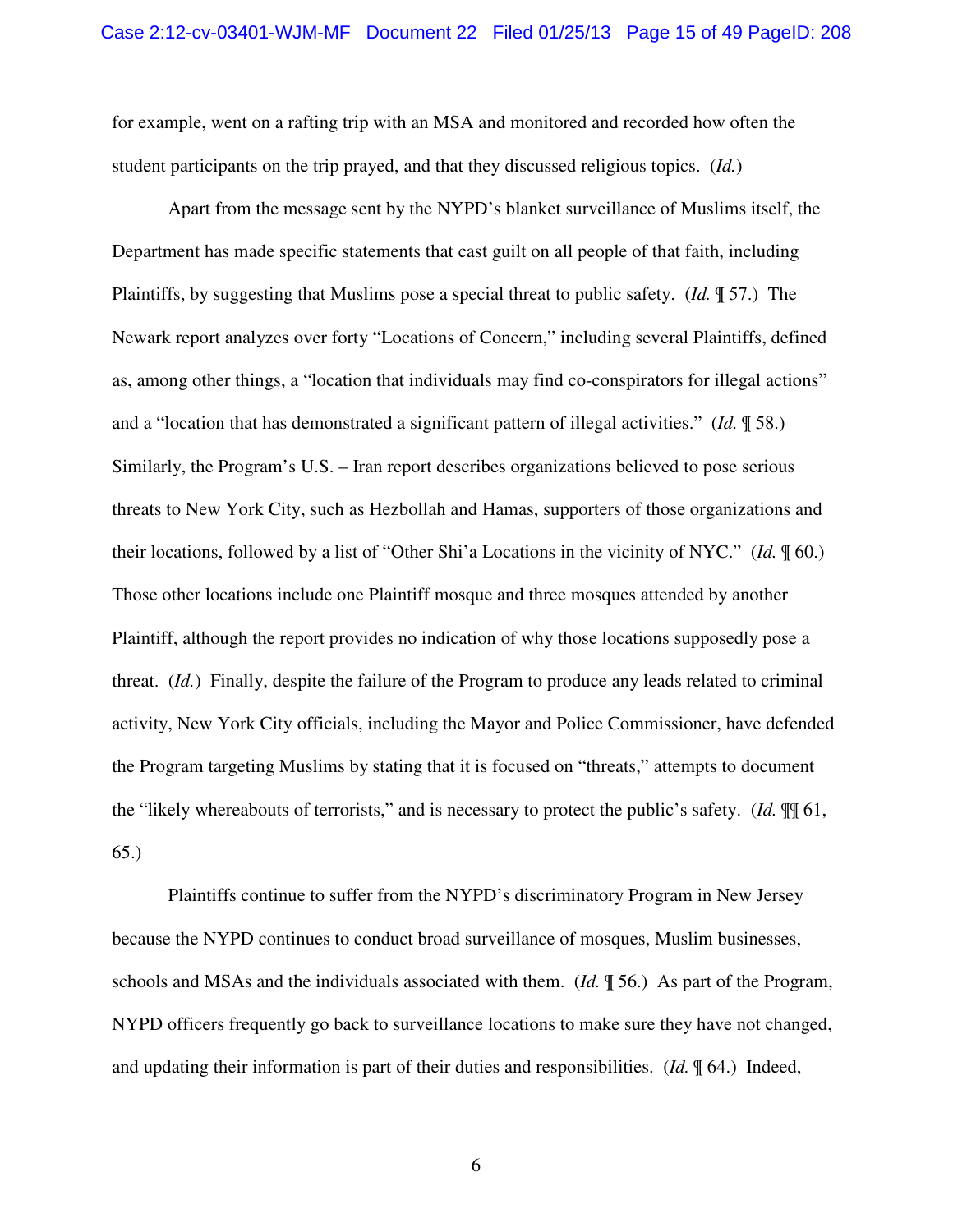for example, went on a rafting trip with an MSA and monitored and recorded how often the student participants on the trip prayed, and that they discussed religious topics. (*Id.*)

Apart from the message sent by the NYPD's blanket surveillance of Muslims itself, the Department has made specific statements that cast guilt on all people of that faith, including Plaintiffs, by suggesting that Muslims pose a special threat to public safety. (*Id.* ¶ 57.) The Newark report analyzes over forty "Locations of Concern," including several Plaintiffs, defined as, among other things, a "location that individuals may find co-conspirators for illegal actions" and a "location that has demonstrated a significant pattern of illegal activities." (*Id.* ¶ 58.) Similarly, the Program's U.S. – Iran report describes organizations believed to pose serious threats to New York City, such as Hezbollah and Hamas, supporters of those organizations and their locations, followed by a list of "Other Shi'a Locations in the vicinity of NYC." (*Id.* ¶ 60.) Those other locations include one Plaintiff mosque and three mosques attended by another Plaintiff, although the report provides no indication of why those locations supposedly pose a threat. (*Id.*) Finally, despite the failure of the Program to produce any leads related to criminal activity, New York City officials, including the Mayor and Police Commissioner, have defended the Program targeting Muslims by stating that it is focused on "threats," attempts to document the "likely whereabouts of terrorists," and is necessary to protect the public's safety. (*Id.* ¶¶ 61, 65.)

Plaintiffs continue to suffer from the NYPD's discriminatory Program in New Jersey because the NYPD continues to conduct broad surveillance of mosques, Muslim businesses, schools and MSAs and the individuals associated with them. (*Id.* ¶ 56.) As part of the Program, NYPD officers frequently go back to surveillance locations to make sure they have not changed, and updating their information is part of their duties and responsibilities. (*Id.* ¶ 64.) Indeed,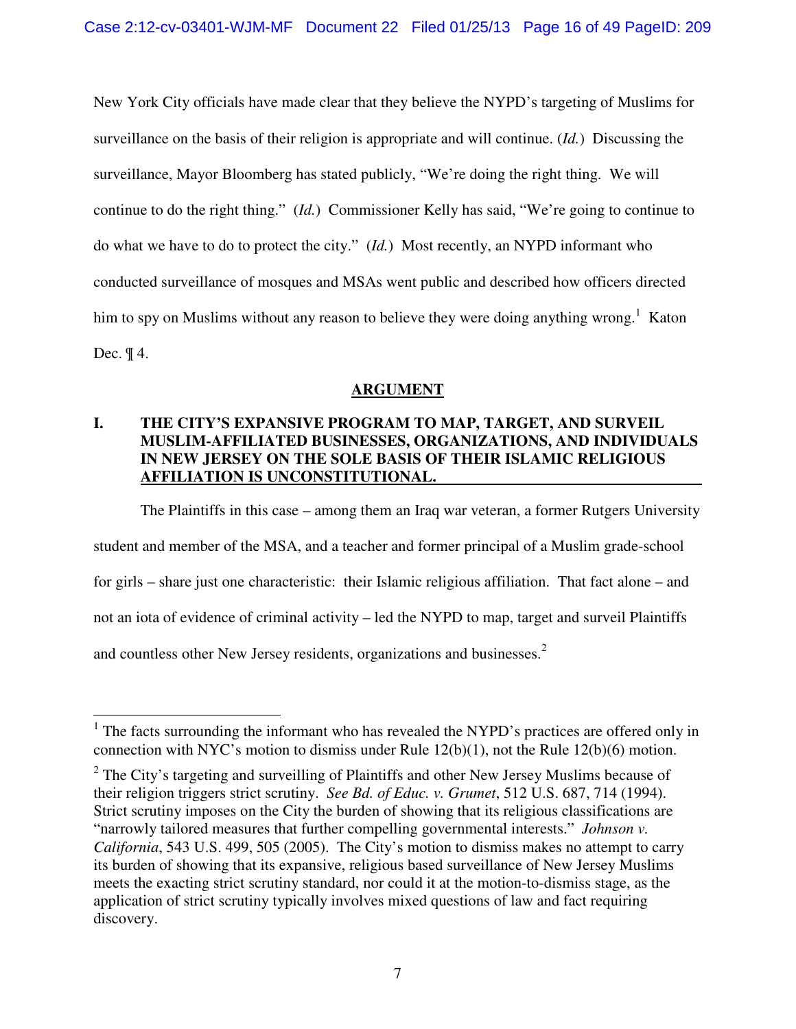New York City officials have made clear that they believe the NYPD's targeting of Muslims for surveillance on the basis of their religion is appropriate and will continue. (*Id.*) Discussing the surveillance, Mayor Bloomberg has stated publicly, "We're doing the right thing. We will continue to do the right thing." (*Id.*) Commissioner Kelly has said, "We're going to continue to do what we have to do to protect the city." (*Id.*) Most recently, an NYPD informant who conducted surveillance of mosques and MSAs went public and described how officers directed him to spy on Muslims without any reason to believe they were doing anything wrong.[1] Katon Dec. ¶ 4.

## ARGUMENT

### I. THE CITY'S EXPANSIVE PROGRAM TO MAP, TARGET, AND SURVEIL MUSLIM-AFFILIATED BUSINESSES, ORGANIZATIONS, AND INDIVIDUALS IN NEW JERSEY ON THE SOLE BASIS OF THEIR ISLAMIC RELIGIOUS AFFILIATION IS UNCONSTITUTIONAL.

The Plaintiffs in this case – among them an Iraq war veteran, a former Rutgers University student and member of the MSA, and a teacher and former principal of a Muslim grade-school for girls – share just one characteristic: their Islamic religious affiliation. That fact alone – and not an iota of evidence of criminal activity – led the NYPD to map, target and surveil Plaintiffs and countless other New Jersey residents, organizations and businesses.[2]

---

[1] The facts surrounding the informant who has revealed the NYPD's practices are offered only in connection with NYC's motion to dismiss under Rule 12(b)(1), not the Rule 12(b)(6) motion.

[2] The City's targeting and surveilling of Plaintiffs and other New Jersey Muslims because of their religion triggers strict scrutiny. *See Bd. of Educ. v. Grumet*, 512 U.S. 687, 714 (1994). Strict scrutiny imposes on the City the burden of showing that its religious classifications are "narrowly tailored measures that further compelling governmental interests." *Johnson v. California*, 543 U.S. 499, 505 (2005). The City's motion to dismiss makes no attempt to carry its burden of showing that its expansive, religious based surveillance of New Jersey Muslims meets the exacting strict scrutiny standard, nor could it at the motion-to-dismiss stage, as the application of strict scrutiny typically involves mixed questions of law and fact requiring discovery.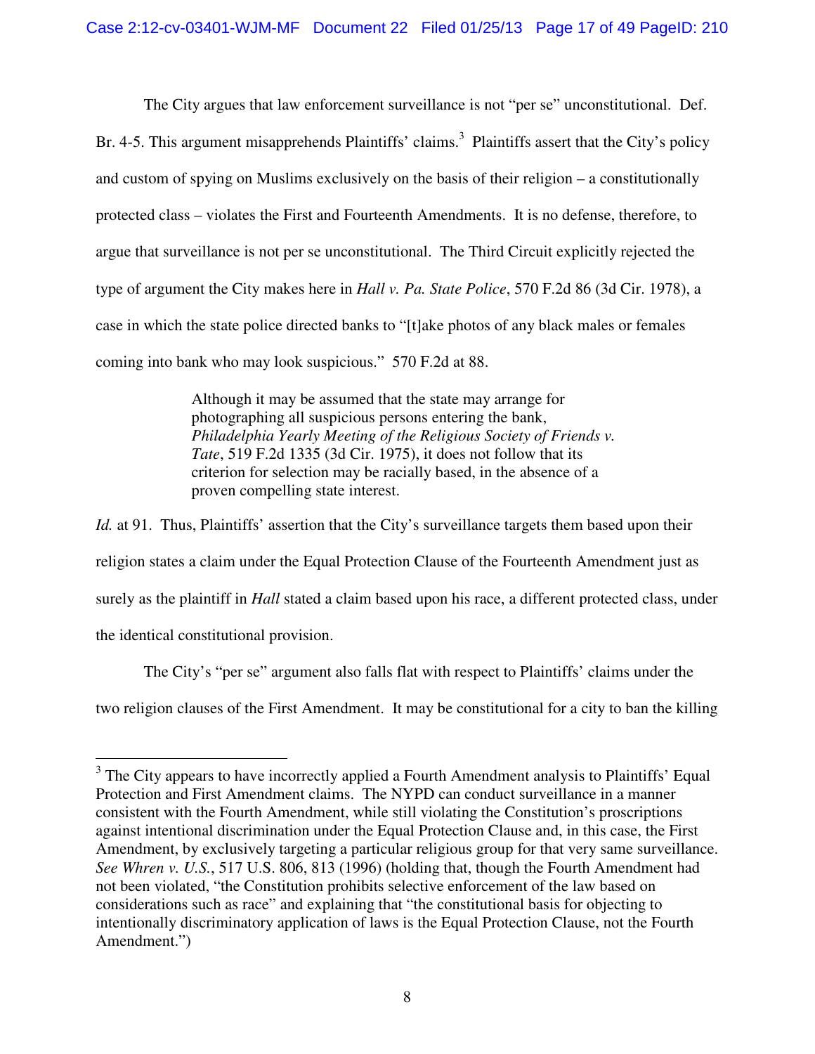The City argues that law enforcement surveillance is not "per se" unconstitutional. Def. Br. 4-5. This argument misapprehends Plaintiffs' claims.[3] Plaintiffs assert that the City's policy and custom of spying on Muslims exclusively on the basis of their religion – a constitutionally protected class – violates the First and Fourteenth Amendments. It is no defense, therefore, to argue that surveillance is not per se unconstitutional. The Third Circuit explicitly rejected the type of argument the City makes here in *Hall v. Pa. State Police*, 570 F.2d 86 (3d Cir. 1978), a case in which the state police directed banks to "[t]ake photos of any black males or females coming into bank who may look suspicious." 570 F.2d at 88.

> Although it may be assumed that the state may arrange for photographing all suspicious persons entering the bank, *Philadelphia Yearly Meeting of the Religious Society of Friends v. Tate*, 519 F.2d 1335 (3d Cir. 1975), it does not follow that its criterion for selection may be racially based, in the absence of a proven compelling state interest.

*Id.* at 91. Thus, Plaintiffs' assertion that the City's surveillance targets them based upon their religion states a claim under the Equal Protection Clause of the Fourteenth Amendment just as surely as the plaintiff in *Hall* stated a claim based upon his race, a different protected class, under the identical constitutional provision.

The City's "per se" argument also falls flat with respect to Plaintiffs' claims under the two religion clauses of the First Amendment. It may be constitutional for a city to ban the killing

---

[3] The City appears to have incorrectly applied a Fourth Amendment analysis to Plaintiffs' Equal Protection and First Amendment claims. The NYPD can conduct surveillance in a manner consistent with the Fourth Amendment, while still violating the Constitution's proscriptions against intentional discrimination under the Equal Protection Clause and, in this case, the First Amendment, by exclusively targeting a particular religious group for that very same surveillance. *See Whren v. U.S.*, 517 U.S. 806, 813 (1996) (holding that, though the Fourth Amendment had not been violated, "the Constitution prohibits selective enforcement of the law based on considerations such as race" and explaining that "the constitutional basis for objecting to intentionally discriminatory application of laws is the Equal Protection Clause, not the Fourth Amendment.")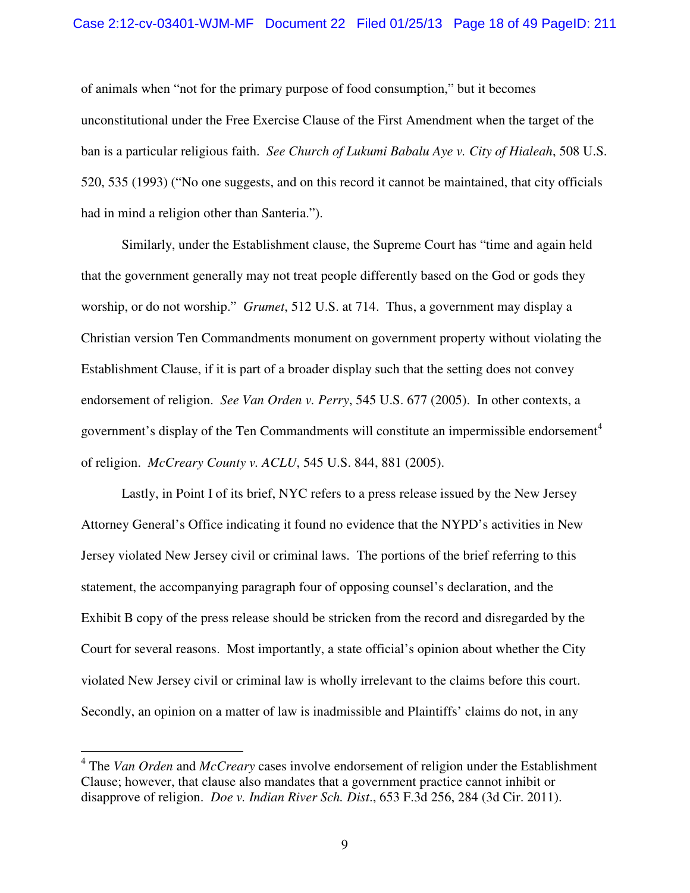of animals when "not for the primary purpose of food consumption," but it becomes unconstitutional under the Free Exercise Clause of the First Amendment when the target of the ban is a particular religious faith. *See Church of Lukumi Babalu Aye v. City of Hialeah*, 508 U.S. 520, 535 (1993) ("No one suggests, and on this record it cannot be maintained, that city officials had in mind a religion other than Santeria.").

Similarly, under the Establishment clause, the Supreme Court has "time and again held that the government generally may not treat people differently based on the God or gods they worship, or do not worship." *Grumet*, 512 U.S. at 714. Thus, a government may display a Christian version Ten Commandments monument on government property without violating the Establishment Clause, if it is part of a broader display such that the setting does not convey endorsement of religion. *See Van Orden v. Perry*, 545 U.S. 677 (2005). In other contexts, a government's display of the Ten Commandments will constitute an impermissible endorsement[4] of religion. *McCreary County v. ACLU*, 545 U.S. 844, 881 (2005).

Lastly, in Point I of its brief, NYC refers to a press release issued by the New Jersey Attorney General's Office indicating it found no evidence that the NYPD's activities in New Jersey violated New Jersey civil or criminal laws. The portions of the brief referring to this statement, the accompanying paragraph four of opposing counsel's declaration, and the Exhibit B copy of the press release should be stricken from the record and disregarded by the Court for several reasons. Most importantly, a state official's opinion about whether the City violated New Jersey civil or criminal law is wholly irrelevant to the claims before this court. Secondly, an opinion on a matter of law is inadmissible and Plaintiffs' claims do not, in any

---

[4] The *Van Orden* and *McCreary* cases involve endorsement of religion under the Establishment Clause; however, that clause also mandates that a government practice cannot inhibit or disapprove of religion. *Doe v. Indian River Sch. Dist*., 653 F.3d 256, 284 (3d Cir. 2011).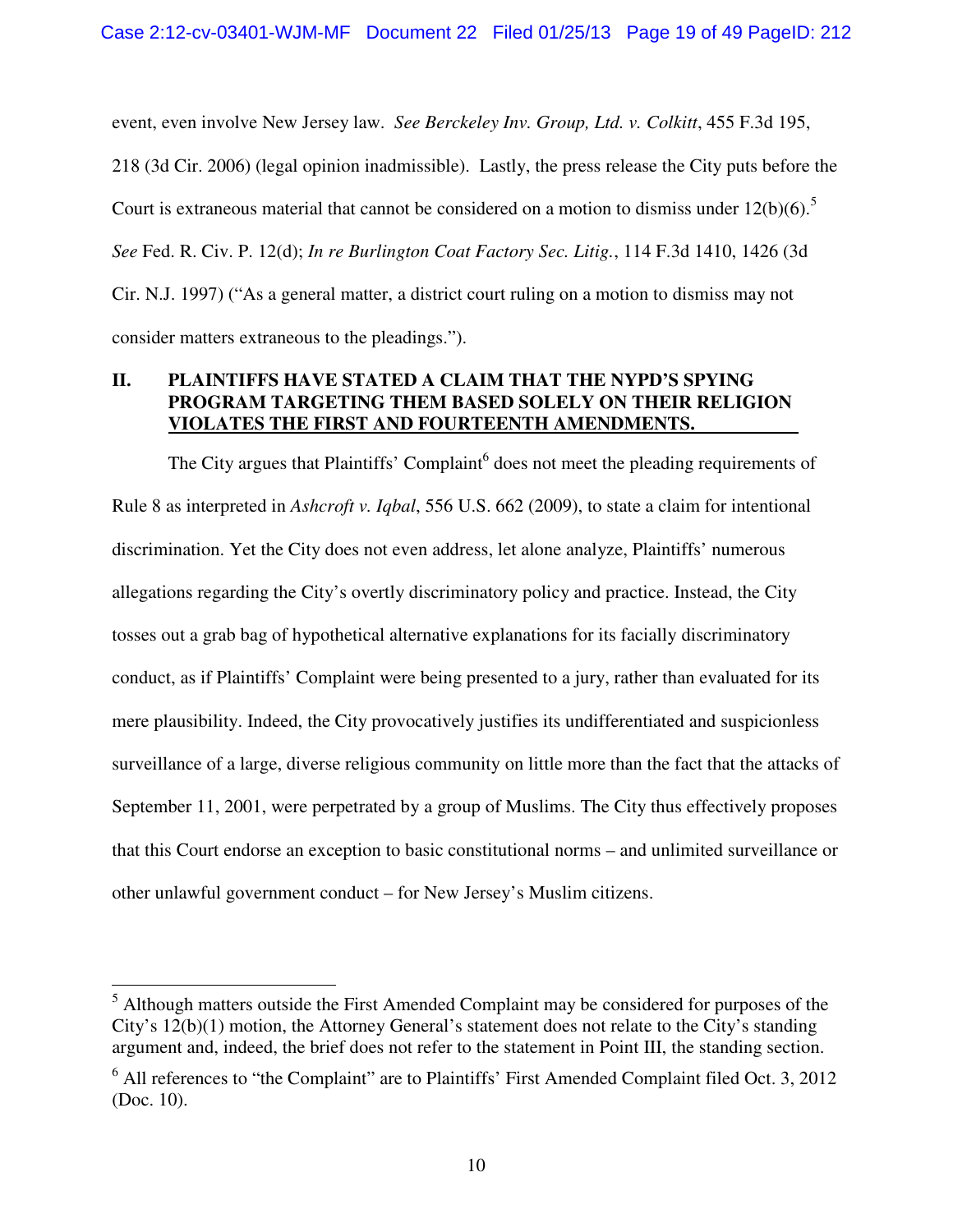event, even involve New Jersey law. *See Berckeley Inv. Group, Ltd. v. Colkitt*, 455 F.3d 195, 218 (3d Cir. 2006) (legal opinion inadmissible). Lastly, the press release the City puts before the Court is extraneous material that cannot be considered on a motion to dismiss under 12(b)(6).[5] *See* Fed. R. Civ. P. 12(d); *In re Burlington Coat Factory Sec. Litig.*, 114 F.3d 1410, 1426 (3d Cir. N.J. 1997) ("As a general matter, a district court ruling on a motion to dismiss may not consider matters extraneous to the pleadings.").

## II. PLAINTIFFS HAVE STATED A CLAIM THAT THE NYPD'S SPYING PROGRAM TARGETING THEM BASED SOLELY ON THEIR RELIGION VIOLATES THE FIRST AND FOURTEENTH AMENDMENTS.

The City argues that Plaintiffs' Complaint[6] does not meet the pleading requirements of Rule 8 as interpreted in *Ashcroft v. Iqbal*, 556 U.S. 662 (2009), to state a claim for intentional discrimination. Yet the City does not even address, let alone analyze, Plaintiffs' numerous allegations regarding the City's overtly discriminatory policy and practice. Instead, the City tosses out a grab bag of hypothetical alternative explanations for its facially discriminatory conduct, as if Plaintiffs' Complaint were being presented to a jury, rather than evaluated for its mere plausibility. Indeed, the City provocatively justifies its undifferentiated and suspicionless surveillance of a large, diverse religious community on little more than the fact that the attacks of September 11, 2001, were perpetrated by a group of Muslims. The City thus effectively proposes that this Court endorse an exception to basic constitutional norms – and unlimited surveillance or other unlawful government conduct – for New Jersey's Muslim citizens.

---

[5] Although matters outside the First Amended Complaint may be considered for purposes of the City's 12(b)(1) motion, the Attorney General's statement does not relate to the City's standing argument and, indeed, the brief does not refer to the statement in Point III, the standing section.

[6] All references to "the Complaint" are to Plaintiffs' First Amended Complaint filed Oct. 3, 2012 (Doc. 10).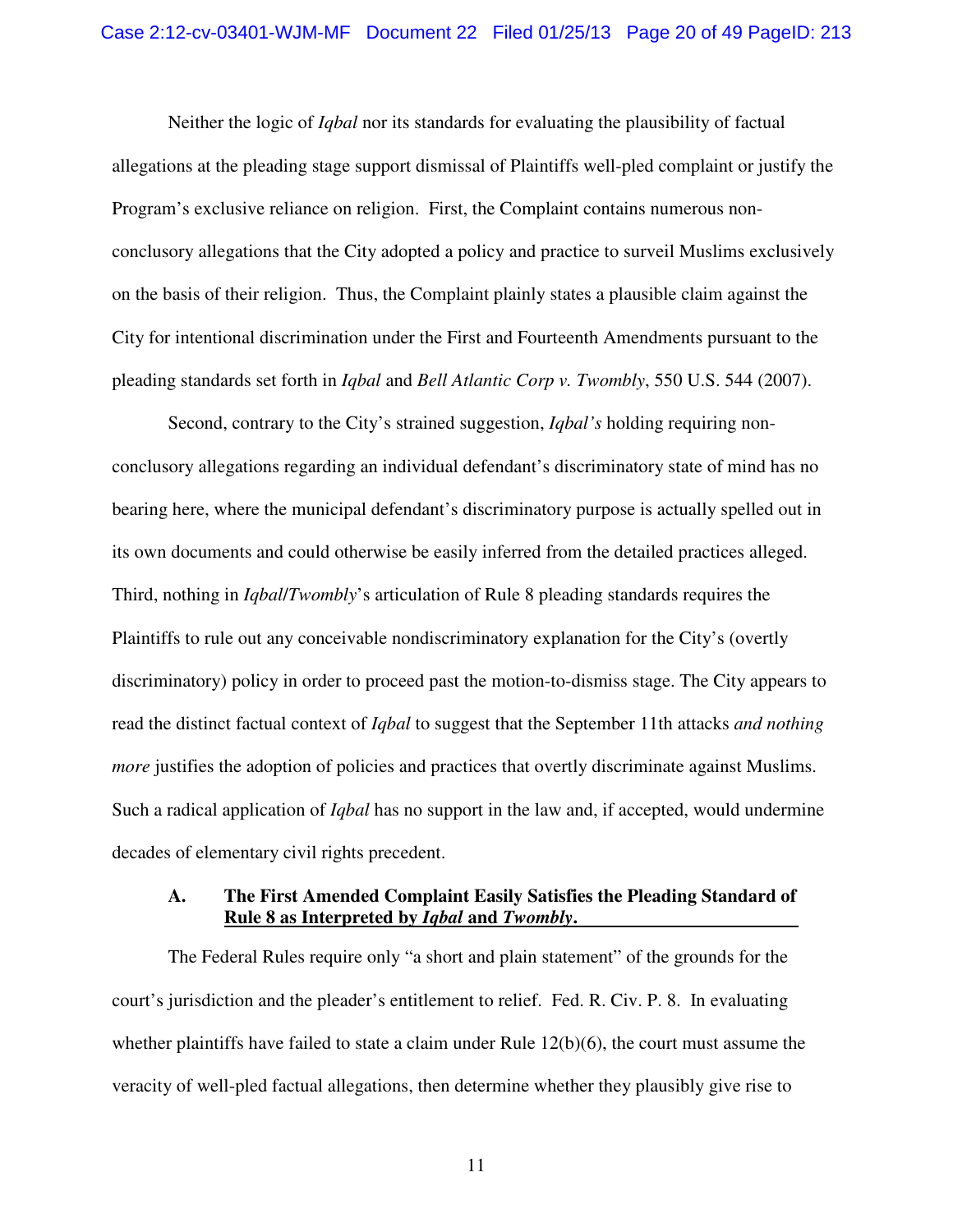Neither the logic of *Iqbal* nor its standards for evaluating the plausibility of factual allegations at the pleading stage support dismissal of Plaintiffs well-pled complaint or justify the Program's exclusive reliance on religion. First, the Complaint contains numerous non-conclusory allegations that the City adopted a policy and practice to surveil Muslims exclusively on the basis of their religion. Thus, the Complaint plainly states a plausible claim against the City for intentional discrimination under the First and Fourteenth Amendments pursuant to the pleading standards set forth in *Iqbal* and *Bell Atlantic Corp v. Twombly*, 550 U.S. 544 (2007).

Second, contrary to the City's strained suggestion, *Iqbal's* holding requiring non-conclusory allegations regarding an individual defendant's discriminatory state of mind has no bearing here, where the municipal defendant's discriminatory purpose is actually spelled out in its own documents and could otherwise be easily inferred from the detailed practices alleged. Third, nothing in *Iqbal*/*Twombly*'s articulation of Rule 8 pleading standards requires the Plaintiffs to rule out any conceivable nondiscriminatory explanation for the City's (overtly discriminatory) policy in order to proceed past the motion-to-dismiss stage. The City appears to read the distinct factual context of *Iqbal* to suggest that the September 11th attacks *and nothing more* justifies the adoption of policies and practices that overtly discriminate against Muslims. Such a radical application of *Iqbal* has no support in the law and, if accepted, would undermine decades of elementary civil rights precedent.

### A. The First Amended Complaint Easily Satisfies the Pleading Standard of Rule 8 as Interpreted by *Iqbal* and *Twombly*.

The Federal Rules require only "a short and plain statement" of the grounds for the court's jurisdiction and the pleader's entitlement to relief. Fed. R. Civ. P. 8. In evaluating whether plaintiffs have failed to state a claim under Rule 12(b)(6), the court must assume the veracity of well-pled factual allegations, then determine whether they plausibly give rise to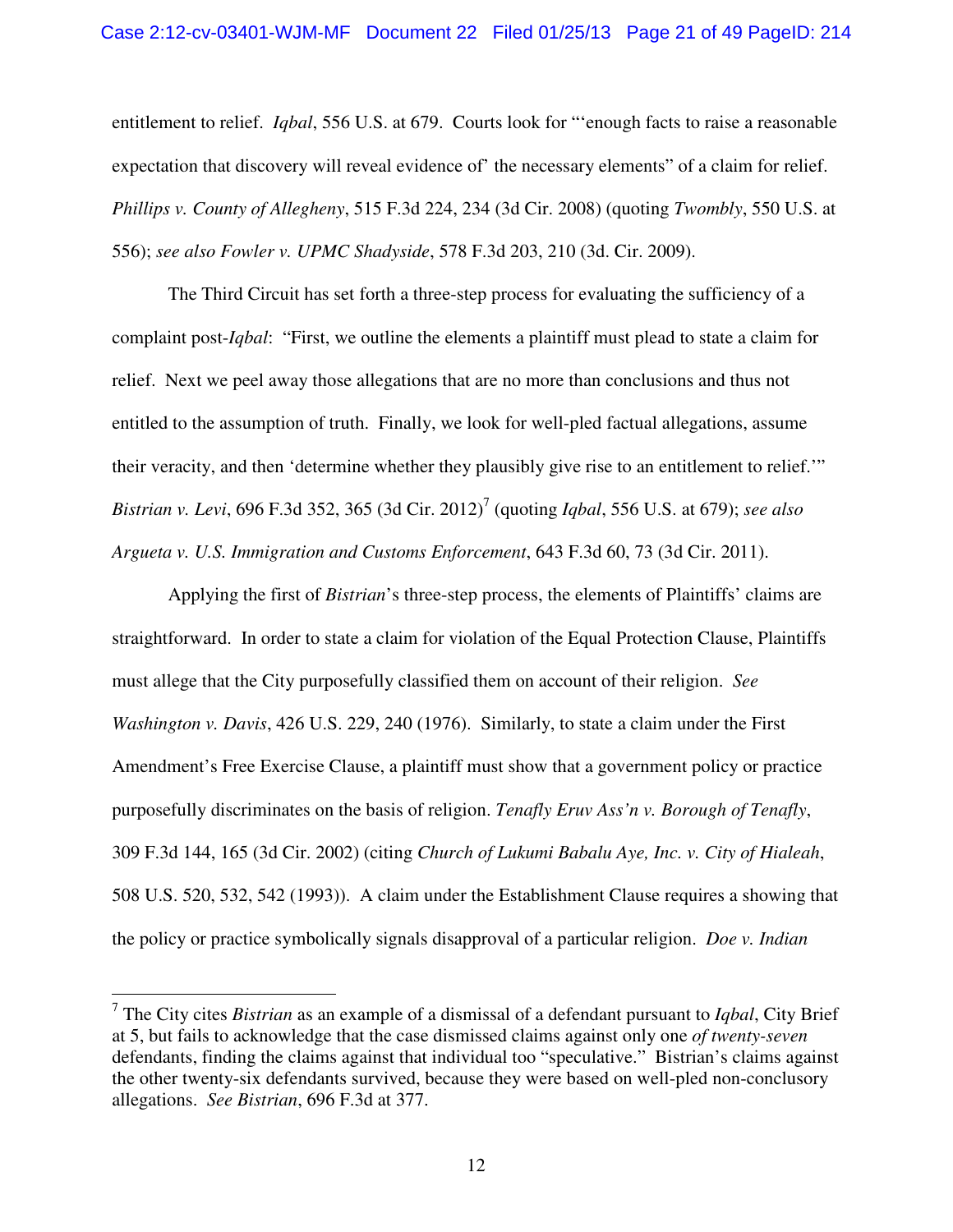entitlement to relief. *Iqbal*, 556 U.S. at 679. Courts look for "'enough facts to raise a reasonable expectation that discovery will reveal evidence of' the necessary elements" of a claim for relief. *Phillips v. County of Allegheny*, 515 F.3d 224, 234 (3d Cir. 2008) (quoting *Twombly*, 550 U.S. at 556); *see also Fowler v. UPMC Shadyside*, 578 F.3d 203, 210 (3d. Cir. 2009).

The Third Circuit has set forth a three-step process for evaluating the sufficiency of a complaint post-*Iqbal*: "First, we outline the elements a plaintiff must plead to state a claim for relief. Next we peel away those allegations that are no more than conclusions and thus not entitled to the assumption of truth. Finally, we look for well-pled factual allegations, assume their veracity, and then 'determine whether they plausibly give rise to an entitlement to relief.'" *Bistrian v. Levi*, 696 F.3d 352, 365 (3d Cir. 2012)[7] (quoting *Iqbal*, 556 U.S. at 679); *see also Argueta v. U.S. Immigration and Customs Enforcement*, 643 F.3d 60, 73 (3d Cir. 2011).

Applying the first of *Bistrian*'s three-step process, the elements of Plaintiffs' claims are straightforward. In order to state a claim for violation of the Equal Protection Clause, Plaintiffs must allege that the City purposefully classified them on account of their religion. *See Washington v. Davis*, 426 U.S. 229, 240 (1976). Similarly, to state a claim under the First Amendment's Free Exercise Clause, a plaintiff must show that a government policy or practice purposefully discriminates on the basis of religion. *Tenafly Eruv Ass'n v. Borough of Tenafly*, 309 F.3d 144, 165 (3d Cir. 2002) (citing *Church of Lukumi Babalu Aye, Inc. v. City of Hialeah*, 508 U.S. 520, 532, 542 (1993)). A claim under the Establishment Clause requires a showing that the policy or practice symbolically signals disapproval of a particular religion. *Doe v. Indian*

---

[7] The City cites *Bistrian* as an example of a dismissal of a defendant pursuant to *Iqbal*, City Brief at 5, but fails to acknowledge that the case dismissed claims against only one *of twenty-seven* defendants, finding the claims against that individual too "speculative." Bistrian's claims against the other twenty-six defendants survived, because they were based on well-pled non-conclusory allegations. *See Bistrian*, 696 F.3d at 377.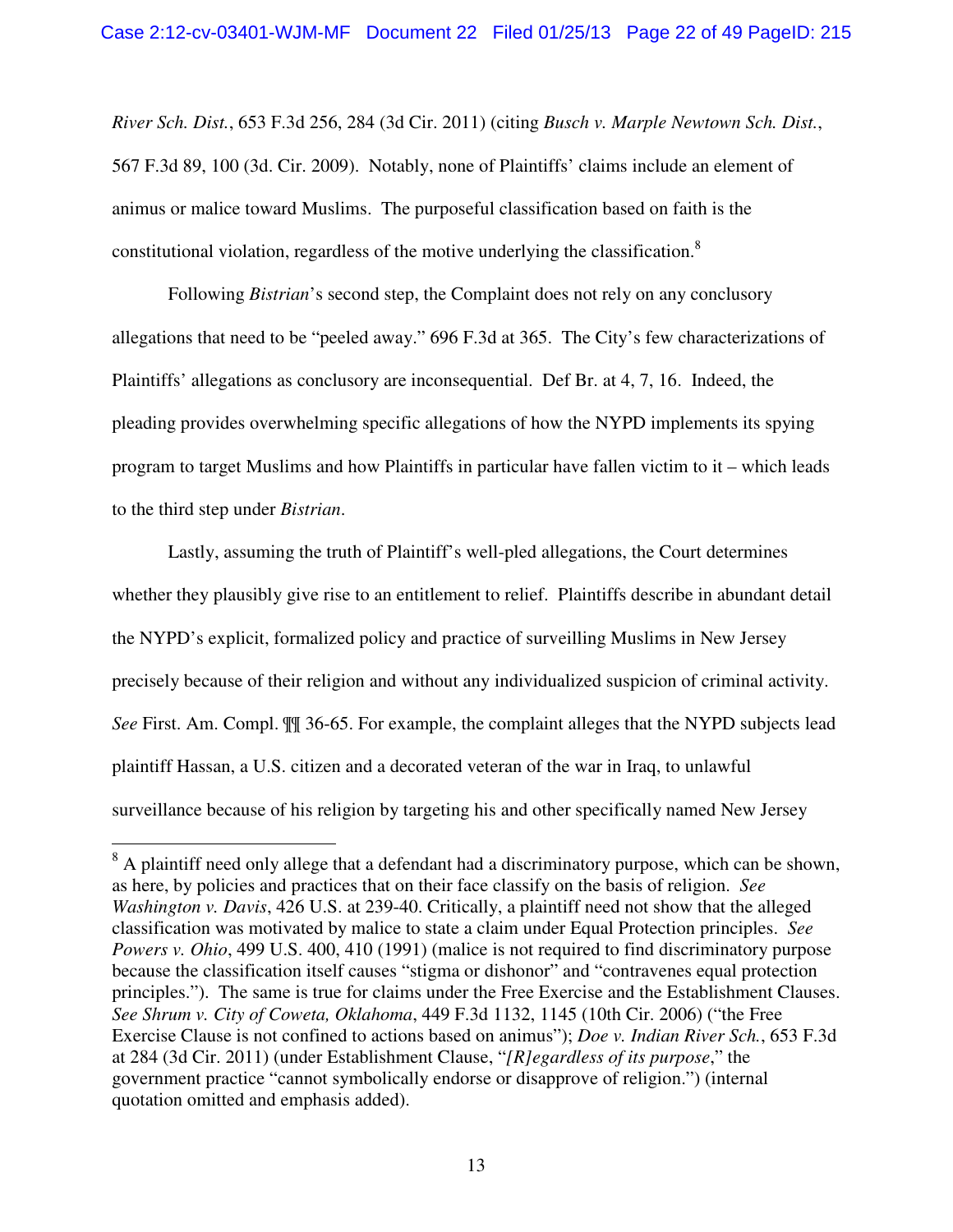*River Sch. Dist.*, 653 F.3d 256, 284 (3d Cir. 2011) (citing *Busch v. Marple Newtown Sch. Dist.*, 567 F.3d 89, 100 (3d. Cir. 2009). Notably, none of Plaintiffs' claims include an element of animus or malice toward Muslims. The purposeful classification based on faith is the constitutional violation, regardless of the motive underlying the classification.[8]

Following *Bistrian*'s second step, the Complaint does not rely on any conclusory allegations that need to be "peeled away." 696 F.3d at 365. The City's few characterizations of Plaintiffs' allegations as conclusory are inconsequential. Def Br. at 4, 7, 16. Indeed, the pleading provides overwhelming specific allegations of how the NYPD implements its spying program to target Muslims and how Plaintiffs in particular have fallen victim to it – which leads to the third step under *Bistrian*.

Lastly, assuming the truth of Plaintiff's well-pled allegations, the Court determines whether they plausibly give rise to an entitlement to relief. Plaintiffs describe in abundant detail the NYPD's explicit, formalized policy and practice of surveilling Muslims in New Jersey precisely because of their religion and without any individualized suspicion of criminal activity. *See* First. Am. Compl. ¶¶ 36-65. For example, the complaint alleges that the NYPD subjects lead plaintiff Hassan, a U.S. citizen and a decorated veteran of the war in Iraq, to unlawful surveillance because of his religion by targeting his and other specifically named New Jersey

---

[8] A plaintiff need only allege that a defendant had a discriminatory purpose, which can be shown, as here, by policies and practices that on their face classify on the basis of religion. *See Washington v. Davis*, 426 U.S. at 239-40. Critically, a plaintiff need not show that the alleged classification was motivated by malice to state a claim under Equal Protection principles. *See Powers v. Ohio*, 499 U.S. 400, 410 (1991) (malice is not required to find discriminatory purpose because the classification itself causes "stigma or dishonor" and "contravenes equal protection principles."). The same is true for claims under the Free Exercise and the Establishment Clauses. *See Shrum v. City of Coweta, Oklahoma*, 449 F.3d 1132, 1145 (10th Cir. 2006) ("the Free Exercise Clause is not confined to actions based on animus"); *Doe v. Indian River Sch.*, 653 F.3d at 284 (3d Cir. 2011) (under Establishment Clause, "*[R]egardless of its purpose*," the government practice "cannot symbolically endorse or disapprove of religion.") (internal quotation omitted and emphasis added).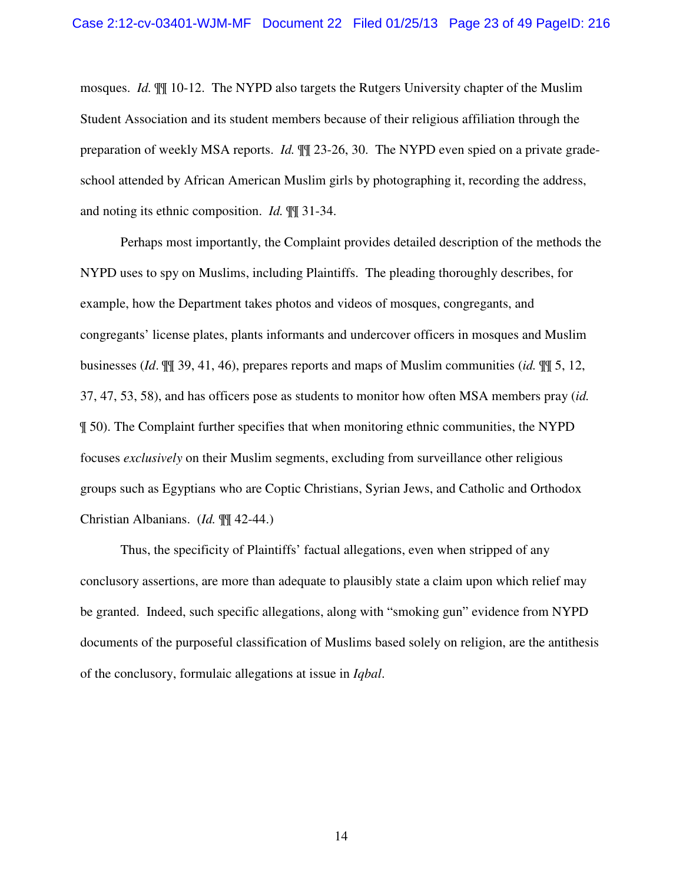mosques. *Id.* ¶¶ 10-12. The NYPD also targets the Rutgers University chapter of the Muslim Student Association and its student members because of their religious affiliation through the preparation of weekly MSA reports. *Id.* ¶¶ 23-26, 30. The NYPD even spied on a private grade-school attended by African American Muslim girls by photographing it, recording the address, and noting its ethnic composition. *Id.* ¶¶ 31-34.

Perhaps most importantly, the Complaint provides detailed description of the methods the NYPD uses to spy on Muslims, including Plaintiffs. The pleading thoroughly describes, for example, how the Department takes photos and videos of mosques, congregants, and congregants' license plates, plants informants and undercover officers in mosques and Muslim businesses (*Id*. ¶¶ 39, 41, 46), prepares reports and maps of Muslim communities (*id.* ¶¶ 5, 12, 37, 47, 53, 58), and has officers pose as students to monitor how often MSA members pray (*id.* ¶ 50). The Complaint further specifies that when monitoring ethnic communities, the NYPD focuses *exclusively* on their Muslim segments, excluding from surveillance other religious groups such as Egyptians who are Coptic Christians, Syrian Jews, and Catholic and Orthodox Christian Albanians. (*Id.* ¶¶ 42-44.)

Thus, the specificity of Plaintiffs' factual allegations, even when stripped of any conclusory assertions, are more than adequate to plausibly state a claim upon which relief may be granted. Indeed, such specific allegations, along with "smoking gun" evidence from NYPD documents of the purposeful classification of Muslims based solely on religion, are the antithesis of the conclusory, formulaic allegations at issue in *Iqbal*.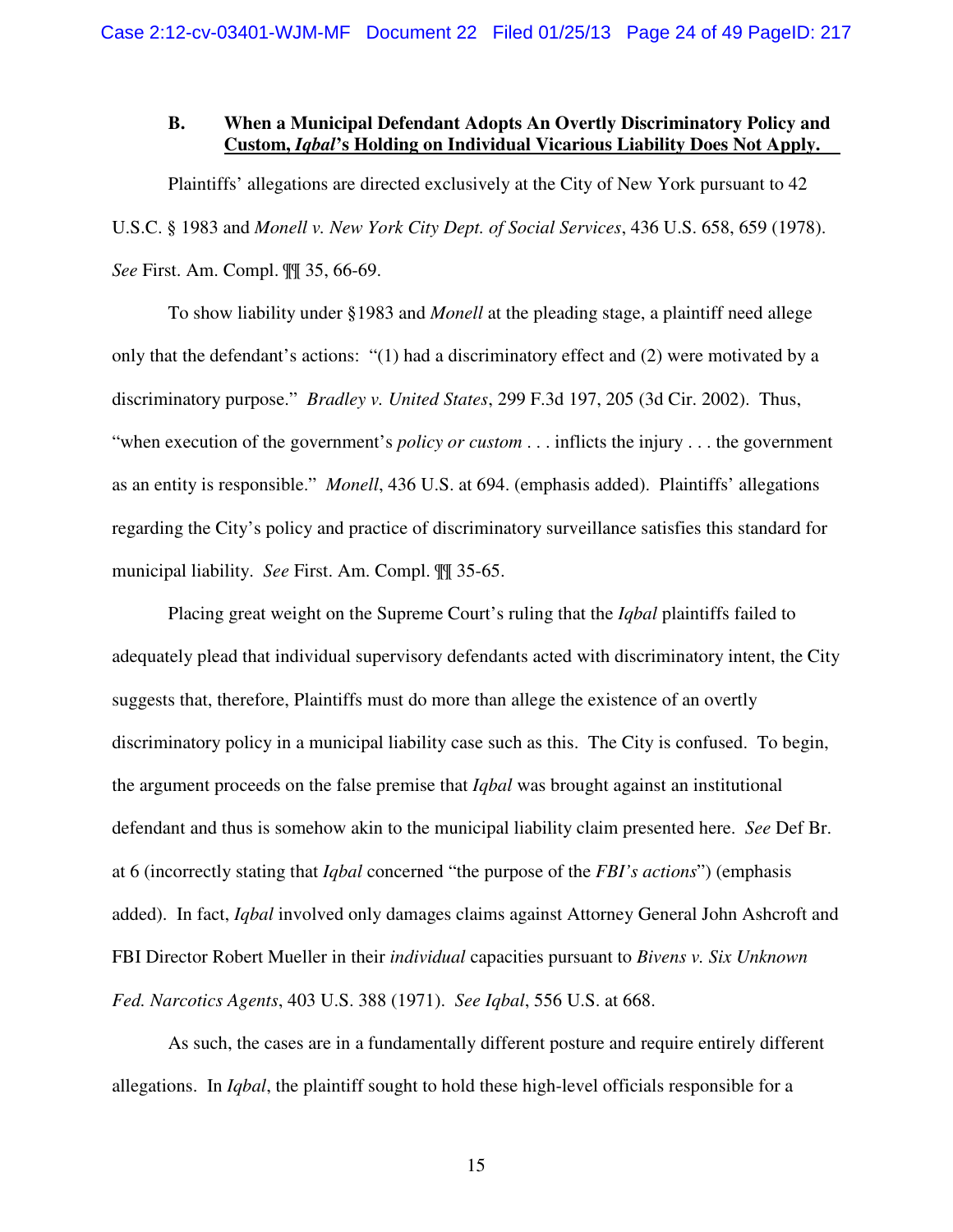### B. When a Municipal Defendant Adopts An Overtly Discriminatory Policy and Custom, *Iqbal*'s Holding on Individual Vicarious Liability Does Not Apply.

Plaintiffs' allegations are directed exclusively at the City of New York pursuant to 42 U.S.C. § 1983 and *Monell v. New York City Dept. of Social Services*, 436 U.S. 658, 659 (1978). *See* First. Am. Compl. ¶¶ 35, 66-69.

To show liability under §1983 and *Monell* at the pleading stage, a plaintiff need allege only that the defendant's actions: "(1) had a discriminatory effect and (2) were motivated by a discriminatory purpose." *Bradley v. United States*, 299 F.3d 197, 205 (3d Cir. 2002). Thus, "when execution of the government's *policy or custom* . . . inflicts the injury . . . the government as an entity is responsible." *Monell*, 436 U.S. at 694. (emphasis added). Plaintiffs' allegations regarding the City's policy and practice of discriminatory surveillance satisfies this standard for municipal liability. *See* First. Am. Compl. ¶¶ 35-65.

Placing great weight on the Supreme Court's ruling that the *Iqbal* plaintiffs failed to adequately plead that individual supervisory defendants acted with discriminatory intent, the City suggests that, therefore, Plaintiffs must do more than allege the existence of an overtly discriminatory policy in a municipal liability case such as this. The City is confused. To begin, the argument proceeds on the false premise that *Iqbal* was brought against an institutional defendant and thus is somehow akin to the municipal liability claim presented here. *See* Def Br. at 6 (incorrectly stating that *Iqbal* concerned "the purpose of the *FBI's actions*") (emphasis added). In fact, *Iqbal* involved only damages claims against Attorney General John Ashcroft and FBI Director Robert Mueller in their *individual* capacities pursuant to *Bivens v. Six Unknown Fed. Narcotics Agents*, 403 U.S. 388 (1971). *See Iqbal*, 556 U.S. at 668.

As such, the cases are in a fundamentally different posture and require entirely different allegations. In *Iqbal*, the plaintiff sought to hold these high-level officials responsible for a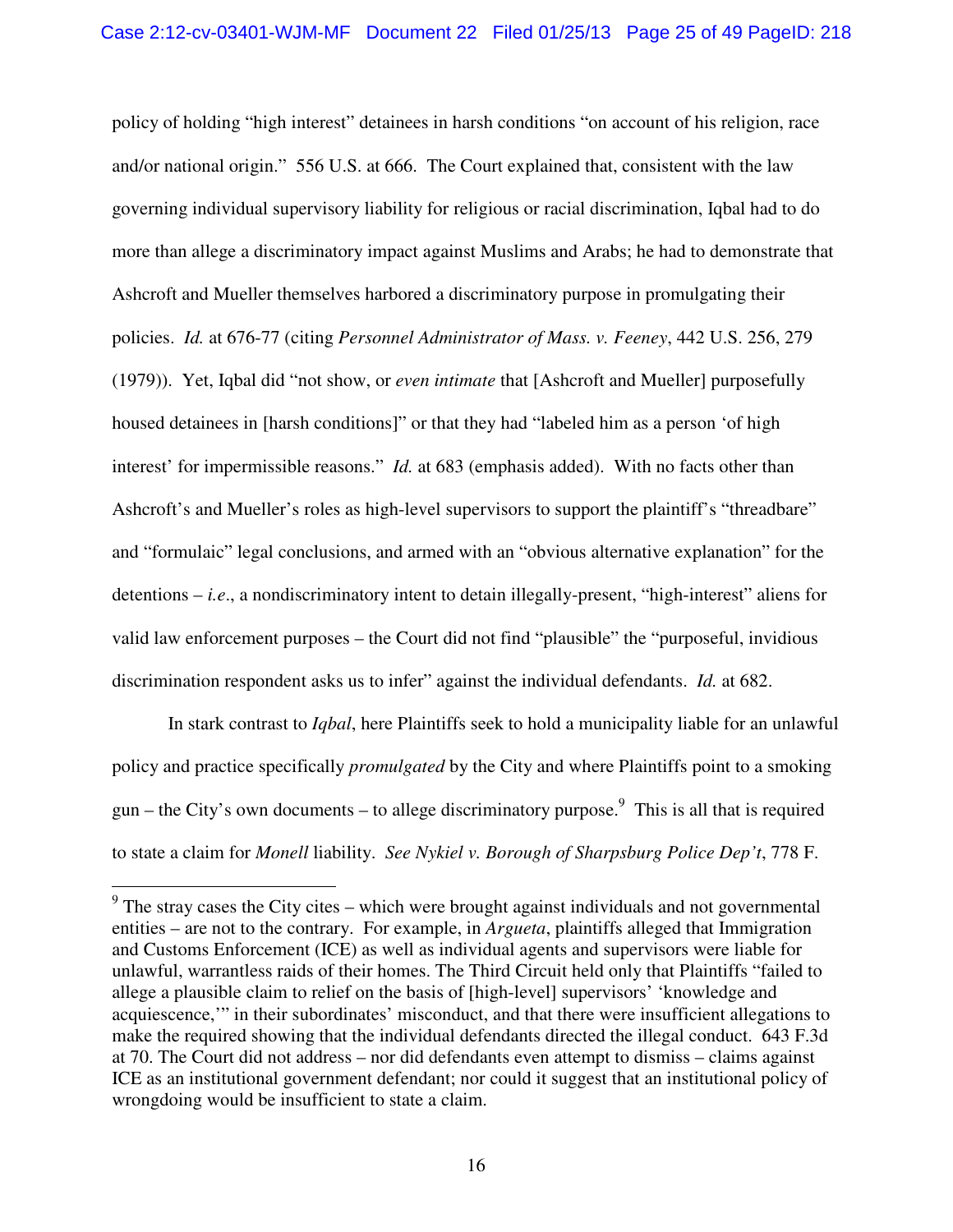policy of holding "high interest" detainees in harsh conditions "on account of his religion, race and/or national origin." 556 U.S. at 666. The Court explained that, consistent with the law governing individual supervisory liability for religious or racial discrimination, Iqbal had to do more than allege a discriminatory impact against Muslims and Arabs; he had to demonstrate that Ashcroft and Mueller themselves harbored a discriminatory purpose in promulgating their policies. *Id.* at 676-77 (citing *Personnel Administrator of Mass. v. Feeney*, 442 U.S. 256, 279 (1979)). Yet, Iqbal did "not show, or *even intimate* that [Ashcroft and Mueller] purposefully housed detainees in [harsh conditions]" or that they had "labeled him as a person 'of high interest' for impermissible reasons." *Id.* at 683 (emphasis added). With no facts other than Ashcroft's and Mueller's roles as high-level supervisors to support the plaintiff's "threadbare" and "formulaic" legal conclusions, and armed with an "obvious alternative explanation" for the detentions – *i.e.*, a nondiscriminatory intent to detain illegally-present, "high-interest" aliens for valid law enforcement purposes – the Court did not find "plausible" the "purposeful, invidious discrimination respondent asks us to infer" against the individual defendants. *Id.* at 682.

In stark contrast to *Iqbal*, here Plaintiffs seek to hold a municipality liable for an unlawful policy and practice specifically *promulgated* by the City and where Plaintiffs point to a smoking gun – the City's own documents – to allege discriminatory purpose.[9] This is all that is required to state a claim for *Monell* liability. *See Nykiel v. Borough of Sharpsburg Police Dep't*, 778 F.

[9] The stray cases the City cites – which were brought against individuals and not governmental entities – are not to the contrary. For example, in *Argueta*, plaintiffs alleged that Immigration and Customs Enforcement (ICE) as well as individual agents and supervisors were liable for unlawful, warrantless raids of their homes. The Third Circuit held only that Plaintiffs "failed to allege a plausible claim to relief on the basis of [high-level] supervisors' 'knowledge and acquiescence,'" in their subordinates' misconduct, and that there were insufficient allegations to make the required showing that the individual defendants directed the illegal conduct. 643 F.3d at 70. The Court did not address – nor did defendants even attempt to dismiss – claims against ICE as an institutional government defendant; nor could it suggest that an institutional policy of wrongdoing would be insufficient to state a claim.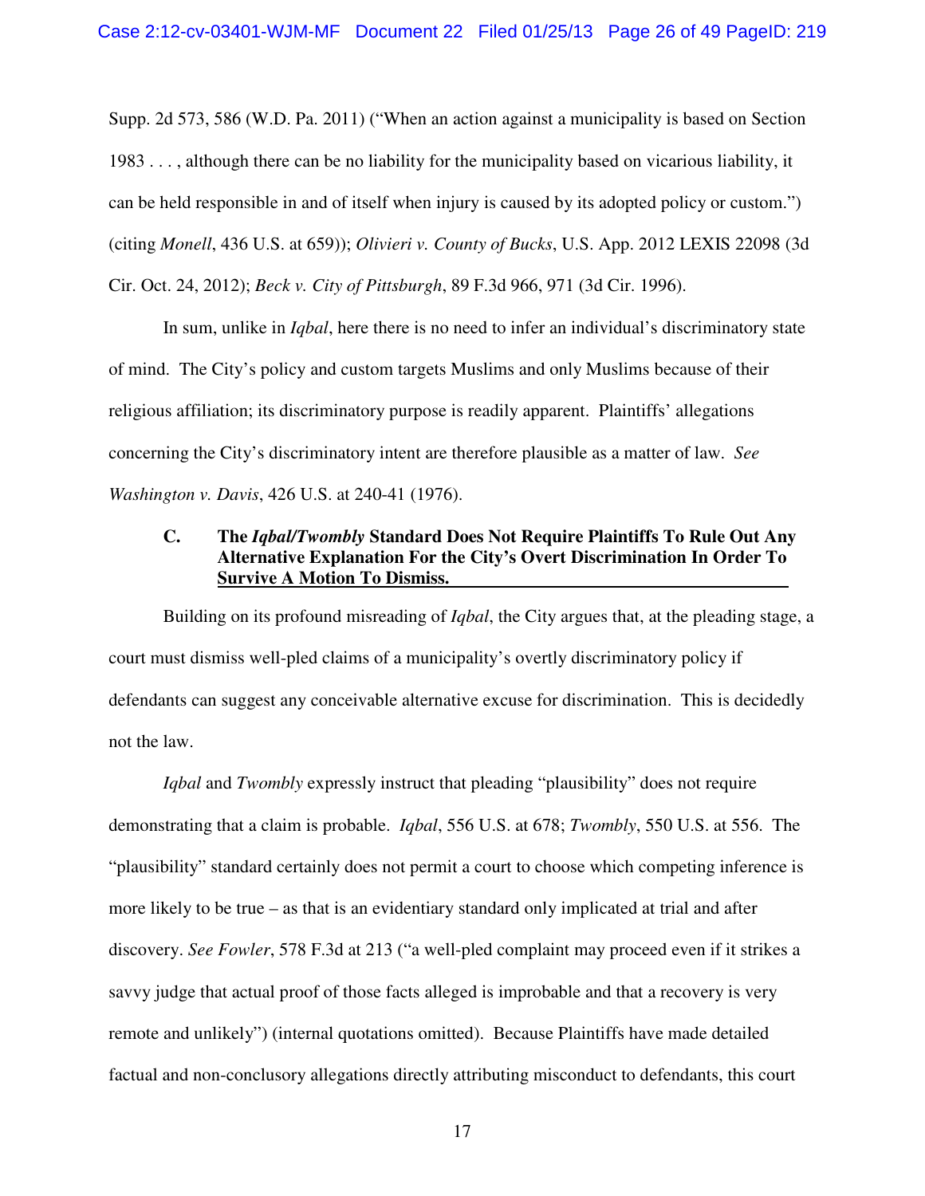Supp. 2d 573, 586 (W.D. Pa. 2011) ("When an action against a municipality is based on Section 1983 . . . , although there can be no liability for the municipality based on vicarious liability, it can be held responsible in and of itself when injury is caused by its adopted policy or custom.") (citing *Monell*, 436 U.S. at 659)); *Olivieri v. County of Bucks*, U.S. App. 2012 LEXIS 22098 (3d Cir. Oct. 24, 2012); *Beck v. City of Pittsburgh*, 89 F.3d 966, 971 (3d Cir. 1996).

In sum, unlike in *Iqbal*, here there is no need to infer an individual's discriminatory state of mind. The City's policy and custom targets Muslims and only Muslims because of their religious affiliation; its discriminatory purpose is readily apparent. Plaintiffs' allegations concerning the City's discriminatory intent are therefore plausible as a matter of law. *See Washington v. Davis*, 426 U.S. at 240-41 (1976).

### C. The *Iqbal/Twombly* Standard Does Not Require Plaintiffs To Rule Out Any Alternative Explanation For the City's Overt Discrimination In Order To Survive A Motion To Dismiss.

Building on its profound misreading of *Iqbal*, the City argues that, at the pleading stage, a court must dismiss well-pled claims of a municipality's overtly discriminatory policy if defendants can suggest any conceivable alternative excuse for discrimination. This is decidedly not the law.

*Iqbal* and *Twombly* expressly instruct that pleading "plausibility" does not require demonstrating that a claim is probable. *Iqbal*, 556 U.S. at 678; *Twombly*, 550 U.S. at 556. The "plausibility" standard certainly does not permit a court to choose which competing inference is more likely to be true – as that is an evidentiary standard only implicated at trial and after discovery. *See Fowler*, 578 F.3d at 213 ("a well-pled complaint may proceed even if it strikes a savvy judge that actual proof of those facts alleged is improbable and that a recovery is very remote and unlikely") (internal quotations omitted). Because Plaintiffs have made detailed factual and non-conclusory allegations directly attributing misconduct to defendants, this court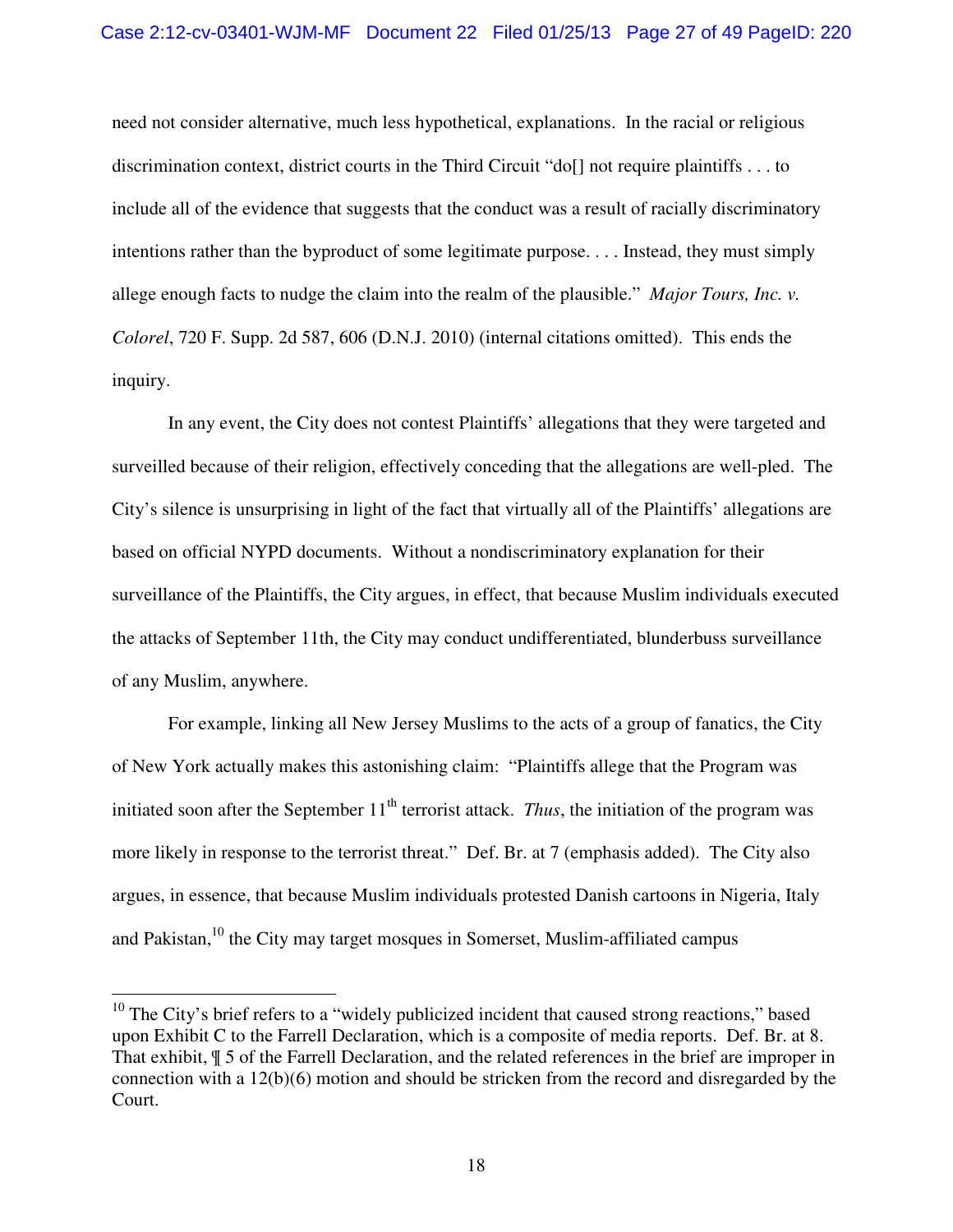need not consider alternative, much less hypothetical, explanations. In the racial or religious discrimination context, district courts in the Third Circuit "do[] not require plaintiffs . . . to include all of the evidence that suggests that the conduct was a result of racially discriminatory intentions rather than the byproduct of some legitimate purpose. . . . Instead, they must simply allege enough facts to nudge the claim into the realm of the plausible." *Major Tours, Inc. v. Colorel*, 720 F. Supp. 2d 587, 606 (D.N.J. 2010) (internal citations omitted). This ends the inquiry.

In any event, the City does not contest Plaintiffs' allegations that they were targeted and surveilled because of their religion, effectively conceding that the allegations are well-pled. The City's silence is unsurprising in light of the fact that virtually all of the Plaintiffs' allegations are based on official NYPD documents. Without a nondiscriminatory explanation for their surveillance of the Plaintiffs, the City argues, in effect, that because Muslim individuals executed the attacks of September 11th, the City may conduct undifferentiated, blunderbuss surveillance of any Muslim, anywhere.

For example, linking all New Jersey Muslims to the acts of a group of fanatics, the City of New York actually makes this astonishing claim: "Plaintiffs allege that the Program was initiated soon after the September 11th terrorist attack. *Thus*, the initiation of the program was more likely in response to the terrorist threat." Def. Br. at 7 (emphasis added). The City also argues, in essence, that because Muslim individuals protested Danish cartoons in Nigeria, Italy and Pakistan,[10] the City may target mosques in Somerset, Muslim-affiliated campus

---

[10] The City's brief refers to a "widely publicized incident that caused strong reactions," based upon Exhibit C to the Farrell Declaration, which is a composite of media reports. Def. Br. at 8. That exhibit, ¶ 5 of the Farrell Declaration, and the related references in the brief are improper in connection with a 12(b)(6) motion and should be stricken from the record and disregarded by the Court.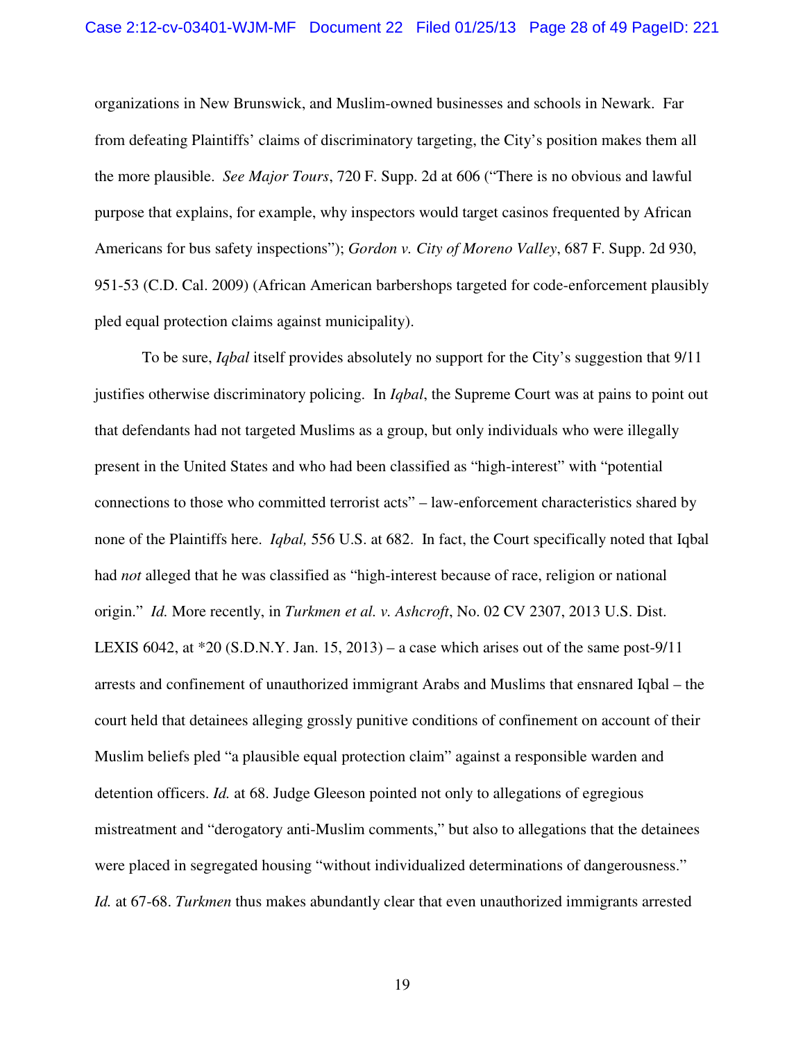organizations in New Brunswick, and Muslim-owned businesses and schools in Newark. Far from defeating Plaintiffs' claims of discriminatory targeting, the City's position makes them all the more plausible. *See Major Tours*, 720 F. Supp. 2d at 606 ("There is no obvious and lawful purpose that explains, for example, why inspectors would target casinos frequented by African Americans for bus safety inspections"); *Gordon v. City of Moreno Valley*, 687 F. Supp. 2d 930, 951-53 (C.D. Cal. 2009) (African American barbershops targeted for code-enforcement plausibly pled equal protection claims against municipality).

To be sure, *Iqbal* itself provides absolutely no support for the City's suggestion that 9/11 justifies otherwise discriminatory policing. In *Iqbal*, the Supreme Court was at pains to point out that defendants had not targeted Muslims as a group, but only individuals who were illegally present in the United States and who had been classified as "high-interest" with "potential connections to those who committed terrorist acts" – law-enforcement characteristics shared by none of the Plaintiffs here. *Iqbal,* 556 U.S. at 682. In fact, the Court specifically noted that Iqbal had *not* alleged that he was classified as "high-interest because of race, religion or national origin." *Id.* More recently, in *Turkmen et al. v. Ashcroft*, No. 02 CV 2307, 2013 U.S. Dist. LEXIS 6042, at *20 (S.D.N.Y. Jan. 15, 2013) – a case which arises out of the same post-9/11 arrests and confinement of unauthorized immigrant Arabs and Muslims that ensnared Iqbal – the court held that detainees alleging grossly punitive conditions of confinement on account of their Muslim beliefs pled "a plausible equal protection claim" against a responsible warden and detention officers. *Id.* at 68. Judge Gleeson pointed not only to allegations of egregious mistreatment and "derogatory anti-Muslim comments," but also to allegations that the detainees were placed in segregated housing "without individualized determinations of dangerousness." *Id.* at 67-68. *Turkmen* thus makes abundantly clear that even unauthorized immigrants arrested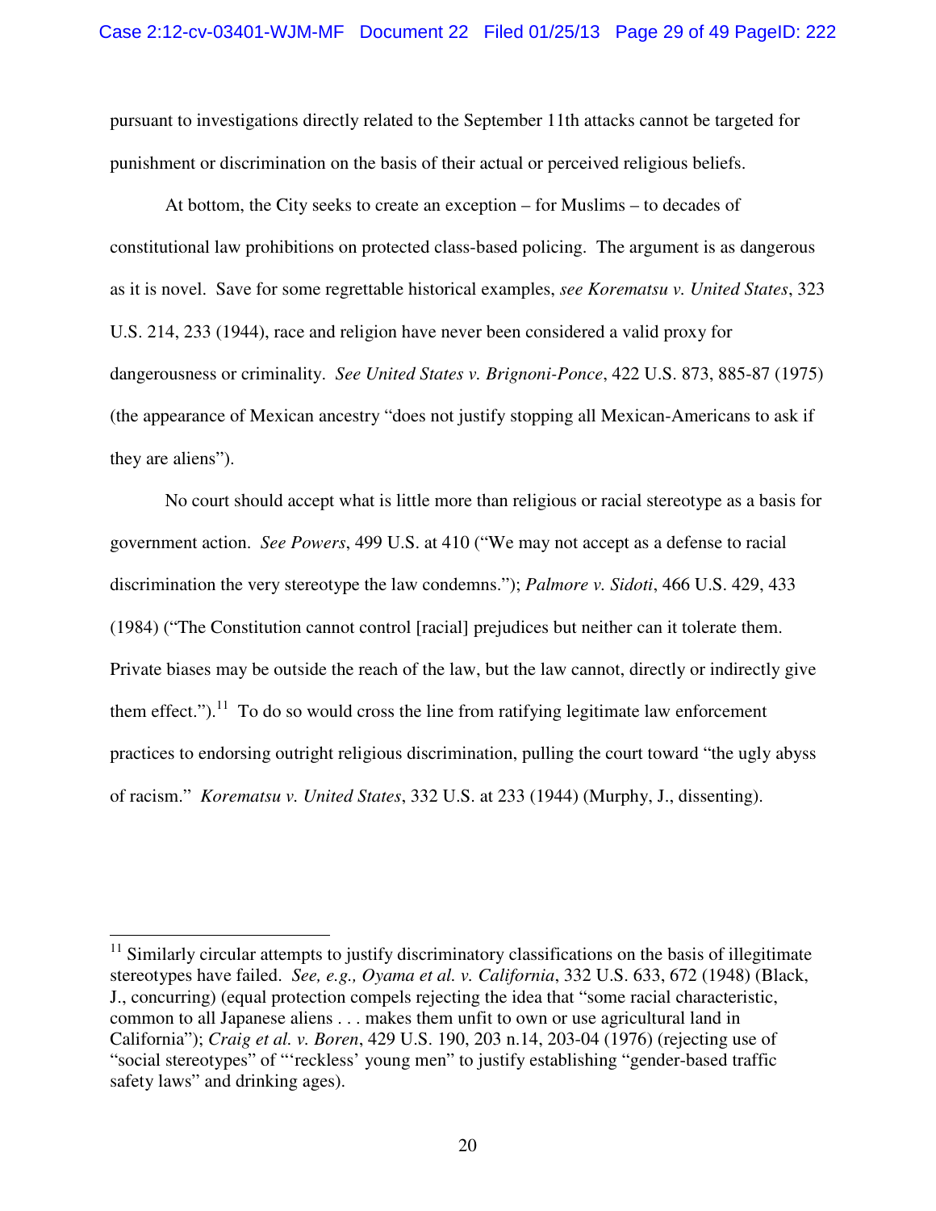pursuant to investigations directly related to the September 11th attacks cannot be targeted for punishment or discrimination on the basis of their actual or perceived religious beliefs.

At bottom, the City seeks to create an exception – for Muslims – to decades of constitutional law prohibitions on protected class-based policing. The argument is as dangerous as it is novel. Save for some regrettable historical examples, *see Korematsu v. United States*, 323 U.S. 214, 233 (1944), race and religion have never been considered a valid proxy for dangerousness or criminality. *See United States v. Brignoni-Ponce*, 422 U.S. 873, 885-87 (1975) (the appearance of Mexican ancestry "does not justify stopping all Mexican-Americans to ask if they are aliens").

No court should accept what is little more than religious or racial stereotype as a basis for government action. *See Powers*, 499 U.S. at 410 ("We may not accept as a defense to racial discrimination the very stereotype the law condemns."); *Palmore v. Sidoti*, 466 U.S. 429, 433 (1984) ("The Constitution cannot control [racial] prejudices but neither can it tolerate them. Private biases may be outside the reach of the law, but the law cannot, directly or indirectly give them effect.").[11] To do so would cross the line from ratifying legitimate law enforcement practices to endorsing outright religious discrimination, pulling the court toward "the ugly abyss of racism." *Korematsu v. United States*, 332 U.S. at 233 (1944) (Murphy, J., dissenting).

---

[11] Similarly circular attempts to justify discriminatory classifications on the basis of illegitimate stereotypes have failed. *See, e.g., Oyama et al. v. California*, 332 U.S. 633, 672 (1948) (Black, J., concurring) (equal protection compels rejecting the idea that "some racial characteristic, common to all Japanese aliens . . . makes them unfit to own or use agricultural land in California"); *Craig et al. v. Boren*, 429 U.S. 190, 203 n.14, 203-04 (1976) (rejecting use of "social stereotypes" of "'reckless' young men" to justify establishing "gender-based traffic safety laws" and drinking ages).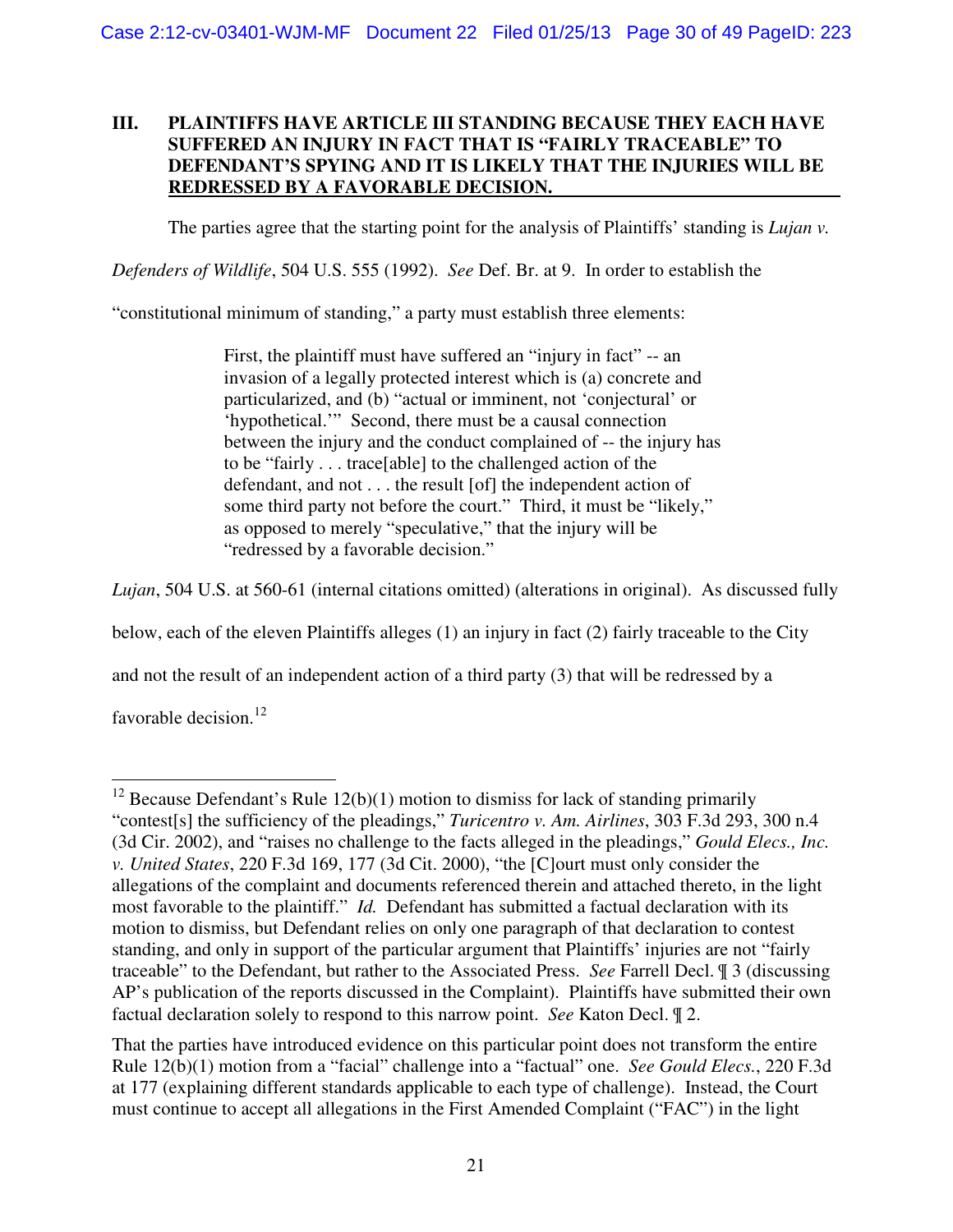## III. PLAINTIFFS HAVE ARTICLE III STANDING BECAUSE THEY EACH HAVE SUFFERED AN INJURY IN FACT THAT IS "FAIRLY TRACEABLE" TO DEFENDANT'S SPYING AND IT IS LIKELY THAT THE INJURIES WILL BE REDRESSED BY A FAVORABLE DECISION.

The parties agree that the starting point for the analysis of Plaintiffs' standing is *Lujan v. Defenders of Wildlife*, 504 U.S. 555 (1992). *See* Def. Br. at 9. In order to establish the "constitutional minimum of standing," a party must establish three elements:

> First, the plaintiff must have suffered an "injury in fact" -- an invasion of a legally protected interest which is (a) concrete and particularized, and (b) "actual or imminent, not 'conjectural' or 'hypothetical.'" Second, there must be a causal connection between the injury and the conduct complained of -- the injury has to be "fairly . . . trace[able] to the challenged action of the defendant, and not . . . the result [of] the independent action of some third party not before the court." Third, it must be "likely," as opposed to merely "speculative," that the injury will be "redressed by a favorable decision."

*Lujan*, 504 U.S. at 560-61 (internal citations omitted) (alterations in original). As discussed fully below, each of the eleven Plaintiffs alleges (1) an injury in fact (2) fairly traceable to the City and not the result of an independent action of a third party (3) that will be redressed by a favorable decision.[12]

---

[12] Because Defendant's Rule 12(b)(1) motion to dismiss for lack of standing primarily "contest[s] the sufficiency of the pleadings," *Turicentro v. Am. Airlines*, 303 F.3d 293, 300 n.4 (3d Cir. 2002), and "raises no challenge to the facts alleged in the pleadings," *Gould Elecs., Inc. v. United States*, 220 F.3d 169, 177 (3d Cit. 2000), "the [C]ourt must only consider the allegations of the complaint and documents referenced therein and attached thereto, in the light most favorable to the plaintiff." *Id.* Defendant has submitted a factual declaration with its motion to dismiss, but Defendant relies on only one paragraph of that declaration to contest standing, and only in support of the particular argument that Plaintiffs' injuries are not "fairly traceable" to the Defendant, but rather to the Associated Press. *See* Farrell Decl. ¶ 3 (discussing AP's publication of the reports discussed in the Complaint). Plaintiffs have submitted their own factual declaration solely to respond to this narrow point. *See* Katon Decl. ¶ 2.

That the parties have introduced evidence on this particular point does not transform the entire Rule 12(b)(1) motion from a "facial" challenge into a "factual" one. *See Gould Elecs.*, 220 F.3d at 177 (explaining different standards applicable to each type of challenge). Instead, the Court must continue to accept all allegations in the First Amended Complaint ("FAC") in the light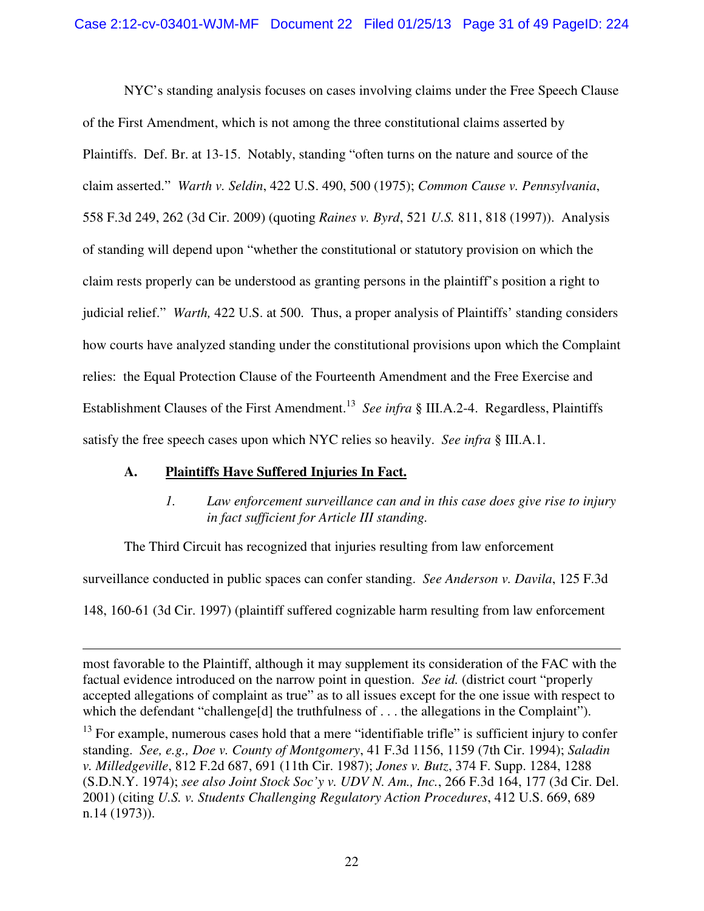NYC's standing analysis focuses on cases involving claims under the Free Speech Clause of the First Amendment, which is not among the three constitutional claims asserted by Plaintiffs. Def. Br. at 13-15. Notably, standing "often turns on the nature and source of the claim asserted." *Warth v. Seldin*, 422 U.S. 490, 500 (1975); *Common Cause v. Pennsylvania*, 558 F.3d 249, 262 (3d Cir. 2009) (quoting *Raines v. Byrd*, 521 *U.S.* 811, 818 (1997)). Analysis of standing will depend upon "whether the constitutional or statutory provision on which the claim rests properly can be understood as granting persons in the plaintiff's position a right to judicial relief." *Warth,* 422 U.S. at 500. Thus, a proper analysis of Plaintiffs' standing considers how courts have analyzed standing under the constitutional provisions upon which the Complaint relies: the Equal Protection Clause of the Fourteenth Amendment and the Free Exercise and Establishment Clauses of the First Amendment.[13] *See infra* § III.A.2-4. Regardless, Plaintiffs satisfy the free speech cases upon which NYC relies so heavily. *See infra* § III.A.1.

### A. <u>Plaintiffs Have Suffered Injuries In Fact.</u>

#### *1. Law enforcement surveillance can and in this case does give rise to injury in fact sufficient for Article III standing.*

The Third Circuit has recognized that injuries resulting from law enforcement surveillance conducted in public spaces can confer standing. *See Anderson v. Davila*, 125 F.3d 148, 160-61 (3d Cir. 1997) (plaintiff suffered cognizable harm resulting from law enforcement

---

most favorable to the Plaintiff, although it may supplement its consideration of the FAC with the factual evidence introduced on the narrow point in question. *See id.* (district court "properly accepted allegations of complaint as true" as to all issues except for the one issue with respect to which the defendant "challenge[d] the truthfulness of . . . the allegations in the Complaint").

[13] For example, numerous cases hold that a mere "identifiable trifle" is sufficient injury to confer standing. *See, e.g., Doe v. County of Montgomery*, 41 F.3d 1156, 1159 (7th Cir. 1994); *Saladin v. Milledgeville*, 812 F.2d 687, 691 (11th Cir. 1987); *Jones v. Butz*, 374 F. Supp. 1284, 1288 (S.D.N.Y. 1974); *see also Joint Stock Soc'y v. UDV N. Am., Inc.*, 266 F.3d 164, 177 (3d Cir. Del. 2001) (citing *U.S. v. Students Challenging Regulatory Action Procedures*, 412 U.S. 669, 689 n.14 (1973)).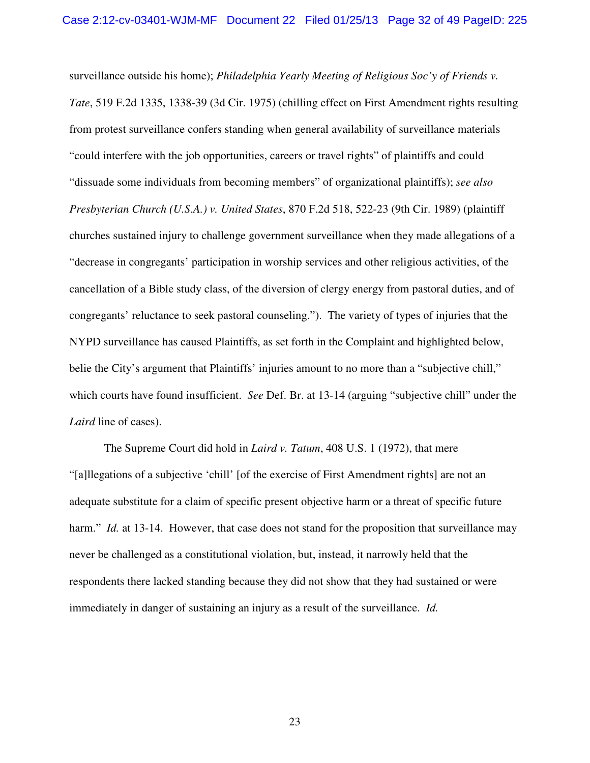surveillance outside his home); *Philadelphia Yearly Meeting of Religious Soc'y of Friends v. Tate*, 519 F.2d 1335, 1338-39 (3d Cir. 1975) (chilling effect on First Amendment rights resulting from protest surveillance confers standing when general availability of surveillance materials "could interfere with the job opportunities, careers or travel rights" of plaintiffs and could "dissuade some individuals from becoming members" of organizational plaintiffs); *see also Presbyterian Church (U.S.A.) v. United States*, 870 F.2d 518, 522-23 (9th Cir. 1989) (plaintiff churches sustained injury to challenge government surveillance when they made allegations of a "decrease in congregants' participation in worship services and other religious activities, of the cancellation of a Bible study class, of the diversion of clergy energy from pastoral duties, and of congregants' reluctance to seek pastoral counseling."). The variety of types of injuries that the NYPD surveillance has caused Plaintiffs, as set forth in the Complaint and highlighted below, belie the City's argument that Plaintiffs' injuries amount to no more than a "subjective chill," which courts have found insufficient. *See* Def. Br. at 13-14 (arguing "subjective chill" under the *Laird* line of cases).

The Supreme Court did hold in *Laird v. Tatum*, 408 U.S. 1 (1972), that mere "[a]llegations of a subjective 'chill' [of the exercise of First Amendment rights] are not an adequate substitute for a claim of specific present objective harm or a threat of specific future harm." *Id.* at 13-14. However, that case does not stand for the proposition that surveillance may never be challenged as a constitutional violation, but, instead, it narrowly held that the respondents there lacked standing because they did not show that they had sustained or were immediately in danger of sustaining an injury as a result of the surveillance. *Id.*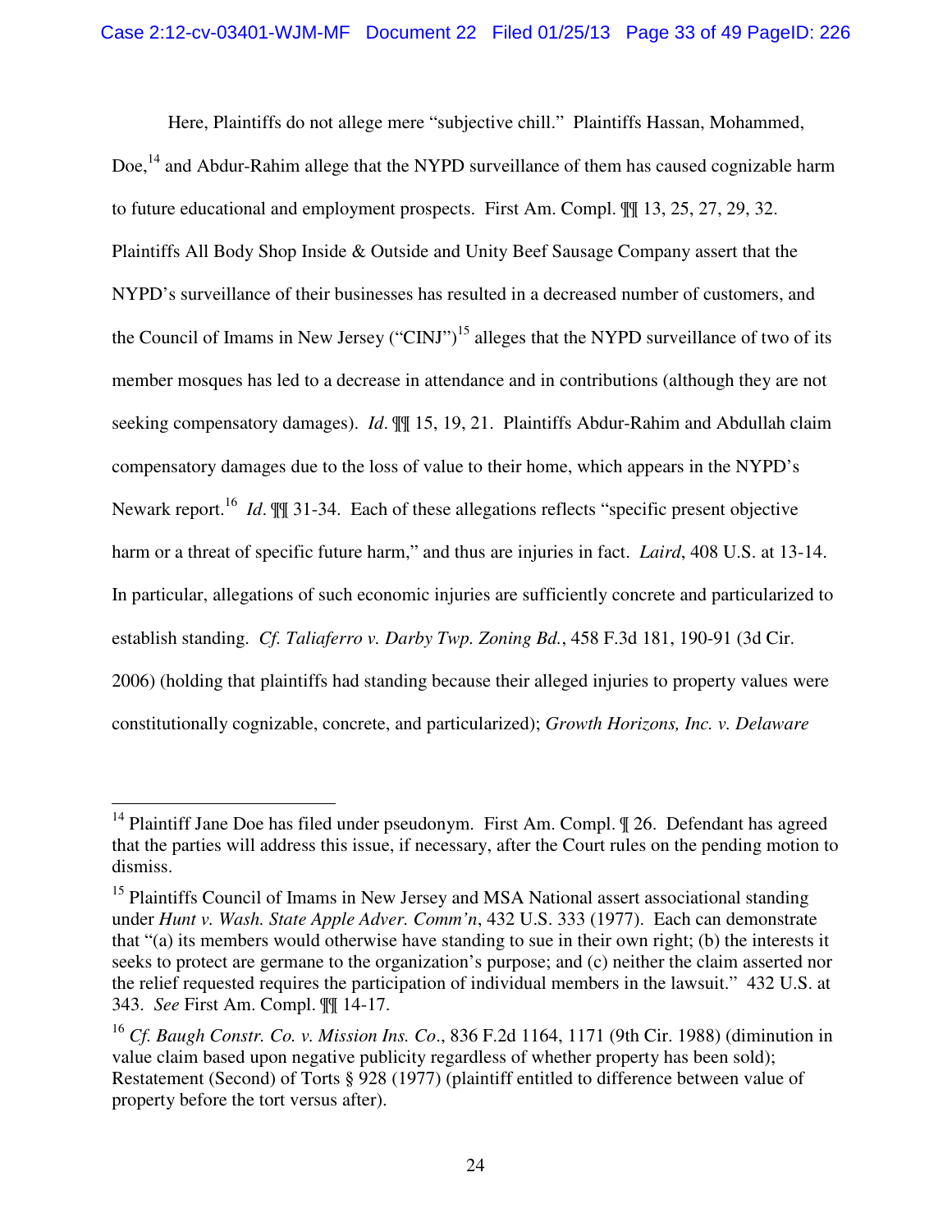Here, Plaintiffs do not allege mere "subjective chill." Plaintiffs Hassan, Mohammed, Doe,[14] and Abdur-Rahim allege that the NYPD surveillance of them has caused cognizable harm to future educational and employment prospects. First Am. Compl. ¶¶ 13, 25, 27, 29, 32. Plaintiffs All Body Shop Inside & Outside and Unity Beef Sausage Company assert that the NYPD's surveillance of their businesses has resulted in a decreased number of customers, and the Council of Imams in New Jersey ("CINJ")[15] alleges that the NYPD surveillance of two of its member mosques has led to a decrease in attendance and in contributions (although they are not seeking compensatory damages). *Id*. ¶¶ 15, 19, 21. Plaintiffs Abdur-Rahim and Abdullah claim compensatory damages due to the loss of value to their home, which appears in the NYPD's Newark report.[16] *Id*. ¶¶ 31-34. Each of these allegations reflects "specific present objective harm or a threat of specific future harm," and thus are injuries in fact. *Laird*, 408 U.S. at 13-14. In particular, allegations of such economic injuries are sufficiently concrete and particularized to establish standing. *Cf. Taliaferro v. Darby Twp. Zoning Bd.*, 458 F.3d 181, 190-91 (3d Cir. 2006) (holding that plaintiffs had standing because their alleged injuries to property values were constitutionally cognizable, concrete, and particularized); *Growth Horizons, Inc. v. Delaware*

---

[14] Plaintiff Jane Doe has filed under pseudonym. First Am. Compl. ¶ 26. Defendant has agreed that the parties will address this issue, if necessary, after the Court rules on the pending motion to dismiss.

[15] Plaintiffs Council of Imams in New Jersey and MSA National assert associational standing under *Hunt v. Wash. State Apple Adver. Comm'n*, 432 U.S. 333 (1977). Each can demonstrate that "(a) its members would otherwise have standing to sue in their own right; (b) the interests it seeks to protect are germane to the organization's purpose; and (c) neither the claim asserted nor the relief requested requires the participation of individual members in the lawsuit." 432 U.S. at 343. *See* First Am. Compl. ¶¶ 14-17.

[16] *Cf. Baugh Constr. Co. v. Mission Ins. Co*., 836 F.2d 1164, 1171 (9th Cir. 1988) (diminution in value claim based upon negative publicity regardless of whether property has been sold); Restatement (Second) of Torts § 928 (1977) (plaintiff entitled to difference between value of property before the tort versus after).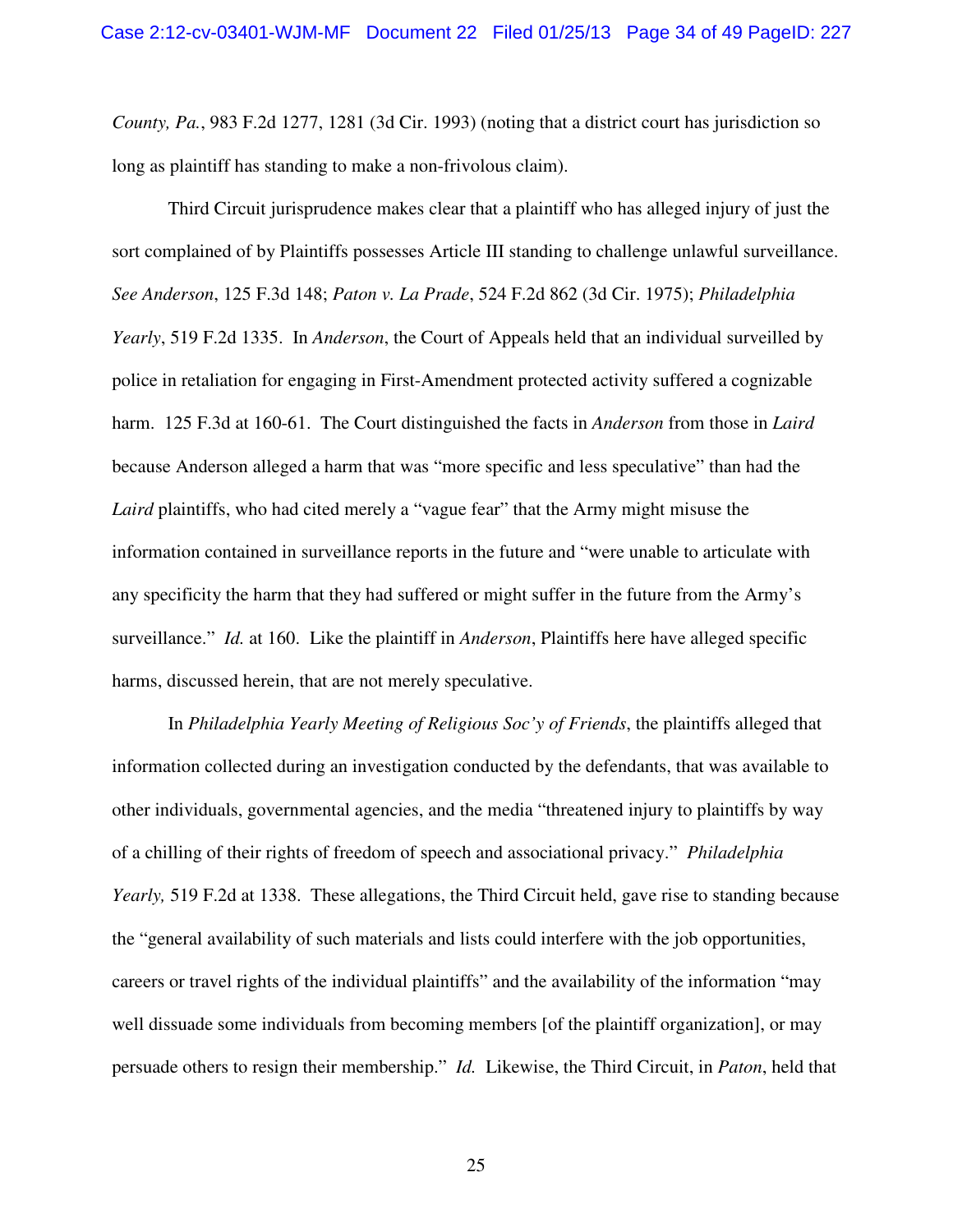*County, Pa.*, 983 F.2d 1277, 1281 (3d Cir. 1993) (noting that a district court has jurisdiction so long as plaintiff has standing to make a non-frivolous claim).

Third Circuit jurisprudence makes clear that a plaintiff who has alleged injury of just the sort complained of by Plaintiffs possesses Article III standing to challenge unlawful surveillance. *See Anderson*, 125 F.3d 148; *Paton v. La Prade*, 524 F.2d 862 (3d Cir. 1975); *Philadelphia Yearly*, 519 F.2d 1335. In *Anderson*, the Court of Appeals held that an individual surveilled by police in retaliation for engaging in First-Amendment protected activity suffered a cognizable harm. 125 F.3d at 160-61. The Court distinguished the facts in *Anderson* from those in *Laird* because Anderson alleged a harm that was "more specific and less speculative" than had the *Laird* plaintiffs, who had cited merely a "vague fear" that the Army might misuse the information contained in surveillance reports in the future and "were unable to articulate with any specificity the harm that they had suffered or might suffer in the future from the Army's surveillance." *Id.* at 160. Like the plaintiff in *Anderson*, Plaintiffs here have alleged specific harms, discussed herein, that are not merely speculative.

In *Philadelphia Yearly Meeting of Religious Soc'y of Friends*, the plaintiffs alleged that information collected during an investigation conducted by the defendants, that was available to other individuals, governmental agencies, and the media "threatened injury to plaintiffs by way of a chilling of their rights of freedom of speech and associational privacy." *Philadelphia Yearly,* 519 F.2d at 1338. These allegations, the Third Circuit held, gave rise to standing because the "general availability of such materials and lists could interfere with the job opportunities, careers or travel rights of the individual plaintiffs" and the availability of the information "may well dissuade some individuals from becoming members [of the plaintiff organization], or may persuade others to resign their membership." *Id.* Likewise, the Third Circuit, in *Paton*, held that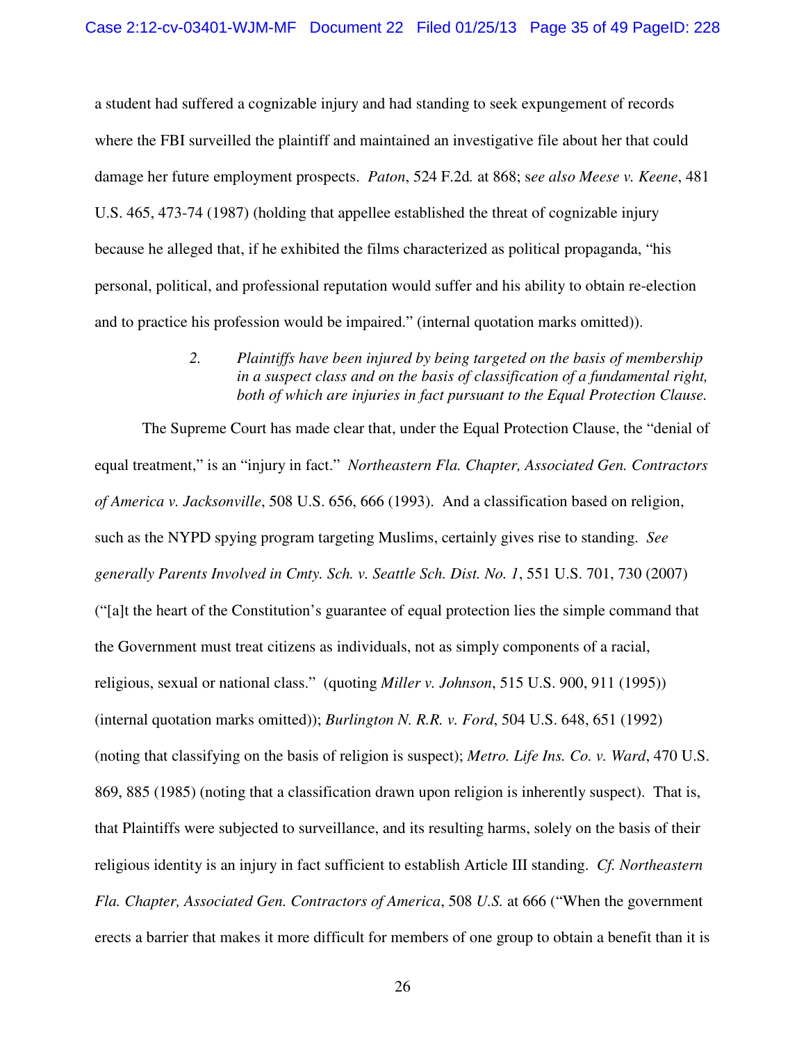a student had suffered a cognizable injury and had standing to seek expungement of records where the FBI surveilled the plaintiff and maintained an investigative file about her that could damage her future employment prospects. *Paton*, 524 F.2d*.* at 868; s*ee also Meese v. Keene*, 481 U.S. 465, 473-74 (1987) (holding that appellee established the threat of cognizable injury because he alleged that, if he exhibited the films characterized as political propaganda, "his personal, political, and professional reputation would suffer and his ability to obtain re-election and to practice his profession would be impaired." (internal quotation marks omitted)).

> *2. Plaintiffs have been injured by being targeted on the basis of membership in a suspect class and on the basis of classification of a fundamental right, both of which are injuries in fact pursuant to the Equal Protection Clause.*

The Supreme Court has made clear that, under the Equal Protection Clause, the "denial of equal treatment," is an "injury in fact." *Northeastern Fla. Chapter, Associated Gen. Contractors of America v. Jacksonville*, 508 U.S. 656, 666 (1993). And a classification based on religion, such as the NYPD spying program targeting Muslims, certainly gives rise to standing. *See generally Parents Involved in Cmty. Sch. v. Seattle Sch. Dist. No. 1*, 551 U.S. 701, 730 (2007) ("[a]t the heart of the Constitution's guarantee of equal protection lies the simple command that the Government must treat citizens as individuals, not as simply components of a racial, religious, sexual or national class." (quoting *Miller v. Johnson*, 515 U.S. 900, 911 (1995)) (internal quotation marks omitted)); *Burlington N. R.R. v. Ford*, 504 U.S. 648, 651 (1992) (noting that classifying on the basis of religion is suspect); *Metro. Life Ins. Co. v. Ward*, 470 U.S. 869, 885 (1985) (noting that a classification drawn upon religion is inherently suspect). That is, that Plaintiffs were subjected to surveillance, and its resulting harms, solely on the basis of their religious identity is an injury in fact sufficient to establish Article III standing. *Cf. Northeastern Fla. Chapter, Associated Gen. Contractors of America*, 508 *U.S.* at 666 ("When the government erects a barrier that makes it more difficult for members of one group to obtain a benefit than it is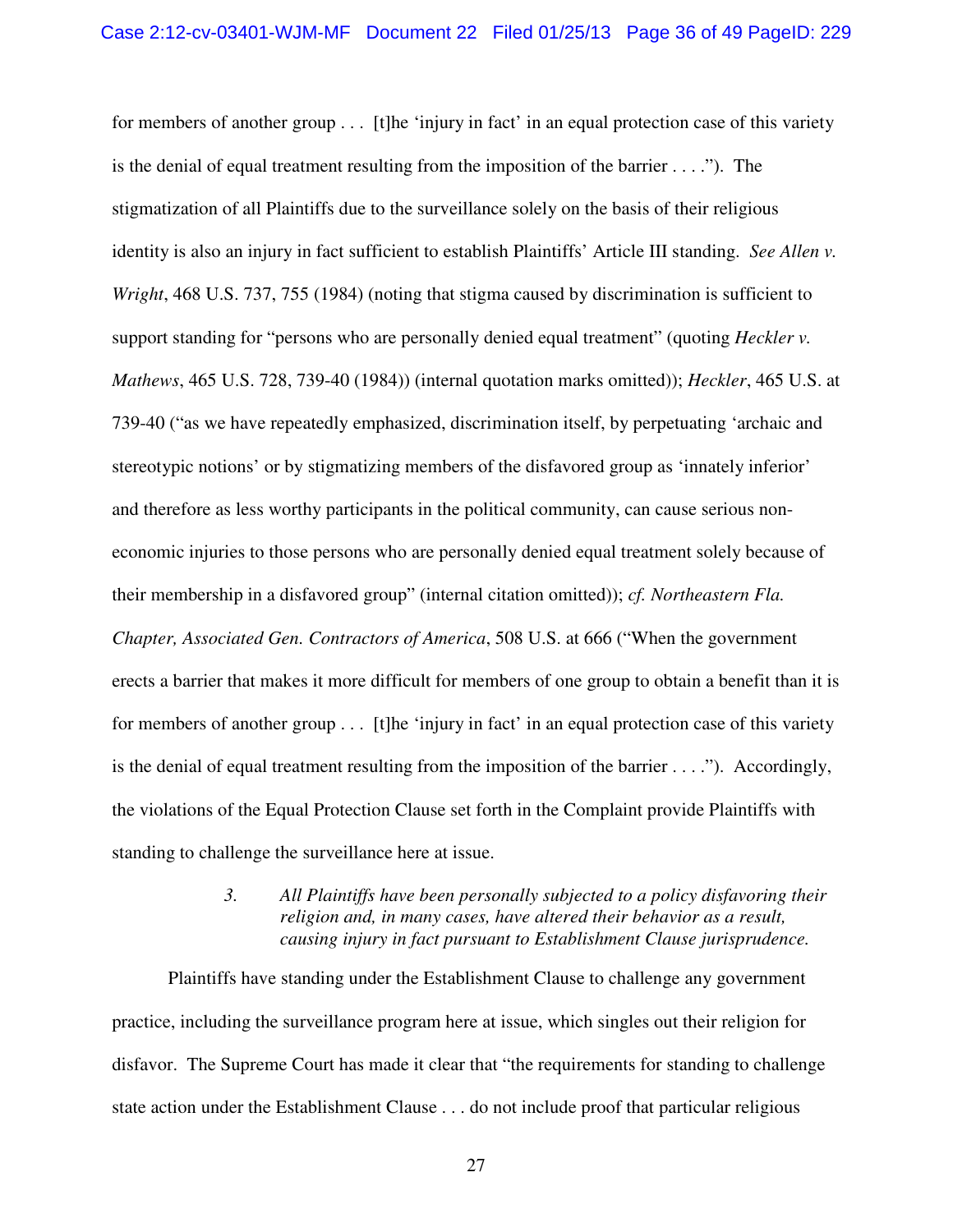for members of another group . . . [t]he 'injury in fact' in an equal protection case of this variety is the denial of equal treatment resulting from the imposition of the barrier . . . ."). The stigmatization of all Plaintiffs due to the surveillance solely on the basis of their religious identity is also an injury in fact sufficient to establish Plaintiffs' Article III standing. *See Allen v. Wright*, 468 U.S. 737, 755 (1984) (noting that stigma caused by discrimination is sufficient to support standing for "persons who are personally denied equal treatment" (quoting *Heckler v. Mathews*, 465 U.S. 728, 739-40 (1984)) (internal quotation marks omitted)); *Heckler*, 465 U.S. at 739-40 ("as we have repeatedly emphasized, discrimination itself, by perpetuating 'archaic and stereotypic notions' or by stigmatizing members of the disfavored group as 'innately inferior' and therefore as less worthy participants in the political community, can cause serious non-economic injuries to those persons who are personally denied equal treatment solely because of their membership in a disfavored group" (internal citation omitted)); *cf. Northeastern Fla. Chapter, Associated Gen. Contractors of America*, 508 U.S. at 666 ("When the government erects a barrier that makes it more difficult for members of one group to obtain a benefit than it is for members of another group . . . [t]he 'injury in fact' in an equal protection case of this variety is the denial of equal treatment resulting from the imposition of the barrier . . . ."). Accordingly, the violations of the Equal Protection Clause set forth in the Complaint provide Plaintiffs with standing to challenge the surveillance here at issue.

*3. All Plaintiffs have been personally subjected to a policy disfavoring their religion and, in many cases, have altered their behavior as a result, causing injury in fact pursuant to Establishment Clause jurisprudence.*

Plaintiffs have standing under the Establishment Clause to challenge any government practice, including the surveillance program here at issue, which singles out their religion for disfavor. The Supreme Court has made it clear that "the requirements for standing to challenge state action under the Establishment Clause . . . do not include proof that particular religious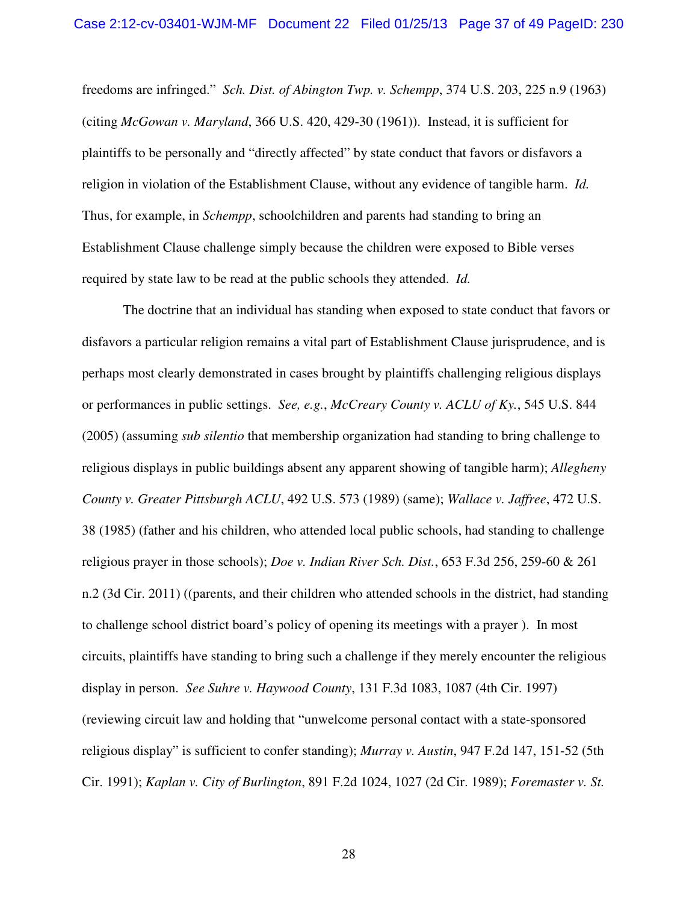freedoms are infringed." *Sch. Dist. of Abington Twp. v. Schempp*, 374 U.S. 203, 225 n.9 (1963) (citing *McGowan v. Maryland*, 366 U.S. 420, 429-30 (1961)). Instead, it is sufficient for plaintiffs to be personally and "directly affected" by state conduct that favors or disfavors a religion in violation of the Establishment Clause, without any evidence of tangible harm. *Id.* Thus, for example, in *Schempp*, schoolchildren and parents had standing to bring an Establishment Clause challenge simply because the children were exposed to Bible verses required by state law to be read at the public schools they attended. *Id.*

The doctrine that an individual has standing when exposed to state conduct that favors or disfavors a particular religion remains a vital part of Establishment Clause jurisprudence, and is perhaps most clearly demonstrated in cases brought by plaintiffs challenging religious displays or performances in public settings. *See, e.g.*, *McCreary County v. ACLU of Ky.*, 545 U.S. 844 (2005) (assuming *sub silentio* that membership organization had standing to bring challenge to religious displays in public buildings absent any apparent showing of tangible harm); *Allegheny County v. Greater Pittsburgh ACLU*, 492 U.S. 573 (1989) (same); *Wallace v. Jaffree*, 472 U.S. 38 (1985) (father and his children, who attended local public schools, had standing to challenge religious prayer in those schools); *Doe v. Indian River Sch. Dist.*, 653 F.3d 256, 259-60 & 261 n.2 (3d Cir. 2011) ((parents, and their children who attended schools in the district, had standing to challenge school district board's policy of opening its meetings with a prayer ). In most circuits, plaintiffs have standing to bring such a challenge if they merely encounter the religious display in person. *See Suhre v. Haywood County*, 131 F.3d 1083, 1087 (4th Cir. 1997) (reviewing circuit law and holding that "unwelcome personal contact with a state-sponsored religious display" is sufficient to confer standing); *Murray v. Austin*, 947 F.2d 147, 151-52 (5th Cir. 1991); *Kaplan v. City of Burlington*, 891 F.2d 1024, 1027 (2d Cir. 1989); *Foremaster v. St.*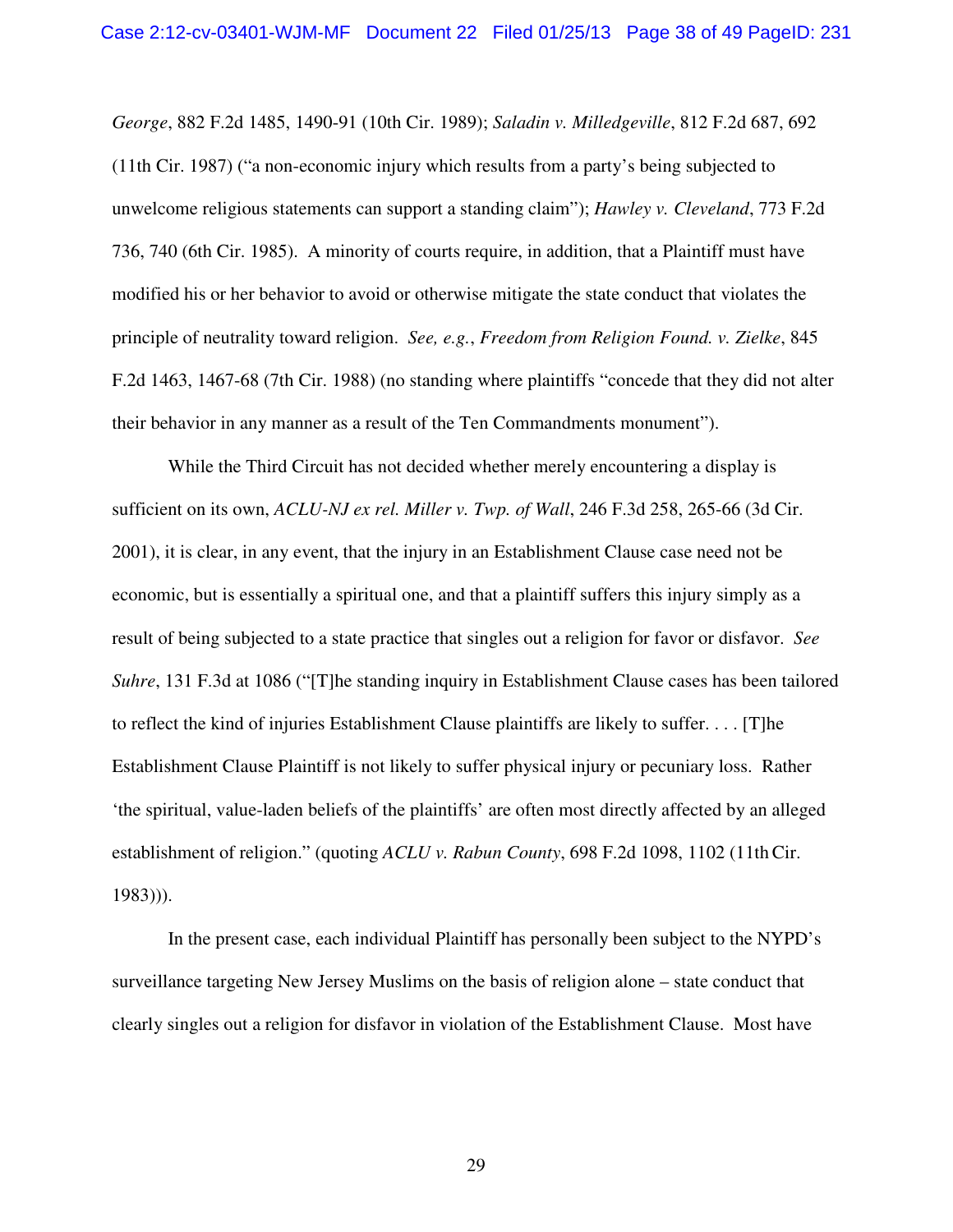*George*, 882 F.2d 1485, 1490-91 (10th Cir. 1989); *Saladin v. Milledgeville*, 812 F.2d 687, 692 (11th Cir. 1987) ("a non-economic injury which results from a party's being subjected to unwelcome religious statements can support a standing claim"); *Hawley v. Cleveland*, 773 F.2d 736, 740 (6th Cir. 1985). A minority of courts require, in addition, that a Plaintiff must have modified his or her behavior to avoid or otherwise mitigate the state conduct that violates the principle of neutrality toward religion. *See, e.g.*, *Freedom from Religion Found. v. Zielke*, 845 F.2d 1463, 1467-68 (7th Cir. 1988) (no standing where plaintiffs "concede that they did not alter their behavior in any manner as a result of the Ten Commandments monument").

While the Third Circuit has not decided whether merely encountering a display is sufficient on its own, *ACLU-NJ ex rel. Miller v. Twp. of Wall*, 246 F.3d 258, 265-66 (3d Cir. 2001), it is clear, in any event, that the injury in an Establishment Clause case need not be economic, but is essentially a spiritual one, and that a plaintiff suffers this injury simply as a result of being subjected to a state practice that singles out a religion for favor or disfavor. *See Suhre*, 131 F.3d at 1086 ("[T]he standing inquiry in Establishment Clause cases has been tailored to reflect the kind of injuries Establishment Clause plaintiffs are likely to suffer. . . . [T]he Establishment Clause Plaintiff is not likely to suffer physical injury or pecuniary loss. Rather 'the spiritual, value-laden beliefs of the plaintiffs' are often most directly affected by an alleged establishment of religion." (quoting *ACLU v. Rabun County*, 698 F.2d 1098, 1102 (11th Cir. 1983))).

In the present case, each individual Plaintiff has personally been subject to the NYPD's surveillance targeting New Jersey Muslims on the basis of religion alone – state conduct that clearly singles out a religion for disfavor in violation of the Establishment Clause. Most have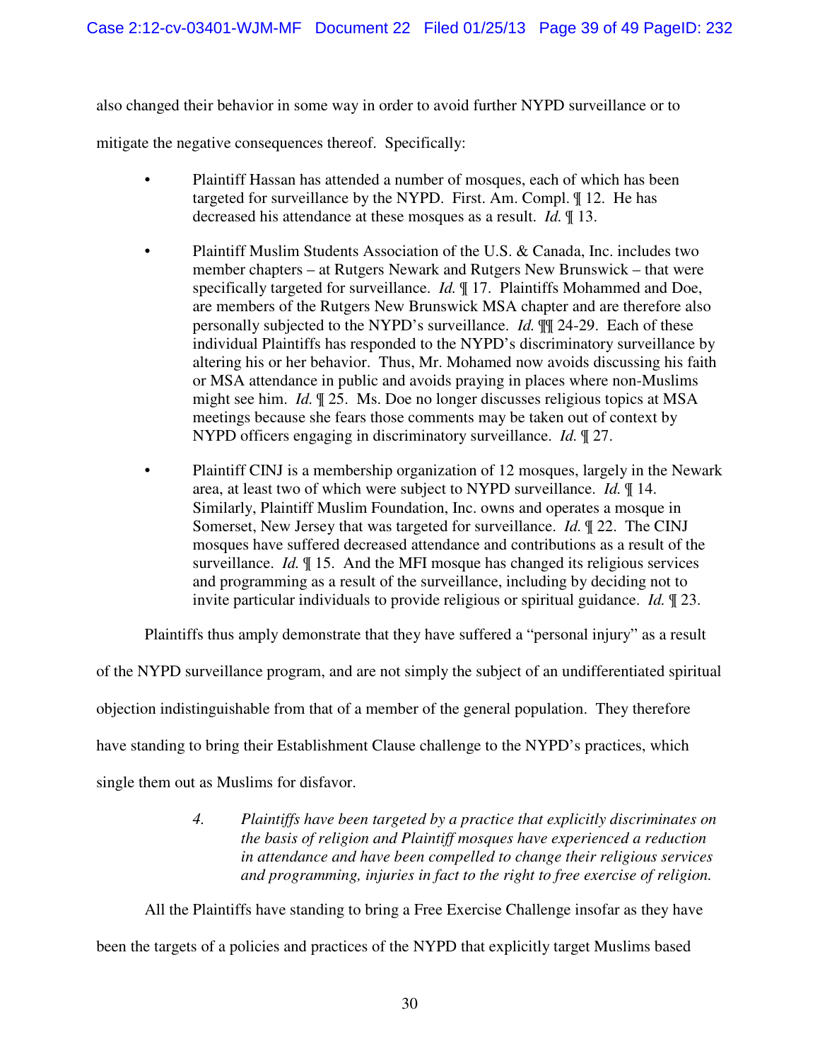also changed their behavior in some way in order to avoid further NYPD surveillance or to mitigate the negative consequences thereof. Specifically:

- Plaintiff Hassan has attended a number of mosques, each of which has been targeted for surveillance by the NYPD. First. Am. Compl. ¶ 12. He has decreased his attendance at these mosques as a result. *Id.* ¶ 13.

- Plaintiff Muslim Students Association of the U.S. & Canada, Inc. includes two member chapters – at Rutgers Newark and Rutgers New Brunswick – that were specifically targeted for surveillance. *Id.* ¶ 17. Plaintiffs Mohammed and Doe, are members of the Rutgers New Brunswick MSA chapter and are therefore also personally subjected to the NYPD's surveillance. *Id.* ¶¶ 24-29. Each of these individual Plaintiffs has responded to the NYPD's discriminatory surveillance by altering his or her behavior. Thus, Mr. Mohamed now avoids discussing his faith or MSA attendance in public and avoids praying in places where non-Muslims might see him. *Id.* ¶ 25. Ms. Doe no longer discusses religious topics at MSA meetings because she fears those comments may be taken out of context by NYPD officers engaging in discriminatory surveillance. *Id.* ¶ 27.

- Plaintiff CINJ is a membership organization of 12 mosques, largely in the Newark area, at least two of which were subject to NYPD surveillance. *Id.* ¶ 14. Similarly, Plaintiff Muslim Foundation, Inc. owns and operates a mosque in Somerset, New Jersey that was targeted for surveillance. *Id.* ¶ 22. The CINJ mosques have suffered decreased attendance and contributions as a result of the surveillance. *Id.* ¶ 15. And the MFI mosque has changed its religious services and programming as a result of the surveillance, including by deciding not to invite particular individuals to provide religious or spiritual guidance. *Id.* ¶ 23.

Plaintiffs thus amply demonstrate that they have suffered a "personal injury" as a result of the NYPD surveillance program, and are not simply the subject of an undifferentiated spiritual objection indistinguishable from that of a member of the general population. They therefore have standing to bring their Establishment Clause challenge to the NYPD's practices, which single them out as Muslims for disfavor.

#### *4. Plaintiffs have been targeted by a practice that explicitly discriminates on the basis of religion and Plaintiff mosques have experienced a reduction in attendance and have been compelled to change their religious services and programming, injuries in fact to the right to free exercise of religion.*

All the Plaintiffs have standing to bring a Free Exercise Challenge insofar as they have been the targets of a policies and practices of the NYPD that explicitly target Muslims based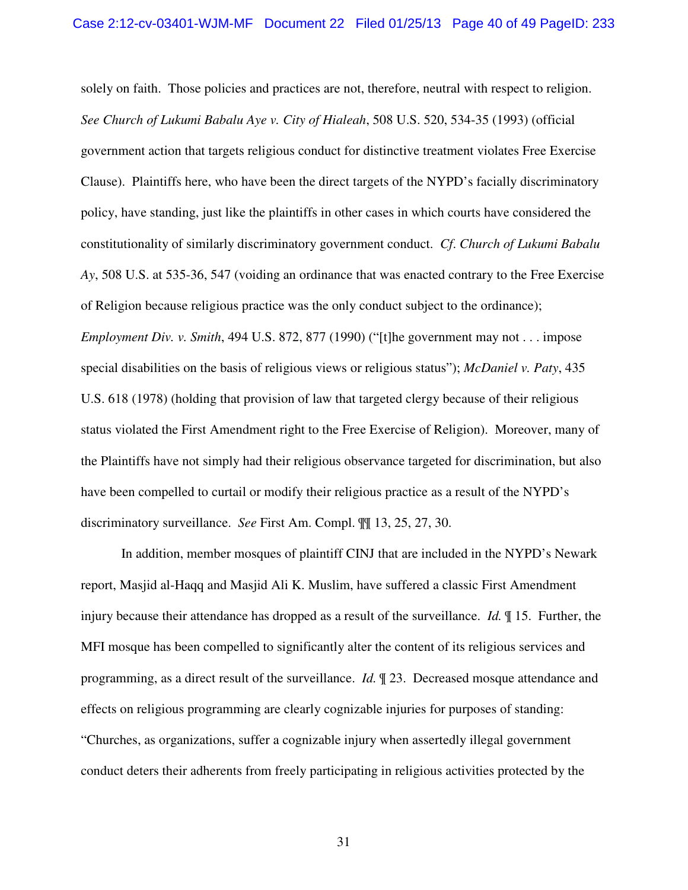solely on faith. Those policies and practices are not, therefore, neutral with respect to religion. *See Church of Lukumi Babalu Aye v. City of Hialeah*, 508 U.S. 520, 534-35 (1993) (official government action that targets religious conduct for distinctive treatment violates Free Exercise Clause). Plaintiffs here, who have been the direct targets of the NYPD's facially discriminatory policy, have standing, just like the plaintiffs in other cases in which courts have considered the constitutionality of similarly discriminatory government conduct. *Cf. Church of Lukumi Babalu Ay*, 508 U.S. at 535-36, 547 (voiding an ordinance that was enacted contrary to the Free Exercise of Religion because religious practice was the only conduct subject to the ordinance); *Employment Div. v. Smith*, 494 U.S. 872, 877 (1990) ("[t]he government may not . . . impose special disabilities on the basis of religious views or religious status"); *McDaniel v. Paty*, 435 U.S. 618 (1978) (holding that provision of law that targeted clergy because of their religious status violated the First Amendment right to the Free Exercise of Religion). Moreover, many of the Plaintiffs have not simply had their religious observance targeted for discrimination, but also have been compelled to curtail or modify their religious practice as a result of the NYPD's discriminatory surveillance. *See* First Am. Compl. ¶¶ 13, 25, 27, 30.

In addition, member mosques of plaintiff CINJ that are included in the NYPD's Newark report, Masjid al-Haqq and Masjid Ali K. Muslim, have suffered a classic First Amendment injury because their attendance has dropped as a result of the surveillance. *Id.* ¶ 15. Further, the MFI mosque has been compelled to significantly alter the content of its religious services and programming, as a direct result of the surveillance. *Id.* ¶ 23. Decreased mosque attendance and effects on religious programming are clearly cognizable injuries for purposes of standing: "Churches, as organizations, suffer a cognizable injury when assertedly illegal government conduct deters their adherents from freely participating in religious activities protected by the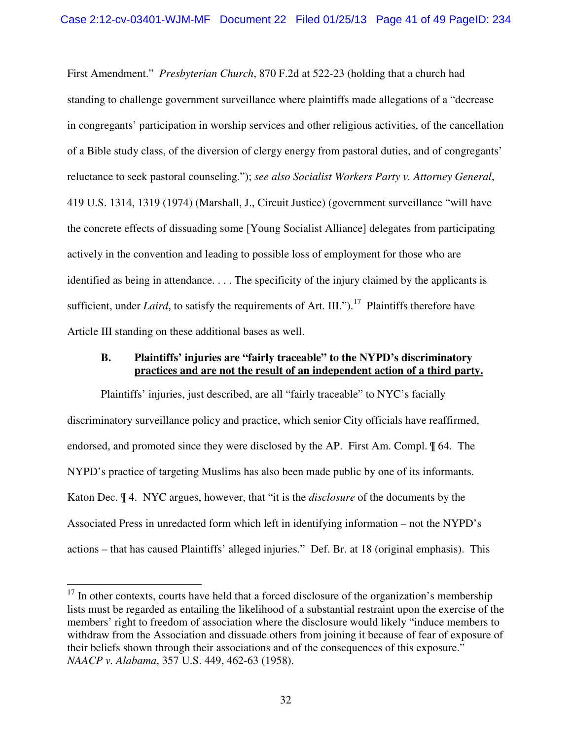First Amendment." *Presbyterian Church*, 870 F.2d at 522-23 (holding that a church had standing to challenge government surveillance where plaintiffs made allegations of a "decrease in congregants' participation in worship services and other religious activities, of the cancellation of a Bible study class, of the diversion of clergy energy from pastoral duties, and of congregants' reluctance to seek pastoral counseling."); *see also Socialist Workers Party v. Attorney General*, 419 U.S. 1314, 1319 (1974) (Marshall, J., Circuit Justice) (government surveillance "will have the concrete effects of dissuading some [Young Socialist Alliance] delegates from participating actively in the convention and leading to possible loss of employment for those who are identified as being in attendance. . . . The specificity of the injury claimed by the applicants is sufficient, under *Laird*, to satisfy the requirements of Art. III.").[17] Plaintiffs therefore have Article III standing on these additional bases as well.

### B. Plaintiffs' injuries are "fairly traceable" to the NYPD's discriminatory practices and are not the result of an independent action of a third party.

Plaintiffs' injuries, just described, are all "fairly traceable" to NYC's facially discriminatory surveillance policy and practice, which senior City officials have reaffirmed, endorsed, and promoted since they were disclosed by the AP. First Am. Compl. ¶ 64. The NYPD's practice of targeting Muslims has also been made public by one of its informants. Katon Dec. ¶ 4. NYC argues, however, that "it is the *disclosure* of the documents by the Associated Press in unredacted form which left in identifying information – not the NYPD's actions – that has caused Plaintiffs' alleged injuries." Def. Br. at 18 (original emphasis). This

---

[17] In other contexts, courts have held that a forced disclosure of the organization's membership lists must be regarded as entailing the likelihood of a substantial restraint upon the exercise of the members' right to freedom of association where the disclosure would likely "induce members to withdraw from the Association and dissuade others from joining it because of fear of exposure of their beliefs shown through their associations and of the consequences of this exposure." *NAACP v. Alabama*, 357 U.S. 449, 462-63 (1958).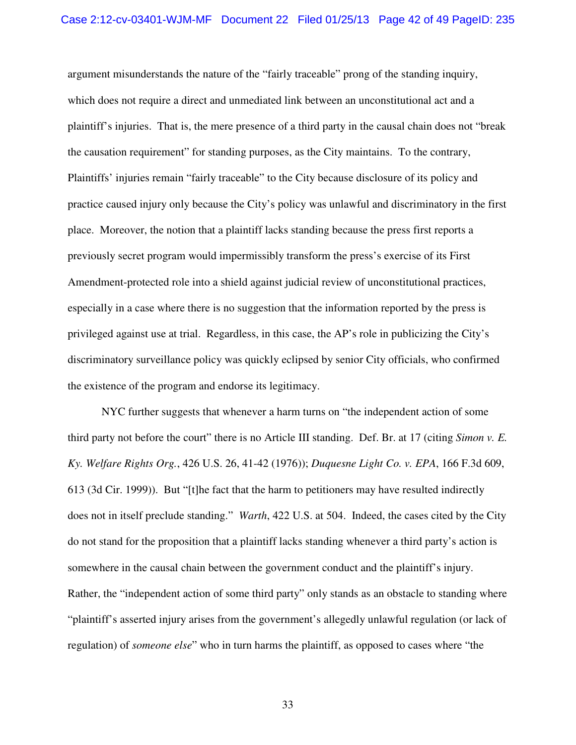argument misunderstands the nature of the "fairly traceable" prong of the standing inquiry, which does not require a direct and unmediated link between an unconstitutional act and a plaintiff's injuries. That is, the mere presence of a third party in the causal chain does not "break the causation requirement" for standing purposes, as the City maintains. To the contrary, Plaintiffs' injuries remain "fairly traceable" to the City because disclosure of its policy and practice caused injury only because the City's policy was unlawful and discriminatory in the first place. Moreover, the notion that a plaintiff lacks standing because the press first reports a previously secret program would impermissibly transform the press's exercise of its First Amendment-protected role into a shield against judicial review of unconstitutional practices, especially in a case where there is no suggestion that the information reported by the press is privileged against use at trial. Regardless, in this case, the AP's role in publicizing the City's discriminatory surveillance policy was quickly eclipsed by senior City officials, who confirmed the existence of the program and endorse its legitimacy.

NYC further suggests that whenever a harm turns on "the independent action of some third party not before the court" there is no Article III standing. Def. Br. at 17 (citing *Simon v. E. Ky. Welfare Rights Org.*, 426 U.S. 26, 41-42 (1976)); *Duquesne Light Co. v. EPA*, 166 F.3d 609, 613 (3d Cir. 1999)). But "[t]he fact that the harm to petitioners may have resulted indirectly does not in itself preclude standing." *Warth*, 422 U.S. at 504. Indeed, the cases cited by the City do not stand for the proposition that a plaintiff lacks standing whenever a third party's action is somewhere in the causal chain between the government conduct and the plaintiff's injury. Rather, the "independent action of some third party" only stands as an obstacle to standing where "plaintiff's asserted injury arises from the government's allegedly unlawful regulation (or lack of regulation) of *someone else*" who in turn harms the plaintiff, as opposed to cases where "the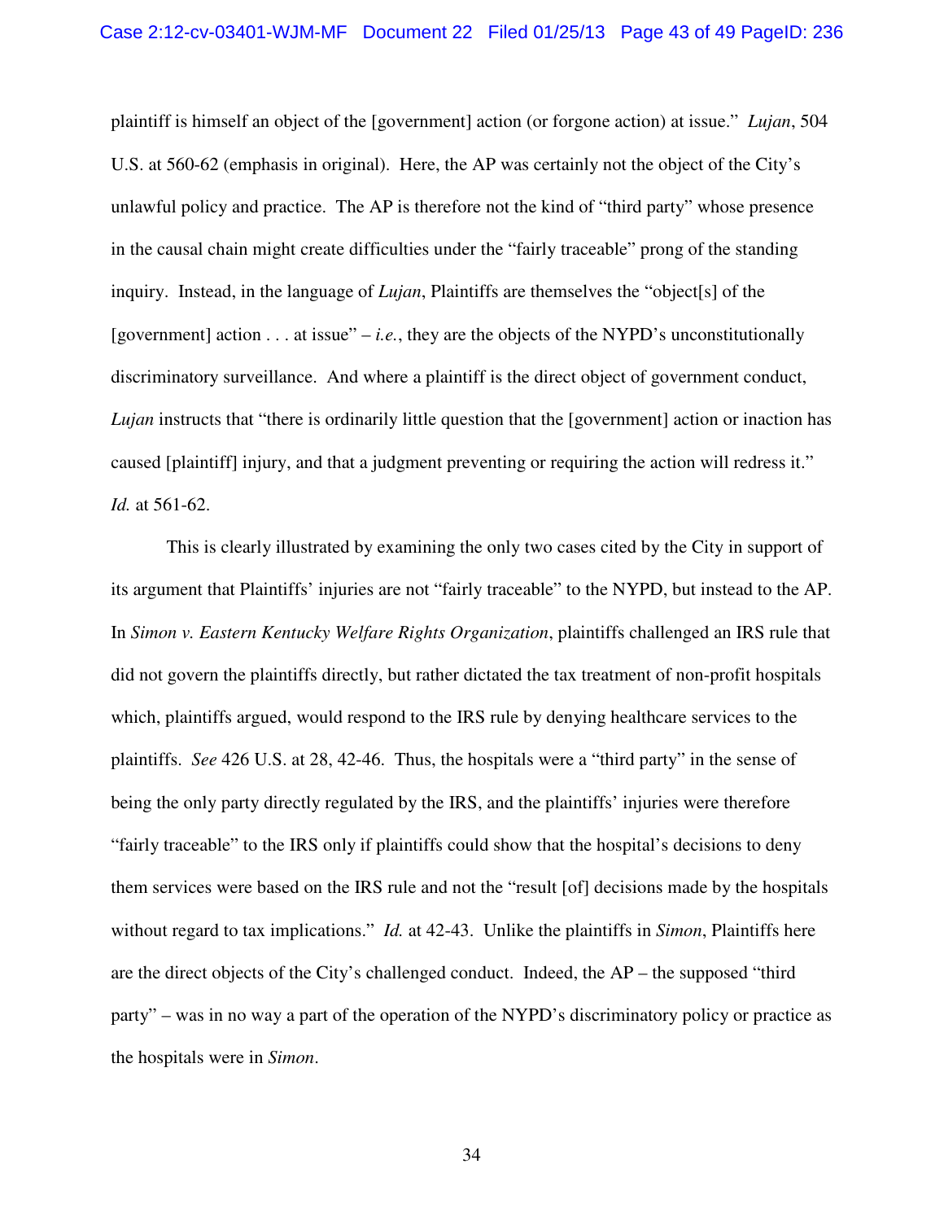plaintiff is himself an object of the [government] action (or forgone action) at issue." *Lujan*, 504 U.S. at 560-62 (emphasis in original). Here, the AP was certainly not the object of the City's unlawful policy and practice. The AP is therefore not the kind of "third party" whose presence in the causal chain might create difficulties under the "fairly traceable" prong of the standing inquiry. Instead, in the language of *Lujan*, Plaintiffs are themselves the "object[s] of the [government] action . . . at issue" – *i.e.*, they are the objects of the NYPD's unconstitutionally discriminatory surveillance. And where a plaintiff is the direct object of government conduct, *Lujan* instructs that "there is ordinarily little question that the [government] action or inaction has caused [plaintiff] injury, and that a judgment preventing or requiring the action will redress it." *Id.* at 561-62.

This is clearly illustrated by examining the only two cases cited by the City in support of its argument that Plaintiffs' injuries are not "fairly traceable" to the NYPD, but instead to the AP. In *Simon v. Eastern Kentucky Welfare Rights Organization*, plaintiffs challenged an IRS rule that did not govern the plaintiffs directly, but rather dictated the tax treatment of non-profit hospitals which, plaintiffs argued, would respond to the IRS rule by denying healthcare services to the plaintiffs. *See* 426 U.S. at 28, 42-46. Thus, the hospitals were a "third party" in the sense of being the only party directly regulated by the IRS, and the plaintiffs' injuries were therefore "fairly traceable" to the IRS only if plaintiffs could show that the hospital's decisions to deny them services were based on the IRS rule and not the "result [of] decisions made by the hospitals without regard to tax implications." *Id.* at 42-43. Unlike the plaintiffs in *Simon*, Plaintiffs here are the direct objects of the City's challenged conduct. Indeed, the AP – the supposed "third party" – was in no way a part of the operation of the NYPD's discriminatory policy or practice as the hospitals were in *Simon*.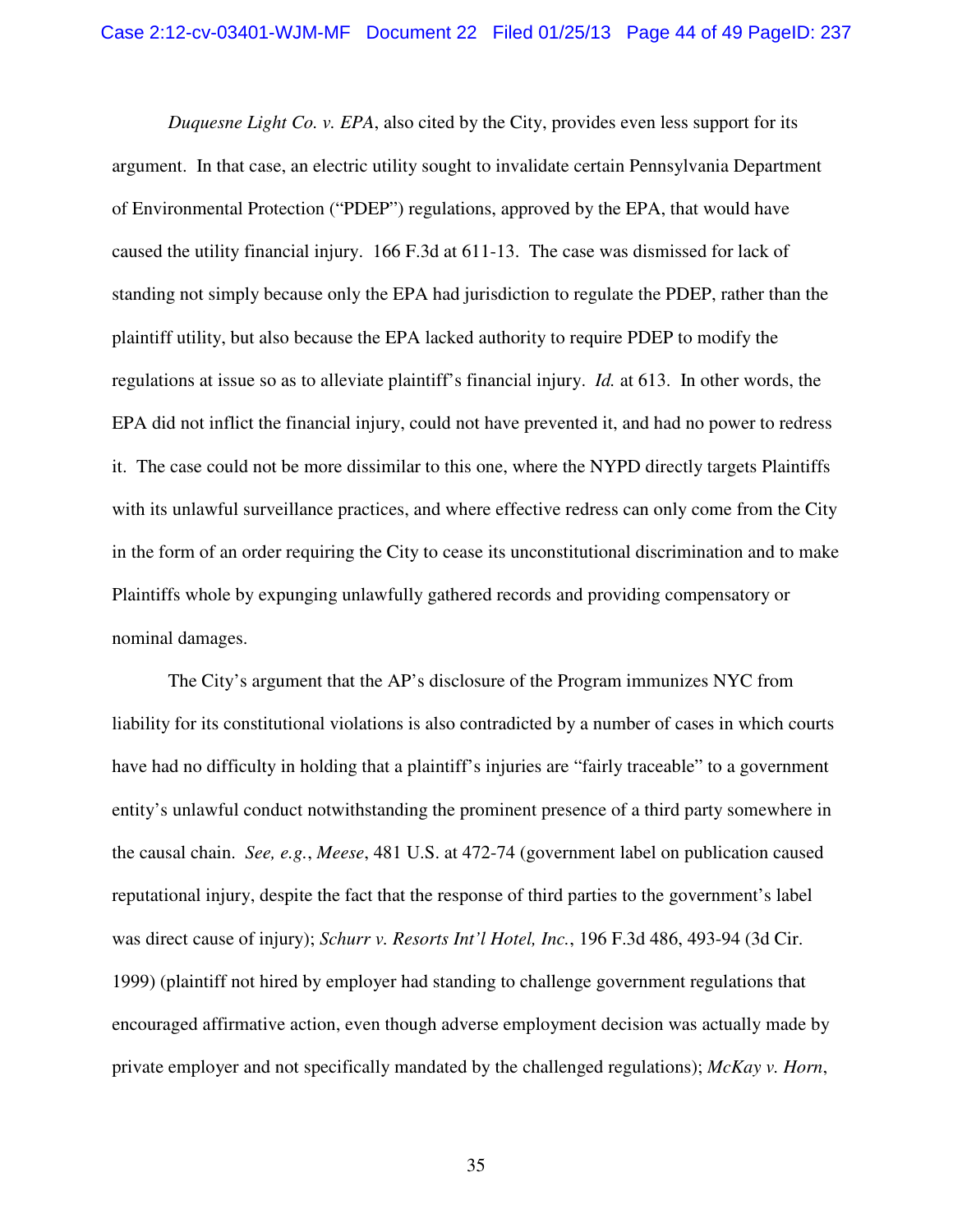*Duquesne Light Co. v. EPA*, also cited by the City, provides even less support for its argument. In that case, an electric utility sought to invalidate certain Pennsylvania Department of Environmental Protection ("PDEP") regulations, approved by the EPA, that would have caused the utility financial injury. 166 F.3d at 611-13. The case was dismissed for lack of standing not simply because only the EPA had jurisdiction to regulate the PDEP, rather than the plaintiff utility, but also because the EPA lacked authority to require PDEP to modify the regulations at issue so as to alleviate plaintiff's financial injury. *Id.* at 613. In other words, the EPA did not inflict the financial injury, could not have prevented it, and had no power to redress it. The case could not be more dissimilar to this one, where the NYPD directly targets Plaintiffs with its unlawful surveillance practices, and where effective redress can only come from the City in the form of an order requiring the City to cease its unconstitutional discrimination and to make Plaintiffs whole by expunging unlawfully gathered records and providing compensatory or nominal damages.

The City's argument that the AP's disclosure of the Program immunizes NYC from liability for its constitutional violations is also contradicted by a number of cases in which courts have had no difficulty in holding that a plaintiff's injuries are "fairly traceable" to a government entity's unlawful conduct notwithstanding the prominent presence of a third party somewhere in the causal chain. *See, e.g.*, *Meese*, 481 U.S. at 472-74 (government label on publication caused reputational injury, despite the fact that the response of third parties to the government's label was direct cause of injury); *Schurr v. Resorts Int'l Hotel, Inc.*, 196 F.3d 486, 493-94 (3d Cir. 1999) (plaintiff not hired by employer had standing to challenge government regulations that encouraged affirmative action, even though adverse employment decision was actually made by private employer and not specifically mandated by the challenged regulations); *McKay v. Horn*,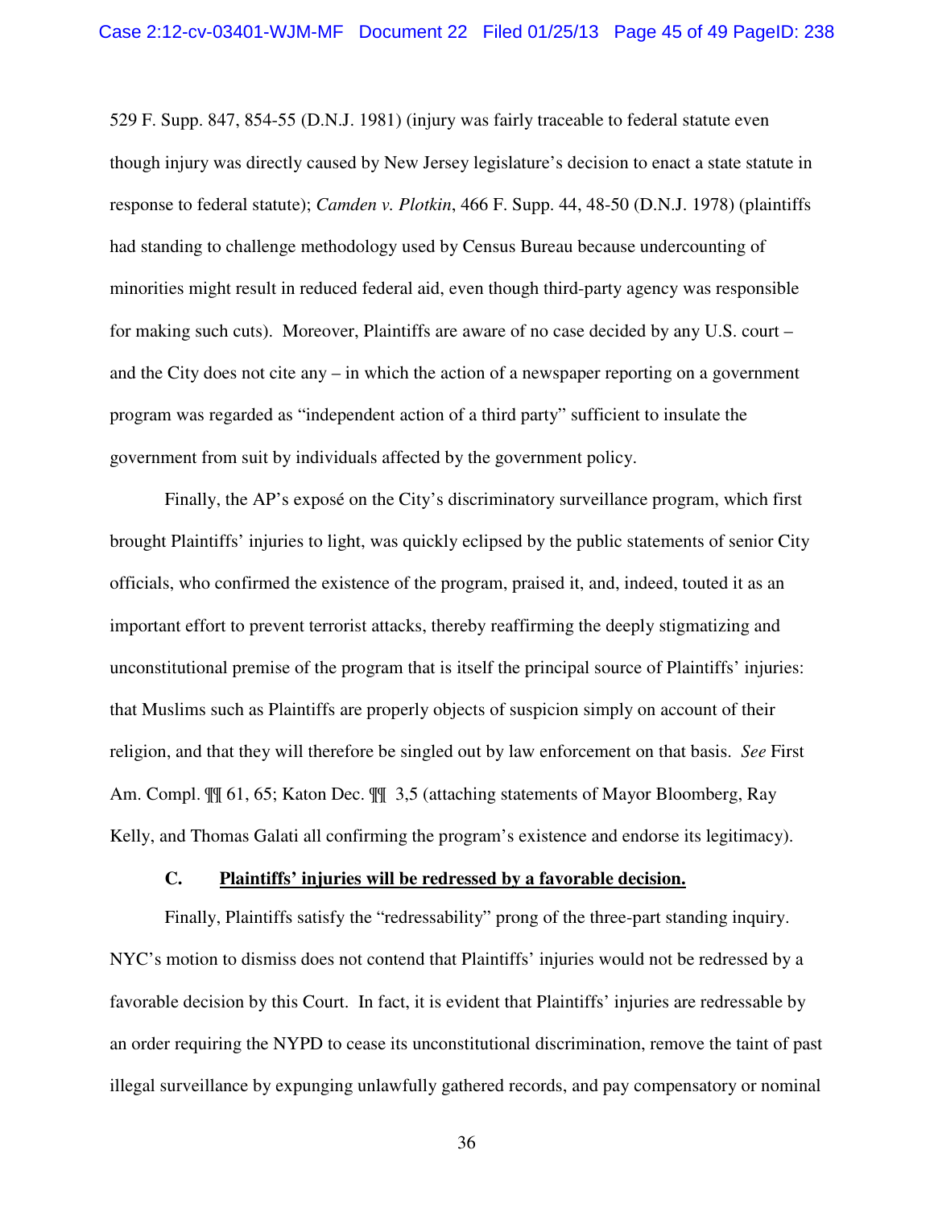529 F. Supp. 847, 854-55 (D.N.J. 1981) (injury was fairly traceable to federal statute even though injury was directly caused by New Jersey legislature's decision to enact a state statute in response to federal statute); *Camden v. Plotkin*, 466 F. Supp. 44, 48-50 (D.N.J. 1978) (plaintiffs had standing to challenge methodology used by Census Bureau because undercounting of minorities might result in reduced federal aid, even though third-party agency was responsible for making such cuts). Moreover, Plaintiffs are aware of no case decided by any U.S. court – and the City does not cite any – in which the action of a newspaper reporting on a government program was regarded as "independent action of a third party" sufficient to insulate the government from suit by individuals affected by the government policy.

Finally, the AP's exposé on the City's discriminatory surveillance program, which first brought Plaintiffs' injuries to light, was quickly eclipsed by the public statements of senior City officials, who confirmed the existence of the program, praised it, and, indeed, touted it as an important effort to prevent terrorist attacks, thereby reaffirming the deeply stigmatizing and unconstitutional premise of the program that is itself the principal source of Plaintiffs' injuries: that Muslims such as Plaintiffs are properly objects of suspicion simply on account of their religion, and that they will therefore be singled out by law enforcement on that basis. *See* First Am. Compl. ¶¶ 61, 65; Katon Dec. ¶¶ 3,5 (attaching statements of Mayor Bloomberg, Ray Kelly, and Thomas Galati all confirming the program's existence and endorse its legitimacy).

### C. <u>Plaintiffs' injuries will be redressed by a favorable decision.</u>

Finally, Plaintiffs satisfy the "redressability" prong of the three-part standing inquiry. NYC's motion to dismiss does not contend that Plaintiffs' injuries would not be redressed by a favorable decision by this Court. In fact, it is evident that Plaintiffs' injuries are redressable by an order requiring the NYPD to cease its unconstitutional discrimination, remove the taint of past illegal surveillance by expunging unlawfully gathered records, and pay compensatory or nominal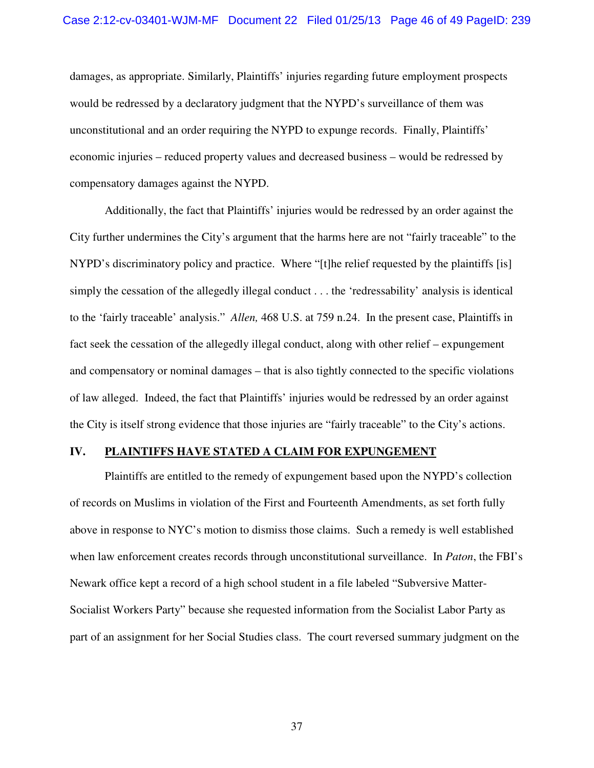damages, as appropriate. Similarly, Plaintiffs' injuries regarding future employment prospects would be redressed by a declaratory judgment that the NYPD's surveillance of them was unconstitutional and an order requiring the NYPD to expunge records. Finally, Plaintiffs' economic injuries – reduced property values and decreased business – would be redressed by compensatory damages against the NYPD.

Additionally, the fact that Plaintiffs' injuries would be redressed by an order against the City further undermines the City's argument that the harms here are not "fairly traceable" to the NYPD's discriminatory policy and practice. Where "[t]he relief requested by the plaintiffs [is] simply the cessation of the allegedly illegal conduct . . . the 'redressability' analysis is identical to the 'fairly traceable' analysis." *Allen,* 468 U.S. at 759 n.24. In the present case, Plaintiffs in fact seek the cessation of the allegedly illegal conduct, along with other relief – expungement and compensatory or nominal damages – that is also tightly connected to the specific violations of law alleged. Indeed, the fact that Plaintiffs' injuries would be redressed by an order against the City is itself strong evidence that those injuries are "fairly traceable" to the City's actions.

## IV. PLAINTIFFS HAVE STATED A CLAIM FOR EXPUNGEMENT

Plaintiffs are entitled to the remedy of expungement based upon the NYPD's collection of records on Muslims in violation of the First and Fourteenth Amendments, as set forth fully above in response to NYC's motion to dismiss those claims. Such a remedy is well established when law enforcement creates records through unconstitutional surveillance. In *Paton*, the FBI's Newark office kept a record of a high school student in a file labeled "Subversive Matter-Socialist Workers Party" because she requested information from the Socialist Labor Party as part of an assignment for her Social Studies class. The court reversed summary judgment on the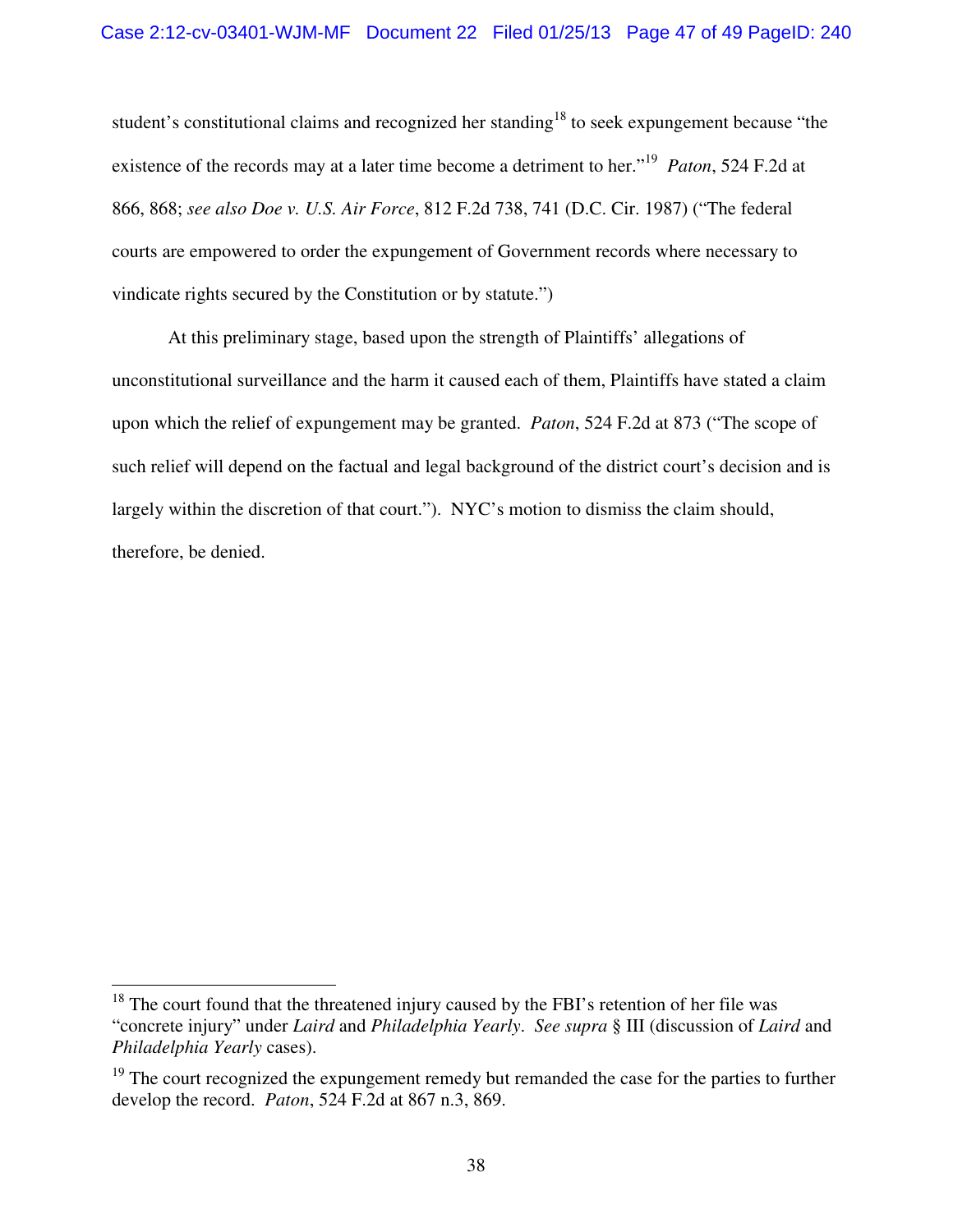student's constitutional claims and recognized her standing[18] to seek expungement because "the existence of the records may at a later time become a detriment to her."[19] *Paton*, 524 F.2d at 866, 868; *see also Doe v. U.S. Air Force*, 812 F.2d 738, 741 (D.C. Cir. 1987) ("The federal courts are empowered to order the expungement of Government records where necessary to vindicate rights secured by the Constitution or by statute.")

At this preliminary stage, based upon the strength of Plaintiffs' allegations of unconstitutional surveillance and the harm it caused each of them, Plaintiffs have stated a claim upon which the relief of expungement may be granted. *Paton*, 524 F.2d at 873 ("The scope of such relief will depend on the factual and legal background of the district court's decision and is largely within the discretion of that court."). NYC's motion to dismiss the claim should, therefore, be denied.

---

[18] The court found that the threatened injury caused by the FBI's retention of her file was "concrete injury" under *Laird* and *Philadelphia Yearly*. *See supra* § III (discussion of *Laird* and *Philadelphia Yearly* cases).

[19] The court recognized the expungement remedy but remanded the case for the parties to further develop the record. *Paton*, 524 F.2d at 867 n.3, 869.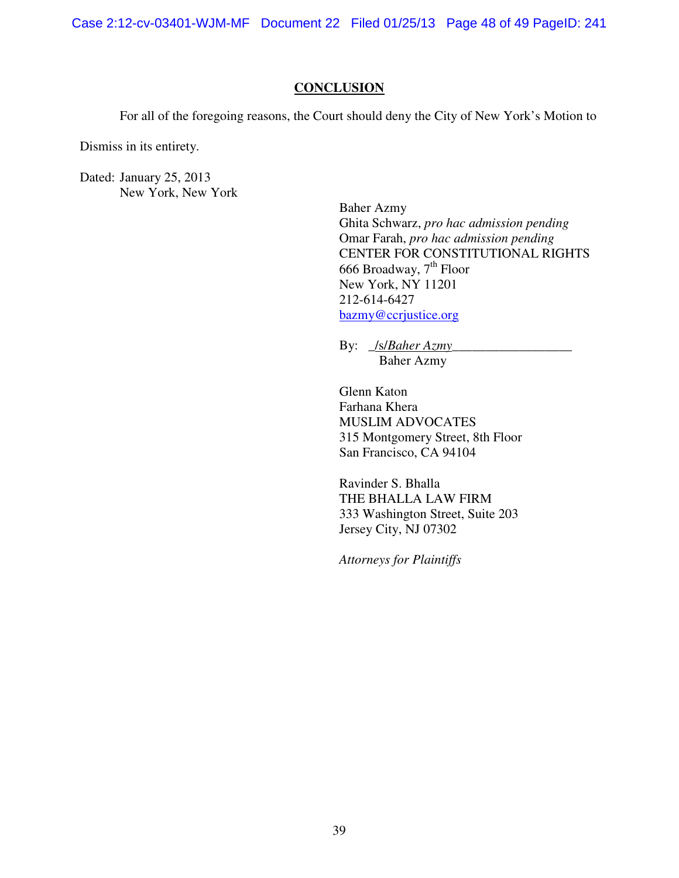## CONCLUSION

For all of the foregoing reasons, the Court should deny the City of New York's Motion to Dismiss in its entirety.

Dated: January 25, 2013
New York, New York

Baher Azmy
Ghita Schwarz, *pro hac admission pending*
Omar Farah, *pro hac admission pending*
CENTER FOR CONSTITUTIONAL RIGHTS
666 Broadway, 7th Floor
New York, NY 11201
212-614-6427
bazmy@ccrjustice.org

By: _/s/*Baher Azmy*__________________
Baher Azmy

Glenn Katon
Farhana Khera
MUSLIM ADVOCATES
315 Montgomery Street, 8th Floor
San Francisco, CA 94104

Ravinder S. Bhalla
THE BHALLA LAW FIRM
333 Washington Street, Suite 203
Jersey City, NJ 07302

*Attorneys for Plaintiffs*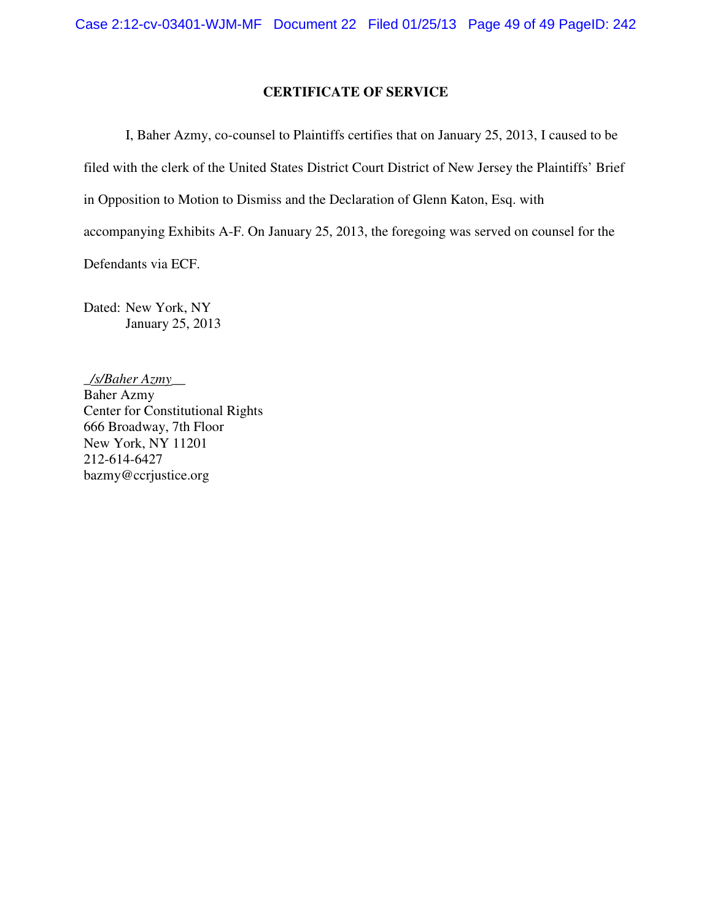**CERTIFICATE OF SERVICE**

I, Baher Azmy, co-counsel to Plaintiffs certifies that on January 25, 2013, I caused to be filed with the clerk of the United States District Court District of New Jersey the Plaintiffs' Brief in Opposition to Motion to Dismiss and the Declaration of Glenn Katon, Esq. with accompanying Exhibits A-F. On January 25, 2013, the foregoing was served on counsel for the Defendants via ECF.

Dated: New York, NY
January 25, 2013

_/s/Baher Azmy__
Baher Azmy
Center for Constitutional Rights
666 Broadway, 7th Floor
New York, NY 11201
212-614-6427
bazmy@ccrjustice.org